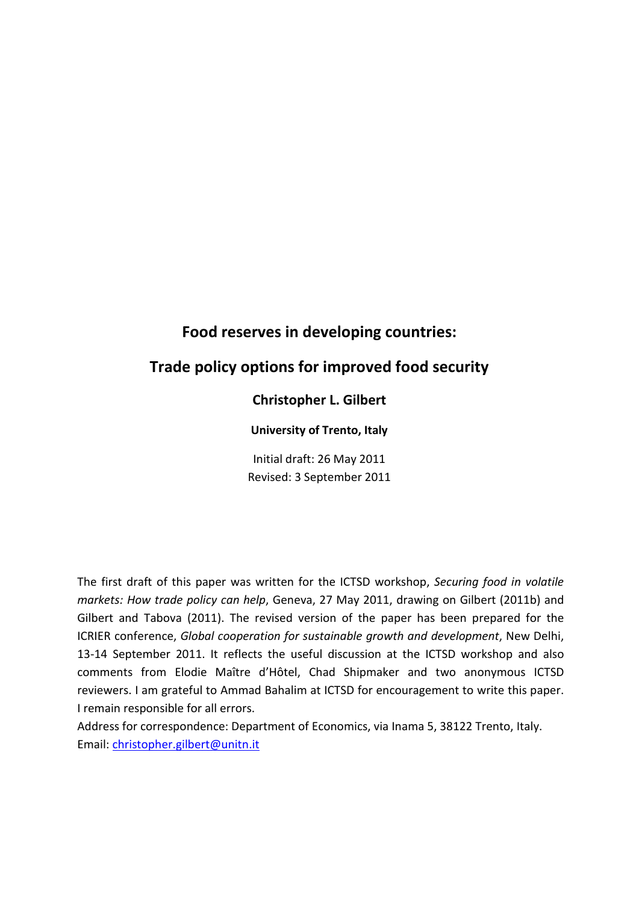# Food reserves in developing countries:

# Trade policy options for improved food security

**Christopher L. Gilbert**

**University of Trento, Italy**

Initial draft: 26 May 2011
Revised: 3 September 2011

The first draft of this paper was written for the ICTSD workshop, *Securing food in volatile markets: How trade policy can help*, Geneva, 27 May 2011, drawing on Gilbert (2011b) and Gilbert and Tabova (2011). The revised version of the paper has been prepared for the ICRIER conference, *Global cooperation for sustainable growth and development*, New Delhi, 13-14 September 2011. It reflects the useful discussion at the ICTSD workshop and also comments from Elodie Maître d'Hôtel, Chad Shipmaker and two anonymous ICTSD reviewers. I am grateful to Ammad Bahalim at ICTSD for encouragement to write this paper. I remain responsible for all errors.

Address for correspondence: Department of Economics, via Inama 5, 38122 Trento, Italy.
Email: christopher.gilbert@unitn.it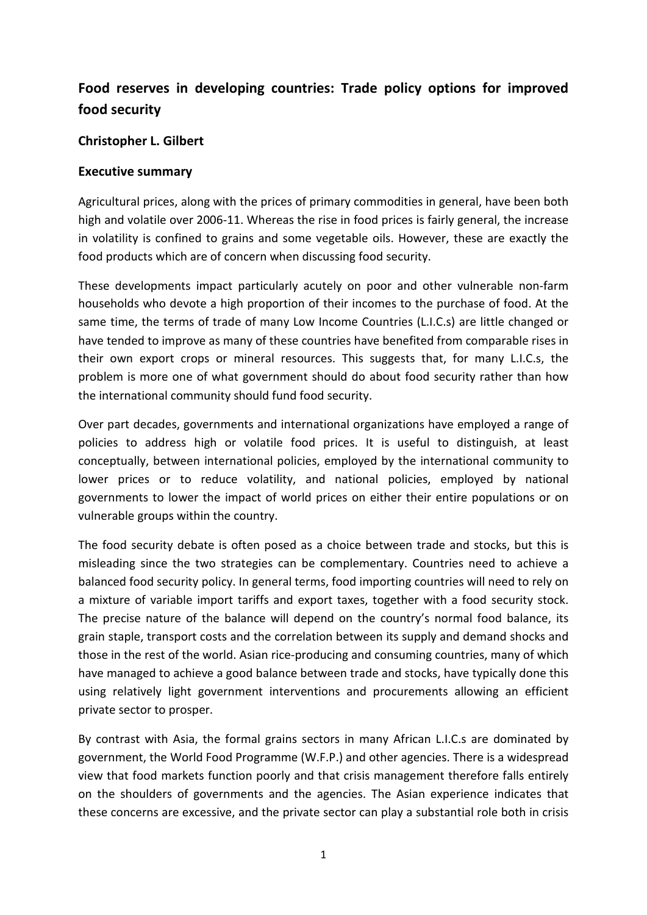# Food reserves in developing countries: Trade policy options for improved food security

## Christopher L. Gilbert

## Executive summary

Agricultural prices, along with the prices of primary commodities in general, have been both high and volatile over 2006-11. Whereas the rise in food prices is fairly general, the increase in volatility is confined to grains and some vegetable oils. However, these are exactly the food products which are of concern when discussing food security.

These developments impact particularly acutely on poor and other vulnerable non-farm households who devote a high proportion of their incomes to the purchase of food. At the same time, the terms of trade of many Low Income Countries (L.I.C.s) are little changed or have tended to improve as many of these countries have benefited from comparable rises in their own export crops or mineral resources. This suggests that, for many L.I.C.s, the problem is more one of what government should do about food security rather than how the international community should fund food security.

Over part decades, governments and international organizations have employed a range of policies to address high or volatile food prices. It is useful to distinguish, at least conceptually, between international policies, employed by the international community to lower prices or to reduce volatility, and national policies, employed by national governments to lower the impact of world prices on either their entire populations or on vulnerable groups within the country.

The food security debate is often posed as a choice between trade and stocks, but this is misleading since the two strategies can be complementary. Countries need to achieve a balanced food security policy. In general terms, food importing countries will need to rely on a mixture of variable import tariffs and export taxes, together with a food security stock. The precise nature of the balance will depend on the country's normal food balance, its grain staple, transport costs and the correlation between its supply and demand shocks and those in the rest of the world. Asian rice-producing and consuming countries, many of which have managed to achieve a good balance between trade and stocks, have typically done this using relatively light government interventions and procurements allowing an efficient private sector to prosper.

By contrast with Asia, the formal grains sectors in many African L.I.C.s are dominated by government, the World Food Programme (W.F.P.) and other agencies. There is a widespread view that food markets function poorly and that crisis management therefore falls entirely on the shoulders of governments and the agencies. The Asian experience indicates that these concerns are excessive, and the private sector can play a substantial role both in crisis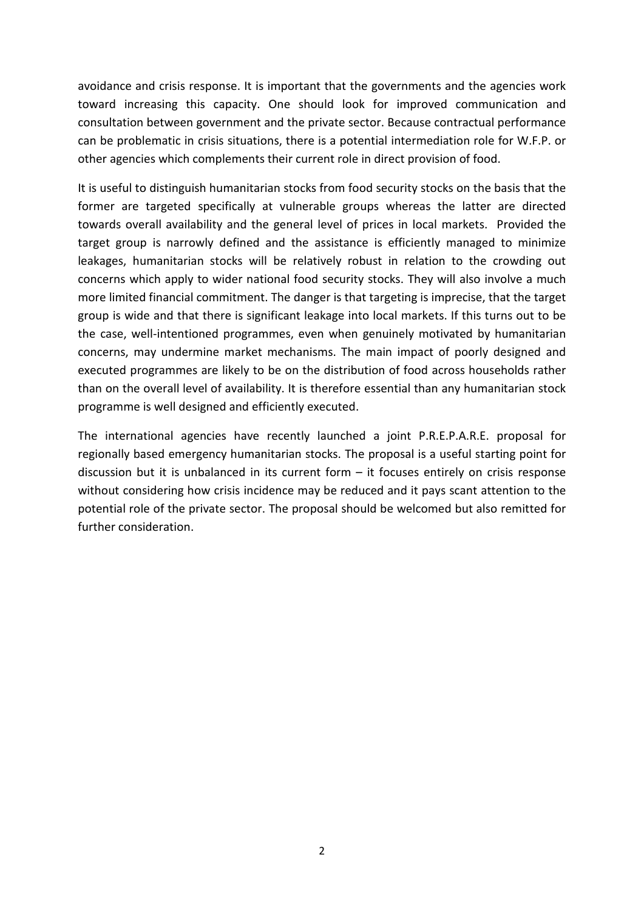avoidance and crisis response. It is important that the governments and the agencies work toward increasing this capacity. One should look for improved communication and consultation between government and the private sector. Because contractual performance can be problematic in crisis situations, there is a potential intermediation role for W.F.P. or other agencies which complements their current role in direct provision of food.

It is useful to distinguish humanitarian stocks from food security stocks on the basis that the former are targeted specifically at vulnerable groups whereas the latter are directed towards overall availability and the general level of prices in local markets. Provided the target group is narrowly defined and the assistance is efficiently managed to minimize leakages, humanitarian stocks will be relatively robust in relation to the crowding out concerns which apply to wider national food security stocks. They will also involve a much more limited financial commitment. The danger is that targeting is imprecise, that the target group is wide and that there is significant leakage into local markets. If this turns out to be the case, well-intentioned programmes, even when genuinely motivated by humanitarian concerns, may undermine market mechanisms. The main impact of poorly designed and executed programmes are likely to be on the distribution of food across households rather than on the overall level of availability. It is therefore essential than any humanitarian stock programme is well designed and efficiently executed.

The international agencies have recently launched a joint P.R.E.P.A.R.E. proposal for regionally based emergency humanitarian stocks. The proposal is a useful starting point for discussion but it is unbalanced in its current form – it focuses entirely on crisis response without considering how crisis incidence may be reduced and it pays scant attention to the potential role of the private sector. The proposal should be welcomed but also remitted for further consideration.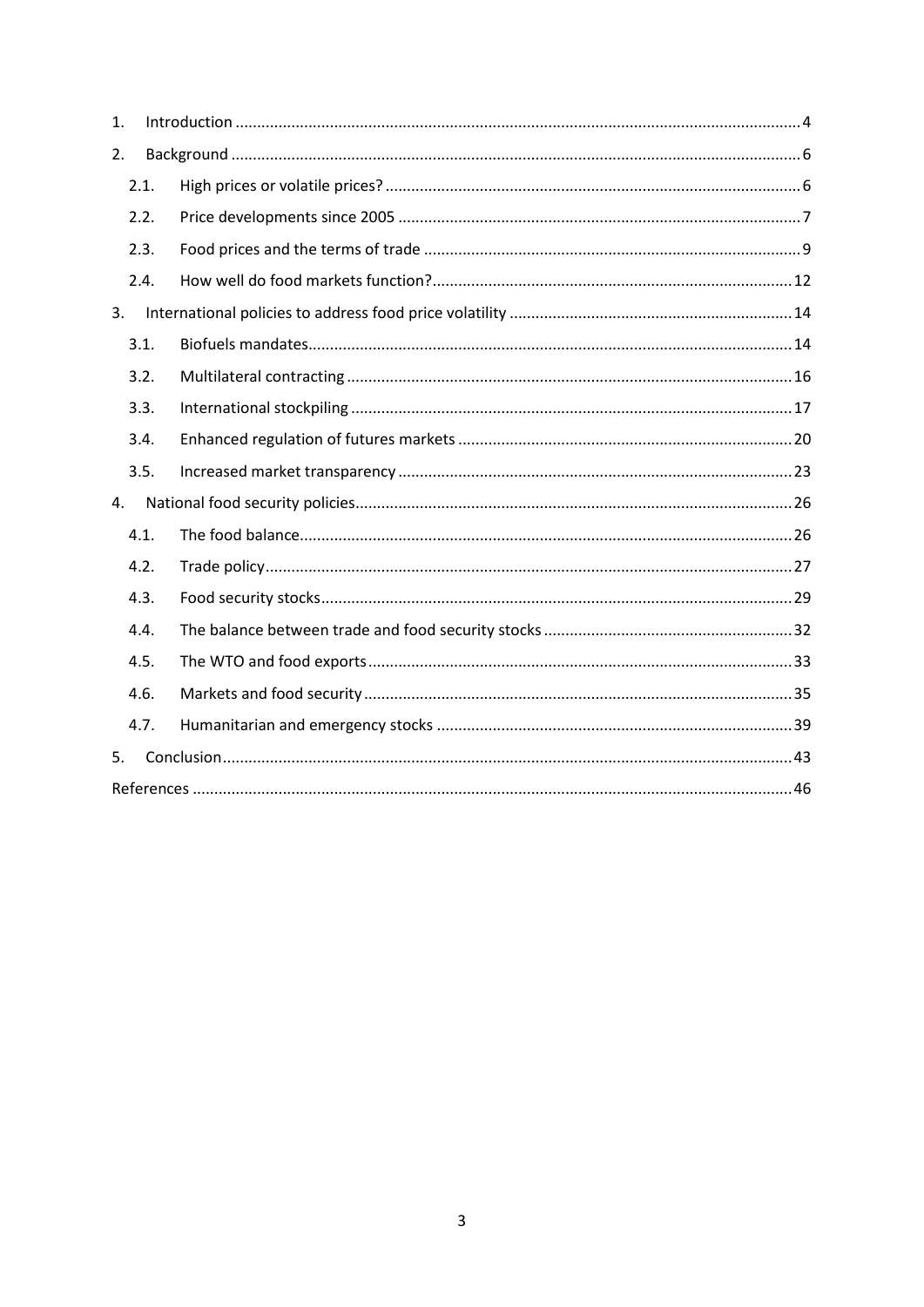1. Introduction ... 4
2. Background ... 6
   - 2.1. High prices or volatile prices? ... 6
   - 2.2. Price developments since 2005 ... 7
   - 2.3. Food prices and the terms of trade ... 9
   - 2.4. How well do food markets function? ... 12
3. International policies to address food price volatility ... 14
   - 3.1. Biofuels mandates ... 14
   - 3.2. Multilateral contracting ... 16
   - 3.3. International stockpiling ... 17
   - 3.4. Enhanced regulation of futures markets ... 20
   - 3.5. Increased market transparency ... 23
4. National food security policies ... 26
   - 4.1. The food balance ... 26
   - 4.2. Trade policy ... 27
   - 4.3. Food security stocks ... 29
   - 4.4. The balance between trade and food security stocks ... 32
   - 4.5. The WTO and food exports ... 33
   - 4.6. Markets and food security ... 35
   - 4.7. Humanitarian and emergency stocks ... 39
5. Conclusion ... 43

References ... 46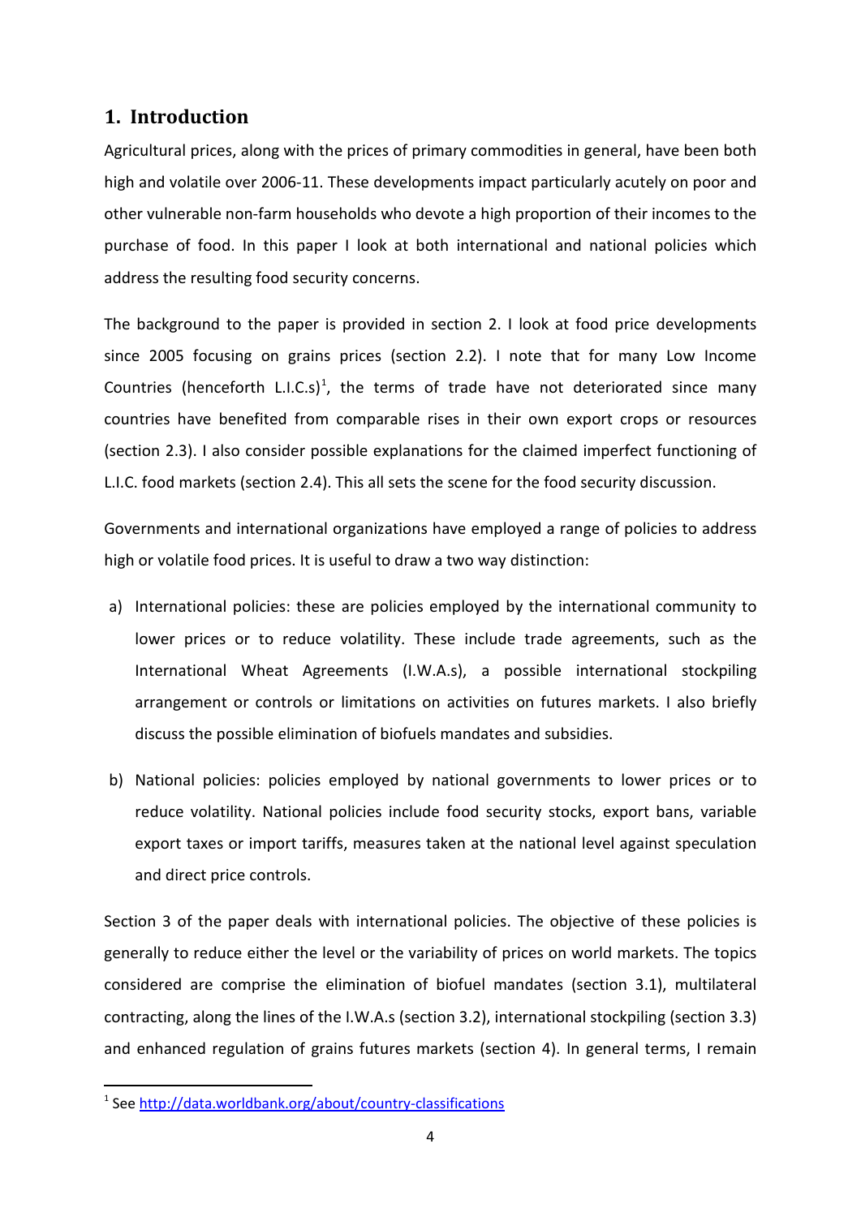## 1. Introduction

Agricultural prices, along with the prices of primary commodities in general, have been both high and volatile over 2006-11. These developments impact particularly acutely on poor and other vulnerable non-farm households who devote a high proportion of their incomes to the purchase of food. In this paper I look at both international and national policies which address the resulting food security concerns.

The background to the paper is provided in section 2. I look at food price developments since 2005 focusing on grains prices (section 2.2). I note that for many Low Income Countries (henceforth L.I.C.s)[1], the terms of trade have not deteriorated since many countries have benefited from comparable rises in their own export crops or resources (section 2.3). I also consider possible explanations for the claimed imperfect functioning of L.I.C. food markets (section 2.4). This all sets the scene for the food security discussion.

Governments and international organizations have employed a range of policies to address high or volatile food prices. It is useful to draw a two way distinction:

a) International policies: these are policies employed by the international community to lower prices or to reduce volatility. These include trade agreements, such as the International Wheat Agreements (I.W.A.s), a possible international stockpiling arrangement or controls or limitations on activities on futures markets. I also briefly discuss the possible elimination of biofuels mandates and subsidies.

b) National policies: policies employed by national governments to lower prices or to reduce volatility. National policies include food security stocks, export bans, variable export taxes or import tariffs, measures taken at the national level against speculation and direct price controls.

Section 3 of the paper deals with international policies. The objective of these policies is generally to reduce either the level or the variability of prices on world markets. The topics considered are comprise the elimination of biofuel mandates (section 3.1), multilateral contracting, along the lines of the I.W.A.s (section 3.2), international stockpiling (section 3.3) and enhanced regulation of grains futures markets (section 4). In general terms, I remain

[1] See http://data.worldbank.org/about/country-classifications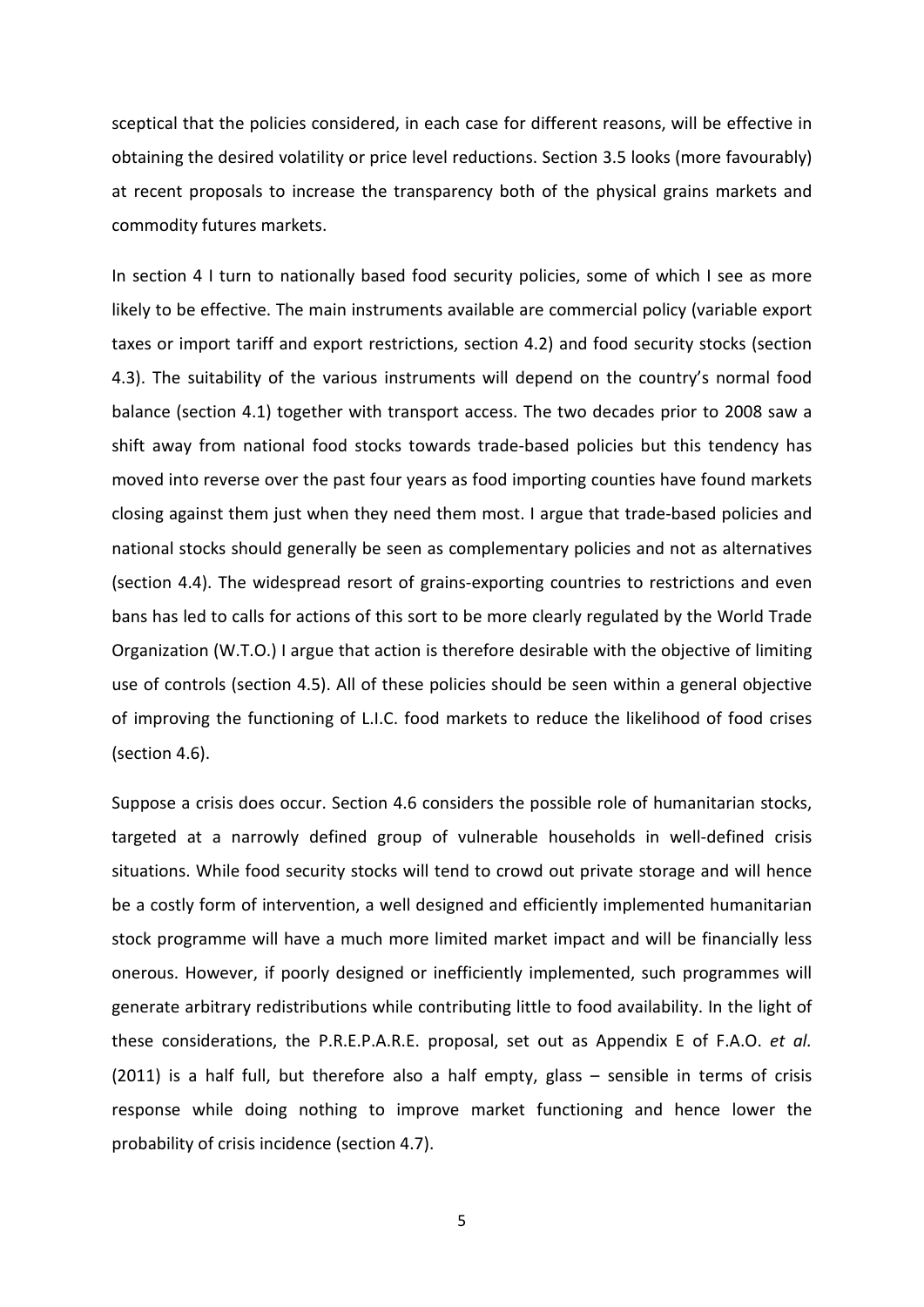sceptical that the policies considered, in each case for different reasons, will be effective in obtaining the desired volatility or price level reductions. Section 3.5 looks (more favourably) at recent proposals to increase the transparency both of the physical grains markets and commodity futures markets.

In section 4 I turn to nationally based food security policies, some of which I see as more likely to be effective. The main instruments available are commercial policy (variable export taxes or import tariff and export restrictions, section 4.2) and food security stocks (section 4.3). The suitability of the various instruments will depend on the country's normal food balance (section 4.1) together with transport access. The two decades prior to 2008 saw a shift away from national food stocks towards trade-based policies but this tendency has moved into reverse over the past four years as food importing counties have found markets closing against them just when they need them most. I argue that trade-based policies and national stocks should generally be seen as complementary policies and not as alternatives (section 4.4). The widespread resort of grains-exporting countries to restrictions and even bans has led to calls for actions of this sort to be more clearly regulated by the World Trade Organization (W.T.O.) I argue that action is therefore desirable with the objective of limiting use of controls (section 4.5). All of these policies should be seen within a general objective of improving the functioning of L.I.C. food markets to reduce the likelihood of food crises (section 4.6).

Suppose a crisis does occur. Section 4.6 considers the possible role of humanitarian stocks, targeted at a narrowly defined group of vulnerable households in well-defined crisis situations. While food security stocks will tend to crowd out private storage and will hence be a costly form of intervention, a well designed and efficiently implemented humanitarian stock programme will have a much more limited market impact and will be financially less onerous. However, if poorly designed or inefficiently implemented, such programmes will generate arbitrary redistributions while contributing little to food availability. In the light of these considerations, the P.R.E.P.A.R.E. proposal, set out as Appendix E of F.A.O. *et al.* (2011) is a half full, but therefore also a half empty, glass – sensible in terms of crisis response while doing nothing to improve market functioning and hence lower the probability of crisis incidence (section 4.7).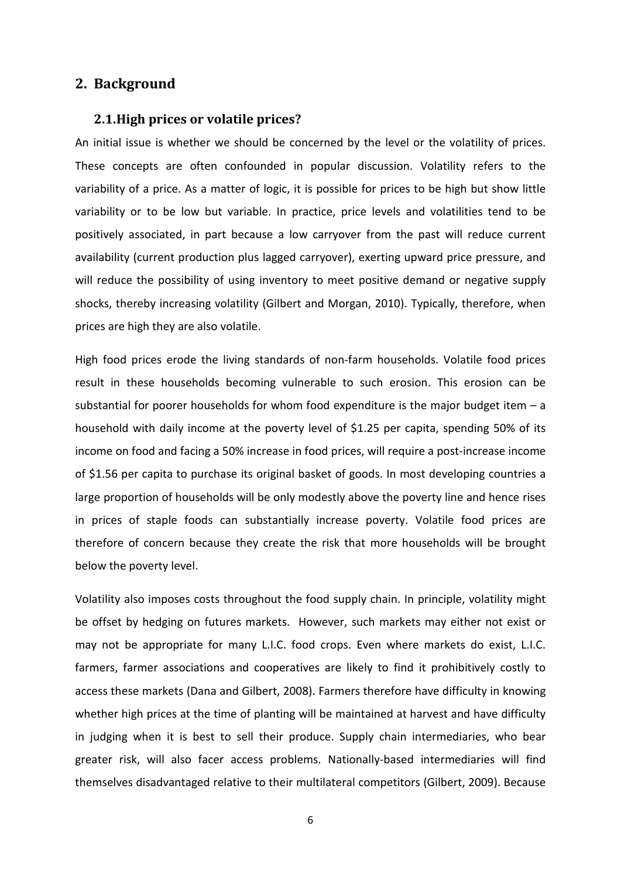## 2. Background

### 2.1. High prices or volatile prices?

An initial issue is whether we should be concerned by the level or the volatility of prices. These concepts are often confounded in popular discussion. Volatility refers to the variability of a price. As a matter of logic, it is possible for prices to be high but show little variability or to be low but variable. In practice, price levels and volatilities tend to be positively associated, in part because a low carryover from the past will reduce current availability (current production plus lagged carryover), exerting upward price pressure, and will reduce the possibility of using inventory to meet positive demand or negative supply shocks, thereby increasing volatility (Gilbert and Morgan, 2010). Typically, therefore, when prices are high they are also volatile.

High food prices erode the living standards of non-farm households. Volatile food prices result in these households becoming vulnerable to such erosion. This erosion can be substantial for poorer households for whom food expenditure is the major budget item – a household with daily income at the poverty level of $1.25 per capita, spending 50% of its income on food and facing a 50% increase in food prices, will require a post-increase income of $1.56 per capita to purchase its original basket of goods. In most developing countries a large proportion of households will be only modestly above the poverty line and hence rises in prices of staple foods can substantially increase poverty. Volatile food prices are therefore of concern because they create the risk that more households will be brought below the poverty level.

Volatility also imposes costs throughout the food supply chain. In principle, volatility might be offset by hedging on futures markets. However, such markets may either not exist or may not be appropriate for many L.I.C. food crops. Even where markets do exist, L.I.C. farmers, farmer associations and cooperatives are likely to find it prohibitively costly to access these markets (Dana and Gilbert, 2008). Farmers therefore have difficulty in knowing whether high prices at the time of planting will be maintained at harvest and have difficulty in judging when it is best to sell their produce. Supply chain intermediaries, who bear greater risk, will also facer access problems. Nationally-based intermediaries will find themselves disadvantaged relative to their multilateral competitors (Gilbert, 2009). Because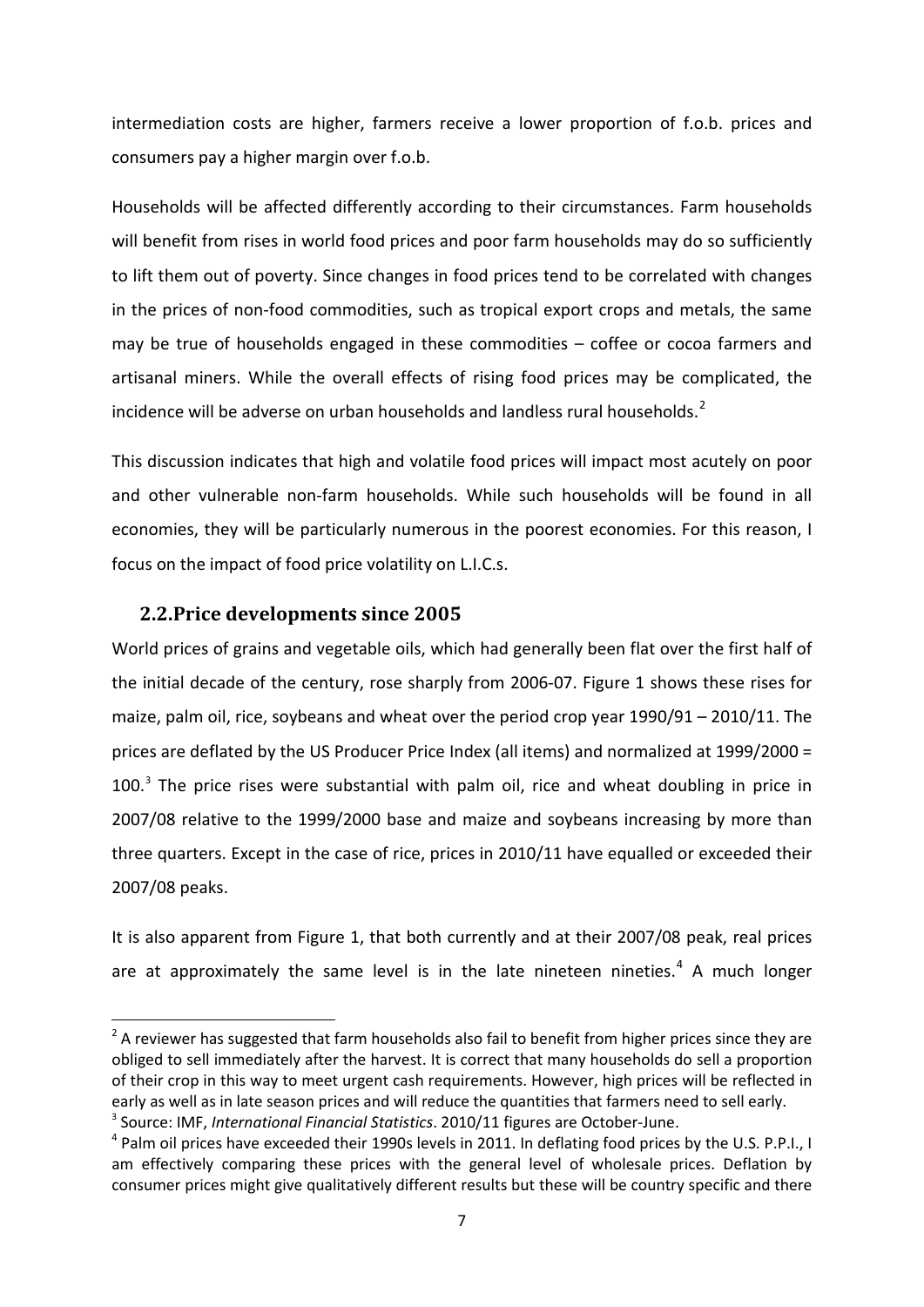intermediation costs are higher, farmers receive a lower proportion of f.o.b. prices and consumers pay a higher margin over f.o.b.

Households will be affected differently according to their circumstances. Farm households will benefit from rises in world food prices and poor farm households may do so sufficiently to lift them out of poverty. Since changes in food prices tend to be correlated with changes in the prices of non-food commodities, such as tropical export crops and metals, the same may be true of households engaged in these commodities – coffee or cocoa farmers and artisanal miners. While the overall effects of rising food prices may be complicated, the incidence will be adverse on urban households and landless rural households.[2]

This discussion indicates that high and volatile food prices will impact most acutely on poor and other vulnerable non-farm households. While such households will be found in all economies, they will be particularly numerous in the poorest economies. For this reason, I focus on the impact of food price volatility on L.I.C.s.

## 2.2. Price developments since 2005

World prices of grains and vegetable oils, which had generally been flat over the first half of the initial decade of the century, rose sharply from 2006-07. Figure 1 shows these rises for maize, palm oil, rice, soybeans and wheat over the period crop year 1990/91 – 2010/11. The prices are deflated by the US Producer Price Index (all items) and normalized at 1999/2000 = 100.[3] The price rises were substantial with palm oil, rice and wheat doubling in price in 2007/08 relative to the 1999/2000 base and maize and soybeans increasing by more than three quarters. Except in the case of rice, prices in 2010/11 have equalled or exceeded their 2007/08 peaks.

It is also apparent from Figure 1, that both currently and at their 2007/08 peak, real prices are at approximately the same level is in the late nineteen nineties.[4] A much longer

---

[2] A reviewer has suggested that farm households also fail to benefit from higher prices since they are obliged to sell immediately after the harvest. It is correct that many households do sell a proportion of their crop in this way to meet urgent cash requirements. However, high prices will be reflected in early as well as in late season prices and will reduce the quantities that farmers need to sell early.

[3] Source: IMF, *International Financial Statistics*. 2010/11 figures are October-June.

[4] Palm oil prices have exceeded their 1990s levels in 2011. In deflating food prices by the U.S. P.P.I., I am effectively comparing these prices with the general level of wholesale prices. Deflation by consumer prices might give qualitatively different results but these will be country specific and there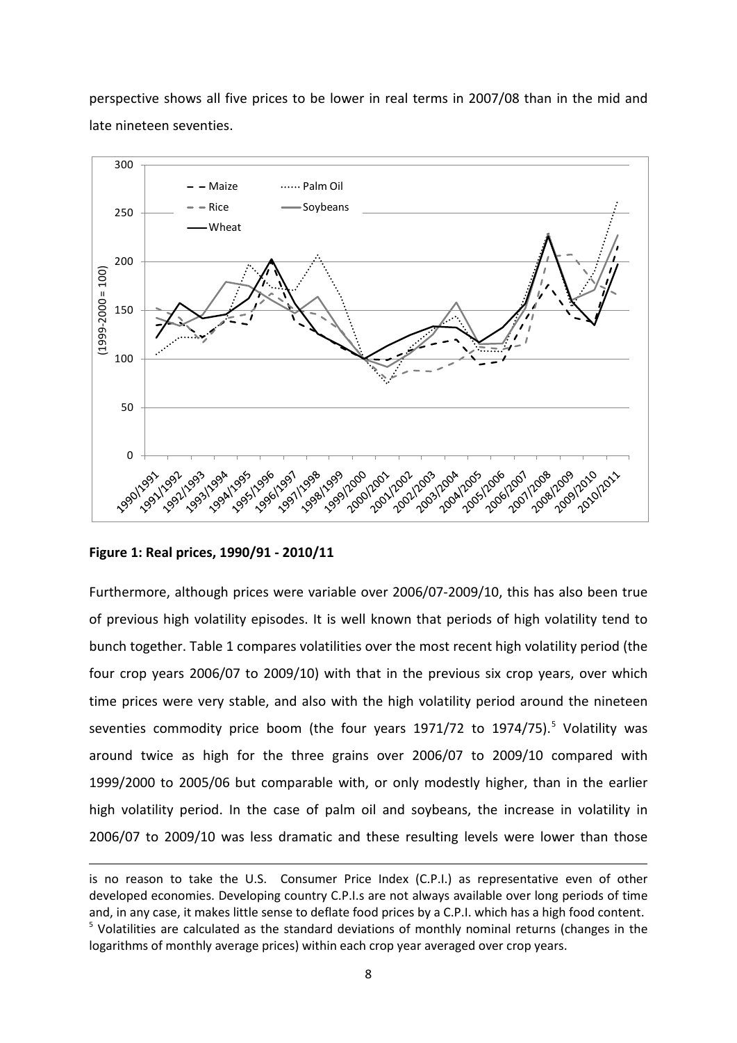perspective shows all five prices to be lower in real terms in 2007/08 than in the mid and late nineteen seventies.

**Figure 1: Real prices, 1990/91 - 2010/11**

Furthermore, although prices were variable over 2006/07-2009/10, this has also been true of previous high volatility episodes. It is well known that periods of high volatility tend to bunch together. Table 1 compares volatilities over the most recent high volatility period (the four crop years 2006/07 to 2009/10) with that in the previous six crop years, over which time prices were very stable, and also with the high volatility period around the nineteen seventies commodity price boom (the four years 1971/72 to 1974/75).[5] Volatility was around twice as high for the three grains over 2006/07 to 2009/10 compared with 1999/2000 to 2005/06 but comparable with, or only modestly higher, than in the earlier high volatility period. In the case of palm oil and soybeans, the increase in volatility in 2006/07 to 2009/10 was less dramatic and these resulting levels were lower than those

---

is no reason to take the U.S. Consumer Price Index (C.P.I.) as representative even of other developed economies. Developing country C.P.I.s are not always available over long periods of time and, in any case, it makes little sense to deflate food prices by a C.P.I. which has a high food content.

[5] Volatilities are calculated as the standard deviations of monthly nominal returns (changes in the logarithms of monthly average prices) within each crop year averaged over crop years.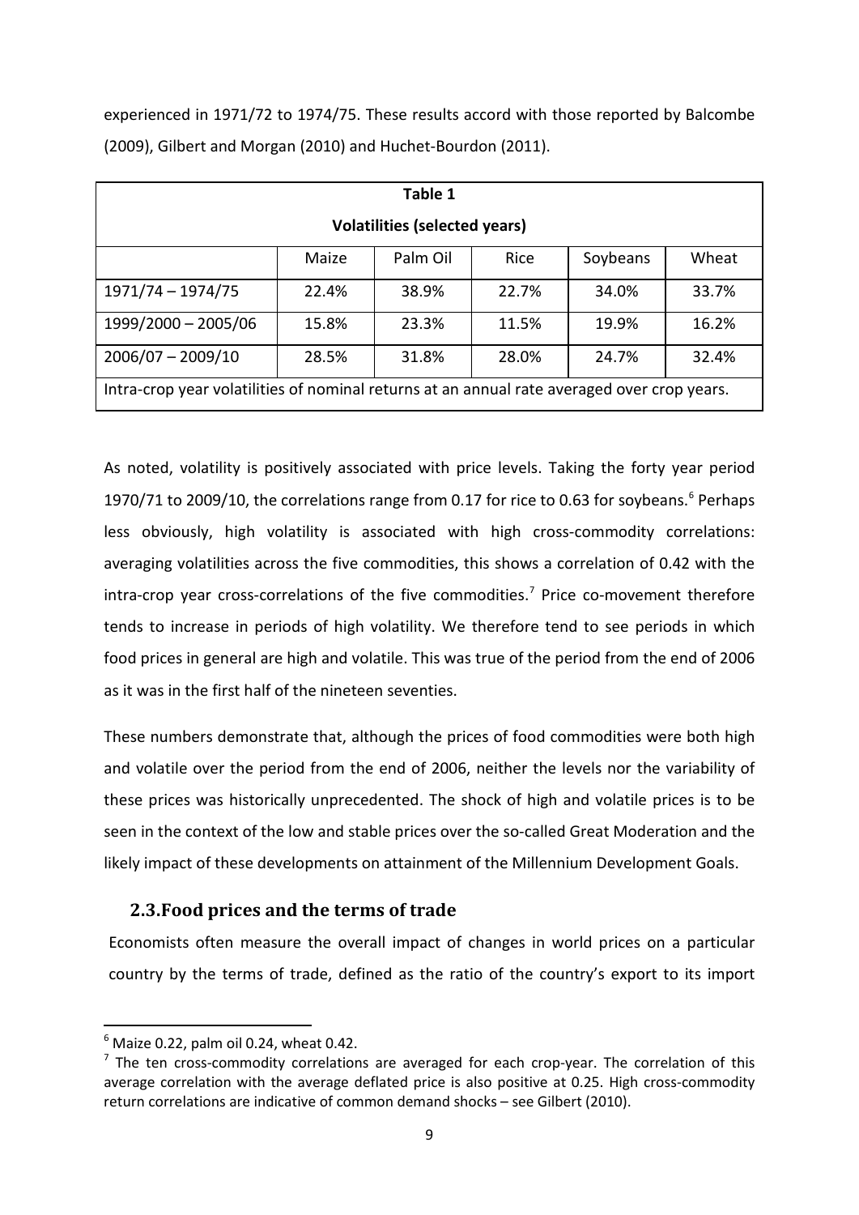experienced in 1971/72 to 1974/75. These results accord with those reported by Balcombe (2009), Gilbert and Morgan (2010) and Huchet-Bourdon (2011).

**Table 1**

**Volatilities (selected years)**

| | Maize | Palm Oil | Rice | Soybeans | Wheat |
|---|---|---|---|---|---|
| 1971/74 – 1974/75 | 22.4% | 38.9% | 22.7% | 34.0% | 33.7% |
| 1999/2000 – 2005/06 | 15.8% | 23.3% | 11.5% | 19.9% | 16.2% |
| 2006/07 – 2009/10 | 28.5% | 31.8% | 28.0% | 24.7% | 32.4% |

Intra-crop year volatilities of nominal returns at an annual rate averaged over crop years.

As noted, volatility is positively associated with price levels. Taking the forty year period 1970/71 to 2009/10, the correlations range from 0.17 for rice to 0.63 for soybeans.[6] Perhaps less obviously, high volatility is associated with high cross-commodity correlations: averaging volatilities across the five commodities, this shows a correlation of 0.42 with the intra-crop year cross-correlations of the five commodities.[7] Price co-movement therefore tends to increase in periods of high volatility. We therefore tend to see periods in which food prices in general are high and volatile. This was true of the period from the end of 2006 as it was in the first half of the nineteen seventies.

These numbers demonstrate that, although the prices of food commodities were both high and volatile over the period from the end of 2006, neither the levels nor the variability of these prices was historically unprecedented. The shock of high and volatile prices is to be seen in the context of the low and stable prices over the so-called Great Moderation and the likely impact of these developments on attainment of the Millennium Development Goals.

## 2.3. Food prices and the terms of trade

Economists often measure the overall impact of changes in world prices on a particular country by the terms of trade, defined as the ratio of the country's export to its import

---

[6] Maize 0.22, palm oil 0.24, wheat 0.42.

[7] The ten cross-commodity correlations are averaged for each crop-year. The correlation of this average correlation with the average deflated price is also positive at 0.25. High cross-commodity return correlations are indicative of common demand shocks – see Gilbert (2010).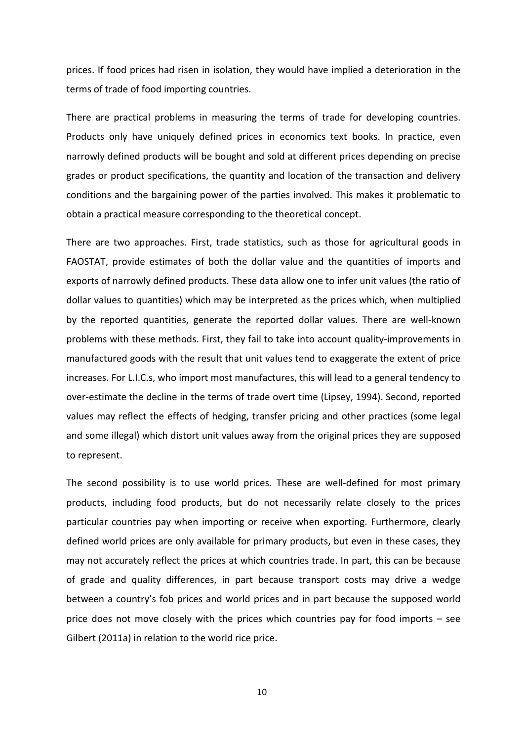prices. If food prices had risen in isolation, they would have implied a deterioration in the terms of trade of food importing countries.

There are practical problems in measuring the terms of trade for developing countries. Products only have uniquely defined prices in economics text books. In practice, even narrowly defined products will be bought and sold at different prices depending on precise grades or product specifications, the quantity and location of the transaction and delivery conditions and the bargaining power of the parties involved. This makes it problematic to obtain a practical measure corresponding to the theoretical concept.

There are two approaches. First, trade statistics, such as those for agricultural goods in FAOSTAT, provide estimates of both the dollar value and the quantities of imports and exports of narrowly defined products. These data allow one to infer unit values (the ratio of dollar values to quantities) which may be interpreted as the prices which, when multiplied by the reported quantities, generate the reported dollar values. There are well-known problems with these methods. First, they fail to take into account quality-improvements in manufactured goods with the result that unit values tend to exaggerate the extent of price increases. For L.I.C.s, who import most manufactures, this will lead to a general tendency to over-estimate the decline in the terms of trade overt time (Lipsey, 1994). Second, reported values may reflect the effects of hedging, transfer pricing and other practices (some legal and some illegal) which distort unit values away from the original prices they are supposed to represent.

The second possibility is to use world prices. These are well-defined for most primary products, including food products, but do not necessarily relate closely to the prices particular countries pay when importing or receive when exporting. Furthermore, clearly defined world prices are only available for primary products, but even in these cases, they may not accurately reflect the prices at which countries trade. In part, this can be because of grade and quality differences, in part because transport costs may drive a wedge between a country's fob prices and world prices and in part because the supposed world price does not move closely with the prices which countries pay for food imports – see Gilbert (2011a) in relation to the world rice price.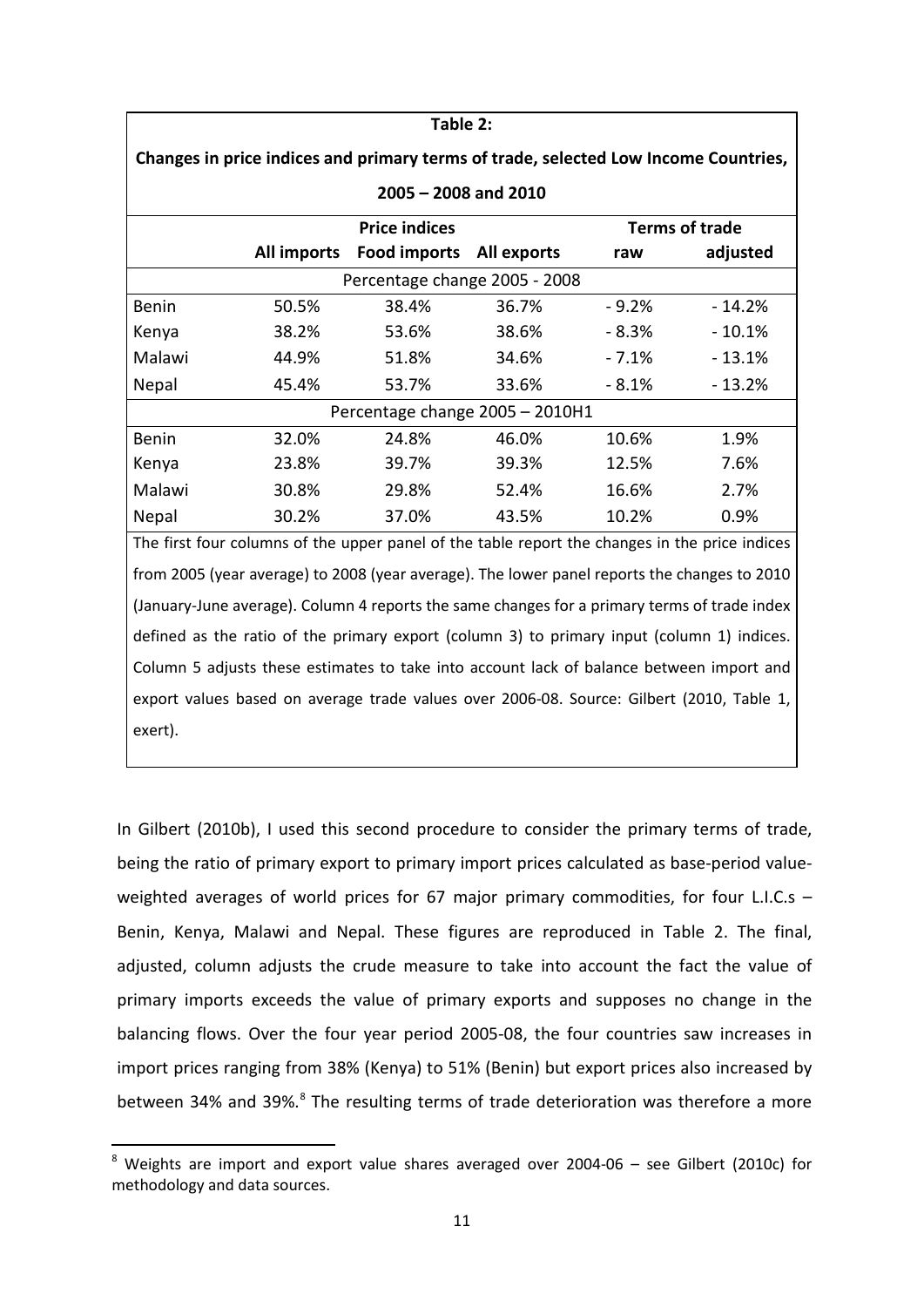| **Table 2:** | | | | | |
|---|---|---|---|---|---|
| **Changes in price indices and primary terms of trade, selected Low Income Countries, 2005 – 2008 and 2010** | | | | | |
| | **Price indices** | | | **Terms of trade** | |
| | **All imports** | **Food imports** | **All exports** | **raw** | **adjusted** |
| Percentage change 2005 - 2008 | | | | | |
| Benin | 50.5% | 38.4% | 36.7% | - 9.2% | - 14.2% |
| Kenya | 38.2% | 53.6% | 38.6% | - 8.3% | - 10.1% |
| Malawi | 44.9% | 51.8% | 34.6% | - 7.1% | - 13.1% |
| Nepal | 45.4% | 53.7% | 33.6% | - 8.1% | - 13.2% |
| Percentage change 2005 – 2010H1 | | | | | |
| Benin | 32.0% | 24.8% | 46.0% | 10.6% | 1.9% |
| Kenya | 23.8% | 39.7% | 39.3% | 12.5% | 7.6% |
| Malawi | 30.8% | 29.8% | 52.4% | 16.6% | 2.7% |
| Nepal | 30.2% | 37.0% | 43.5% | 10.2% | 0.9% |

The first four columns of the upper panel of the table report the changes in the price indices from 2005 (year average) to 2008 (year average). The lower panel reports the changes to 2010 (January-June average). Column 4 reports the same changes for a primary terms of trade index defined as the ratio of the primary export (column 3) to primary input (column 1) indices. Column 5 adjusts these estimates to take into account lack of balance between import and export values based on average trade values over 2006-08. Source: Gilbert (2010, Table 1, exert).

In Gilbert (2010b), I used this second procedure to consider the primary terms of trade, being the ratio of primary export to primary import prices calculated as base-period value-weighted averages of world prices for 67 major primary commodities, for four L.I.C.s – Benin, Kenya, Malawi and Nepal. These figures are reproduced in Table 2. The final, adjusted, column adjusts the crude measure to take into account the fact the value of primary imports exceeds the value of primary exports and supposes no change in the balancing flows. Over the four year period 2005-08, the four countries saw increases in import prices ranging from 38% (Kenya) to 51% (Benin) but export prices also increased by between 34% and 39%.[8] The resulting terms of trade deterioration was therefore a more

[8] Weights are import and export value shares averaged over 2004-06 – see Gilbert (2010c) for methodology and data sources.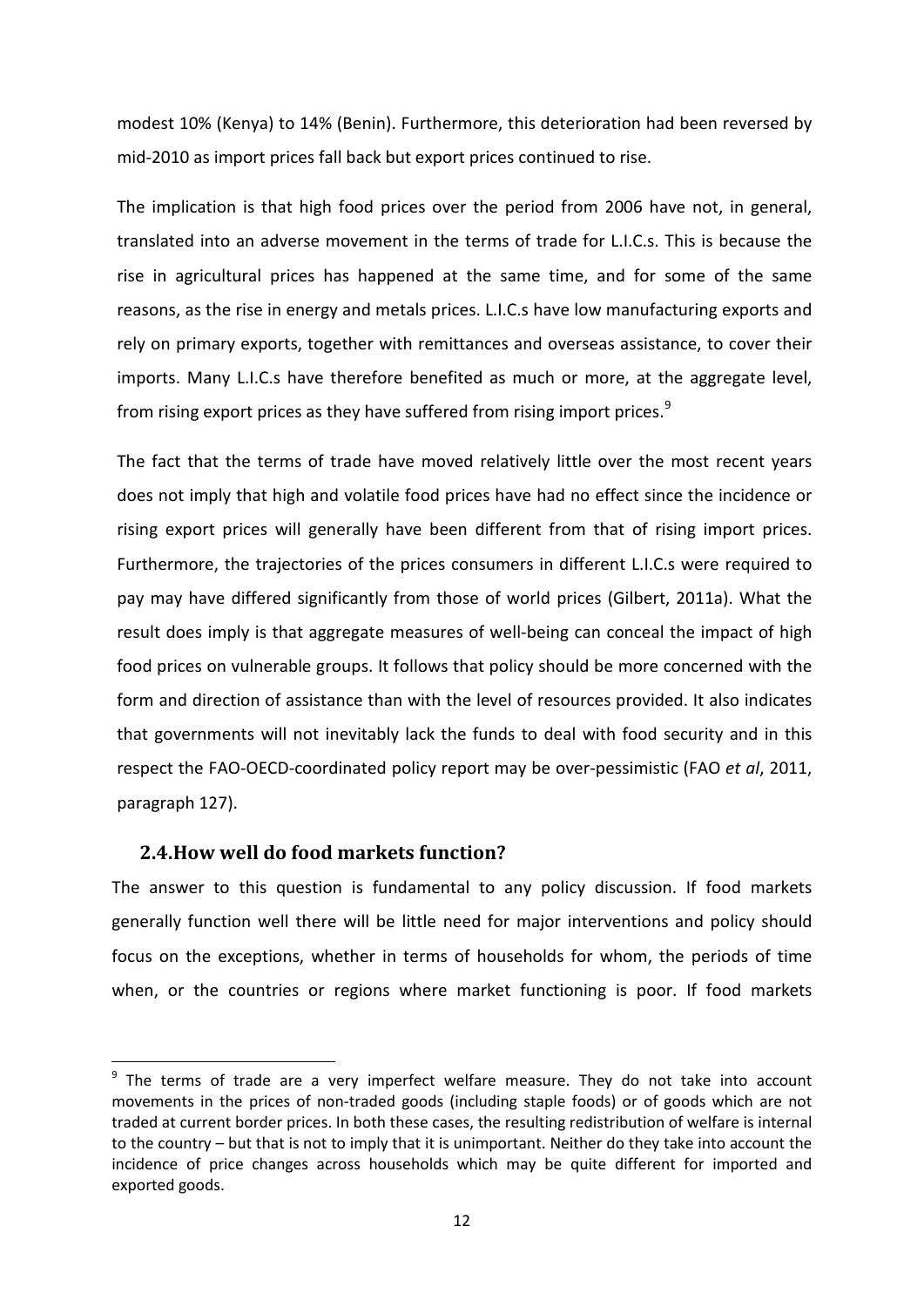modest 10% (Kenya) to 14% (Benin). Furthermore, this deterioration had been reversed by mid-2010 as import prices fall back but export prices continued to rise.

The implication is that high food prices over the period from 2006 have not, in general, translated into an adverse movement in the terms of trade for L.I.C.s. This is because the rise in agricultural prices has happened at the same time, and for some of the same reasons, as the rise in energy and metals prices. L.I.C.s have low manufacturing exports and rely on primary exports, together with remittances and overseas assistance, to cover their imports. Many L.I.C.s have therefore benefited as much or more, at the aggregate level, from rising export prices as they have suffered from rising import prices.[9]

The fact that the terms of trade have moved relatively little over the most recent years does not imply that high and volatile food prices have had no effect since the incidence or rising export prices will generally have been different from that of rising import prices. Furthermore, the trajectories of the prices consumers in different L.I.C.s were required to pay may have differed significantly from those of world prices (Gilbert, 2011a). What the result does imply is that aggregate measures of well-being can conceal the impact of high food prices on vulnerable groups. It follows that policy should be more concerned with the form and direction of assistance than with the level of resources provided. It also indicates that governments will not inevitably lack the funds to deal with food security and in this respect the FAO-OECD-coordinated policy report may be over-pessimistic (FAO *et al*, 2011, paragraph 127).

### 2.4.How well do food markets function?

The answer to this question is fundamental to any policy discussion. If food markets generally function well there will be little need for major interventions and policy should focus on the exceptions, whether in terms of households for whom, the periods of time when, or the countries or regions where market functioning is poor. If food markets

---

[9] The terms of trade are a very imperfect welfare measure. They do not take into account movements in the prices of non-traded goods (including staple foods) or of goods which are not traded at current border prices. In both these cases, the resulting redistribution of welfare is internal to the country – but that is not to imply that it is unimportant. Neither do they take into account the incidence of price changes across households which may be quite different for imported and exported goods.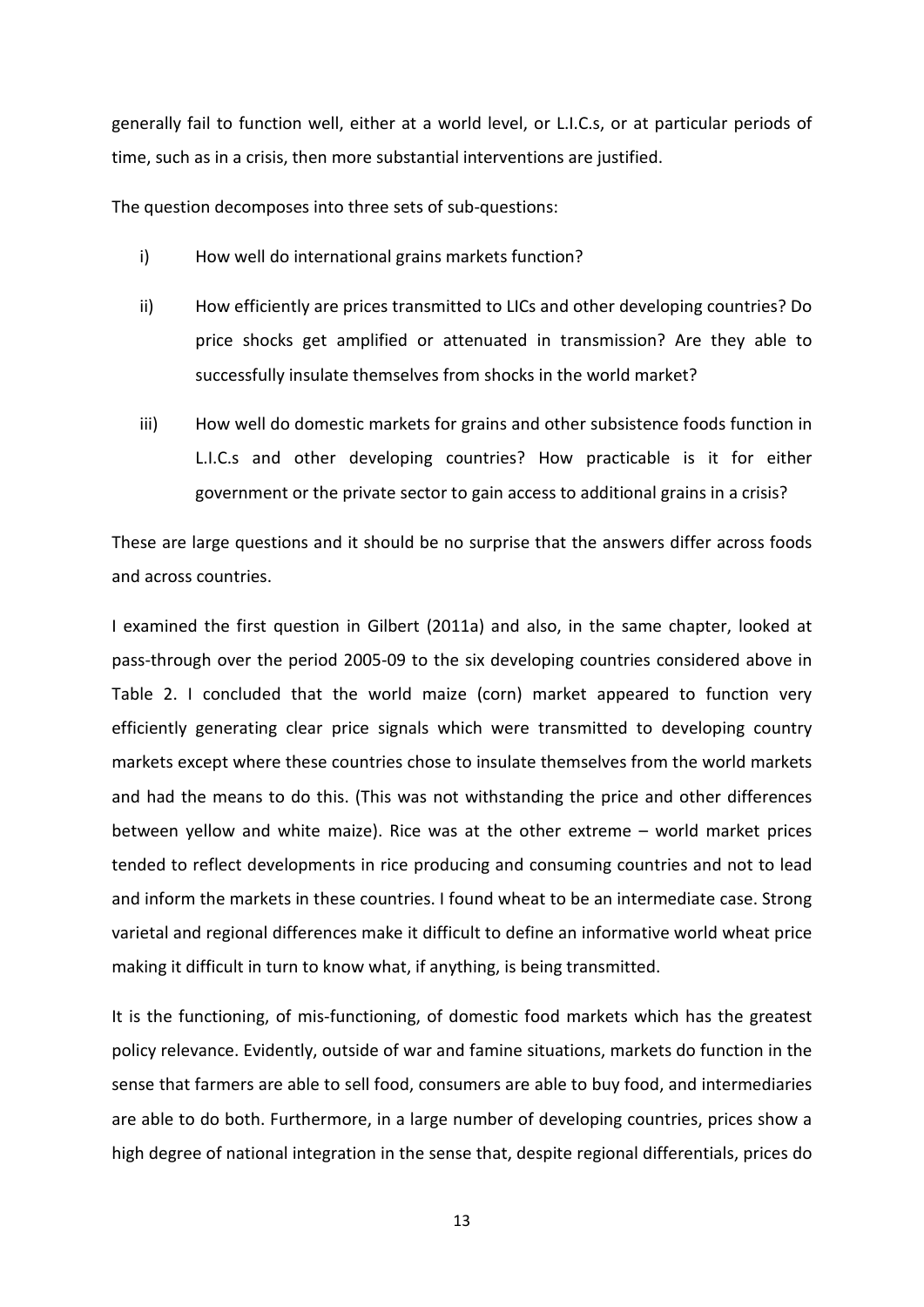generally fail to function well, either at a world level, or L.I.C.s, or at particular periods of time, such as in a crisis, then more substantial interventions are justified.

The question decomposes into three sets of sub-questions:

i) How well do international grains markets function?

ii) How efficiently are prices transmitted to LICs and other developing countries? Do price shocks get amplified or attenuated in transmission? Are they able to successfully insulate themselves from shocks in the world market?

iii) How well do domestic markets for grains and other subsistence foods function in L.I.C.s and other developing countries? How practicable is it for either government or the private sector to gain access to additional grains in a crisis?

These are large questions and it should be no surprise that the answers differ across foods and across countries.

I examined the first question in Gilbert (2011a) and also, in the same chapter, looked at pass-through over the period 2005-09 to the six developing countries considered above in Table 2. I concluded that the world maize (corn) market appeared to function very efficiently generating clear price signals which were transmitted to developing country markets except where these countries chose to insulate themselves from the world markets and had the means to do this. (This was not withstanding the price and other differences between yellow and white maize). Rice was at the other extreme – world market prices tended to reflect developments in rice producing and consuming countries and not to lead and inform the markets in these countries. I found wheat to be an intermediate case. Strong varietal and regional differences make it difficult to define an informative world wheat price making it difficult in turn to know what, if anything, is being transmitted.

It is the functioning, of mis-functioning, of domestic food markets which has the greatest policy relevance. Evidently, outside of war and famine situations, markets do function in the sense that farmers are able to sell food, consumers are able to buy food, and intermediaries are able to do both. Furthermore, in a large number of developing countries, prices show a high degree of national integration in the sense that, despite regional differentials, prices do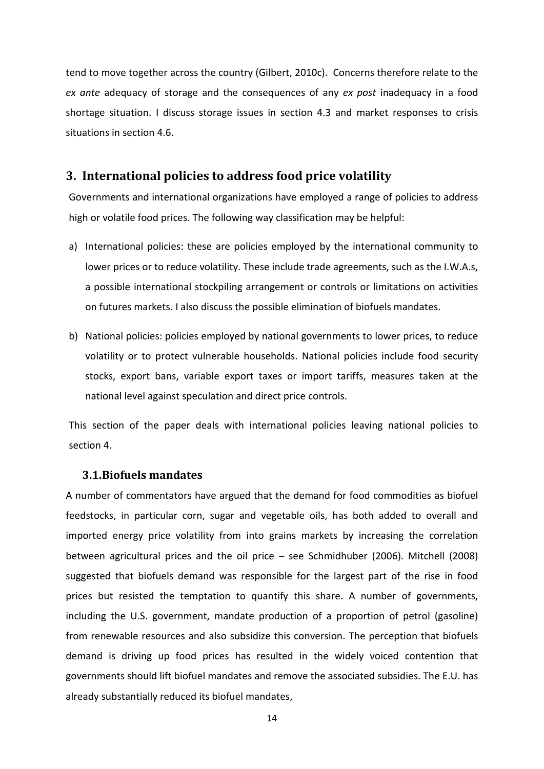tend to move together across the country (Gilbert, 2010c). Concerns therefore relate to the *ex ante* adequacy of storage and the consequences of any *ex post* inadequacy in a food shortage situation. I discuss storage issues in section 4.3 and market responses to crisis situations in section 4.6.

## 3. International policies to address food price volatility

Governments and international organizations have employed a range of policies to address high or volatile food prices. The following way classification may be helpful:

a) International policies: these are policies employed by the international community to lower prices or to reduce volatility. These include trade agreements, such as the I.W.A.s, a possible international stockpiling arrangement or controls or limitations on activities on futures markets. I also discuss the possible elimination of biofuels mandates.

b) National policies: policies employed by national governments to lower prices, to reduce volatility or to protect vulnerable households. National policies include food security stocks, export bans, variable export taxes or import tariffs, measures taken at the national level against speculation and direct price controls.

This section of the paper deals with international policies leaving national policies to section 4.

### 3.1. Biofuels mandates

A number of commentators have argued that the demand for food commodities as biofuel feedstocks, in particular corn, sugar and vegetable oils, has both added to overall and imported energy price volatility from into grains markets by increasing the correlation between agricultural prices and the oil price – see Schmidhuber (2006). Mitchell (2008) suggested that biofuels demand was responsible for the largest part of the rise in food prices but resisted the temptation to quantify this share. A number of governments, including the U.S. government, mandate production of a proportion of petrol (gasoline) from renewable resources and also subsidize this conversion. The perception that biofuels demand is driving up food prices has resulted in the widely voiced contention that governments should lift biofuel mandates and remove the associated subsidies. The E.U. has already substantially reduced its biofuel mandates,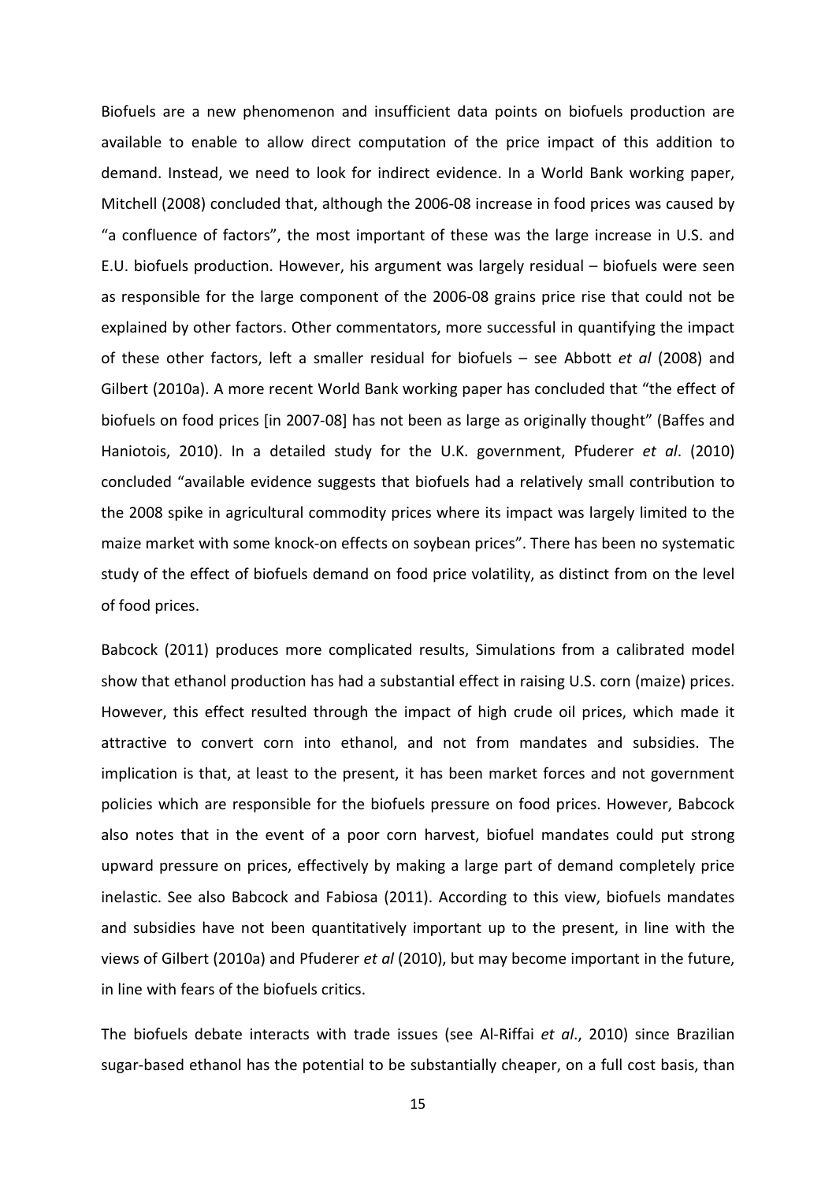Biofuels are a new phenomenon and insufficient data points on biofuels production are available to enable to allow direct computation of the price impact of this addition to demand. Instead, we need to look for indirect evidence. In a World Bank working paper, Mitchell (2008) concluded that, although the 2006-08 increase in food prices was caused by "a confluence of factors", the most important of these was the large increase in U.S. and E.U. biofuels production. However, his argument was largely residual – biofuels were seen as responsible for the large component of the 2006-08 grains price rise that could not be explained by other factors. Other commentators, more successful in quantifying the impact of these other factors, left a smaller residual for biofuels – see Abbott *et al* (2008) and Gilbert (2010a). A more recent World Bank working paper has concluded that "the effect of biofuels on food prices [in 2007-08] has not been as large as originally thought" (Baffes and Haniotois, 2010). In a detailed study for the U.K. government, Pfuderer *et al*. (2010) concluded "available evidence suggests that biofuels had a relatively small contribution to the 2008 spike in agricultural commodity prices where its impact was largely limited to the maize market with some knock-on effects on soybean prices". There has been no systematic study of the effect of biofuels demand on food price volatility, as distinct from on the level of food prices.

Babcock (2011) produces more complicated results, Simulations from a calibrated model show that ethanol production has had a substantial effect in raising U.S. corn (maize) prices. However, this effect resulted through the impact of high crude oil prices, which made it attractive to convert corn into ethanol, and not from mandates and subsidies. The implication is that, at least to the present, it has been market forces and not government policies which are responsible for the biofuels pressure on food prices. However, Babcock also notes that in the event of a poor corn harvest, biofuel mandates could put strong upward pressure on prices, effectively by making a large part of demand completely price inelastic. See also Babcock and Fabiosa (2011). According to this view, biofuels mandates and subsidies have not been quantitatively important up to the present, in line with the views of Gilbert (2010a) and Pfuderer *et al* (2010), but may become important in the future, in line with fears of the biofuels critics.

The biofuels debate interacts with trade issues (see Al-Riffai *et al*., 2010) since Brazilian sugar-based ethanol has the potential to be substantially cheaper, on a full cost basis, than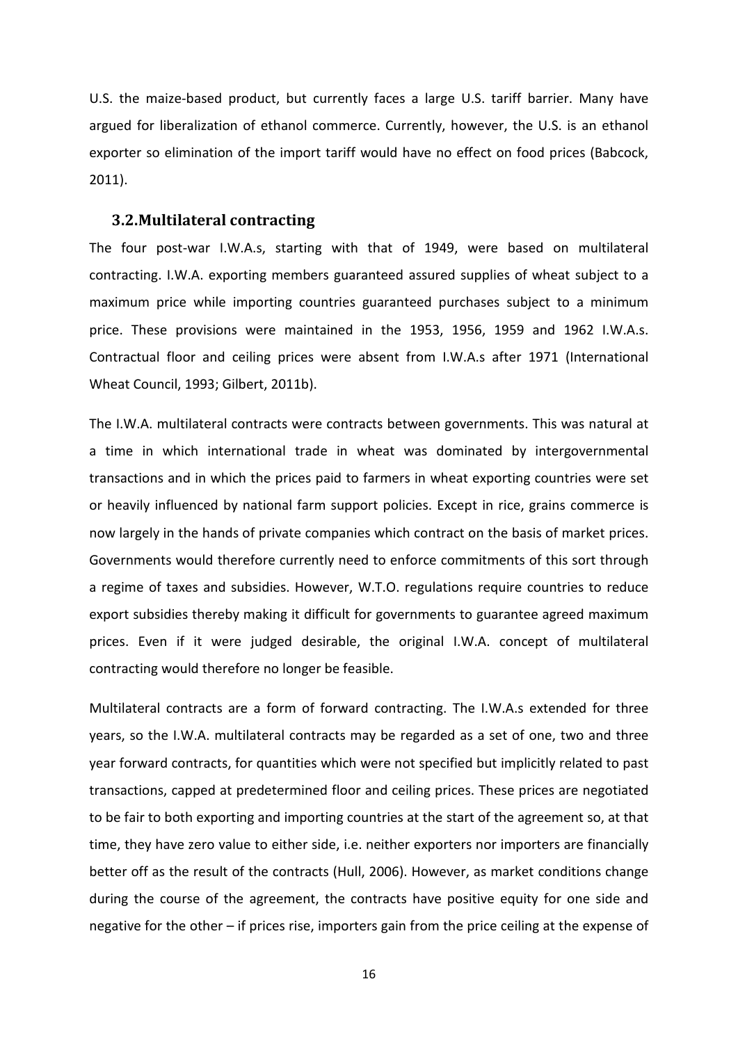U.S. the maize-based product, but currently faces a large U.S. tariff barrier. Many have argued for liberalization of ethanol commerce. Currently, however, the U.S. is an ethanol exporter so elimination of the import tariff would have no effect on food prices (Babcock, 2011).

### 3.2. Multilateral contracting

The four post-war I.W.A.s, starting with that of 1949, were based on multilateral contracting. I.W.A. exporting members guaranteed assured supplies of wheat subject to a maximum price while importing countries guaranteed purchases subject to a minimum price. These provisions were maintained in the 1953, 1956, 1959 and 1962 I.W.A.s. Contractual floor and ceiling prices were absent from I.W.A.s after 1971 (International Wheat Council, 1993; Gilbert, 2011b).

The I.W.A. multilateral contracts were contracts between governments. This was natural at a time in which international trade in wheat was dominated by intergovernmental transactions and in which the prices paid to farmers in wheat exporting countries were set or heavily influenced by national farm support policies. Except in rice, grains commerce is now largely in the hands of private companies which contract on the basis of market prices. Governments would therefore currently need to enforce commitments of this sort through a regime of taxes and subsidies. However, W.T.O. regulations require countries to reduce export subsidies thereby making it difficult for governments to guarantee agreed maximum prices. Even if it were judged desirable, the original I.W.A. concept of multilateral contracting would therefore no longer be feasible.

Multilateral contracts are a form of forward contracting. The I.W.A.s extended for three years, so the I.W.A. multilateral contracts may be regarded as a set of one, two and three year forward contracts, for quantities which were not specified but implicitly related to past transactions, capped at predetermined floor and ceiling prices. These prices are negotiated to be fair to both exporting and importing countries at the start of the agreement so, at that time, they have zero value to either side, i.e. neither exporters nor importers are financially better off as the result of the contracts (Hull, 2006). However, as market conditions change during the course of the agreement, the contracts have positive equity for one side and negative for the other – if prices rise, importers gain from the price ceiling at the expense of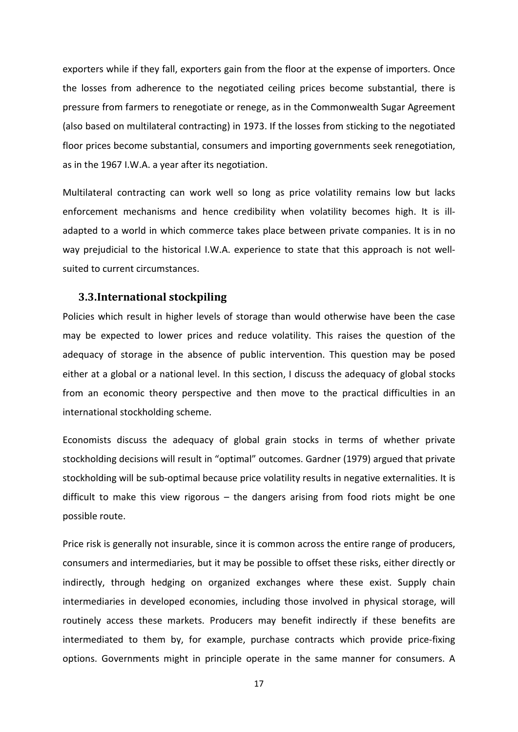exporters while if they fall, exporters gain from the floor at the expense of importers. Once the losses from adherence to the negotiated ceiling prices become substantial, there is pressure from farmers to renegotiate or renege, as in the Commonwealth Sugar Agreement (also based on multilateral contracting) in 1973. If the losses from sticking to the negotiated floor prices become substantial, consumers and importing governments seek renegotiation, as in the 1967 I.W.A. a year after its negotiation.

Multilateral contracting can work well so long as price volatility remains low but lacks enforcement mechanisms and hence credibility when volatility becomes high. It is ill-adapted to a world in which commerce takes place between private companies. It is in no way prejudicial to the historical I.W.A. experience to state that this approach is not well-suited to current circumstances.

### 3.3. International stockpiling

Policies which result in higher levels of storage than would otherwise have been the case may be expected to lower prices and reduce volatility. This raises the question of the adequacy of storage in the absence of public intervention. This question may be posed either at a global or a national level. In this section, I discuss the adequacy of global stocks from an economic theory perspective and then move to the practical difficulties in an international stockholding scheme.

Economists discuss the adequacy of global grain stocks in terms of whether private stockholding decisions will result in "optimal" outcomes. Gardner (1979) argued that private stockholding will be sub-optimal because price volatility results in negative externalities. It is difficult to make this view rigorous – the dangers arising from food riots might be one possible route.

Price risk is generally not insurable, since it is common across the entire range of producers, consumers and intermediaries, but it may be possible to offset these risks, either directly or indirectly, through hedging on organized exchanges where these exist. Supply chain intermediaries in developed economies, including those involved in physical storage, will routinely access these markets. Producers may benefit indirectly if these benefits are intermediated to them by, for example, purchase contracts which provide price-fixing options. Governments might in principle operate in the same manner for consumers. A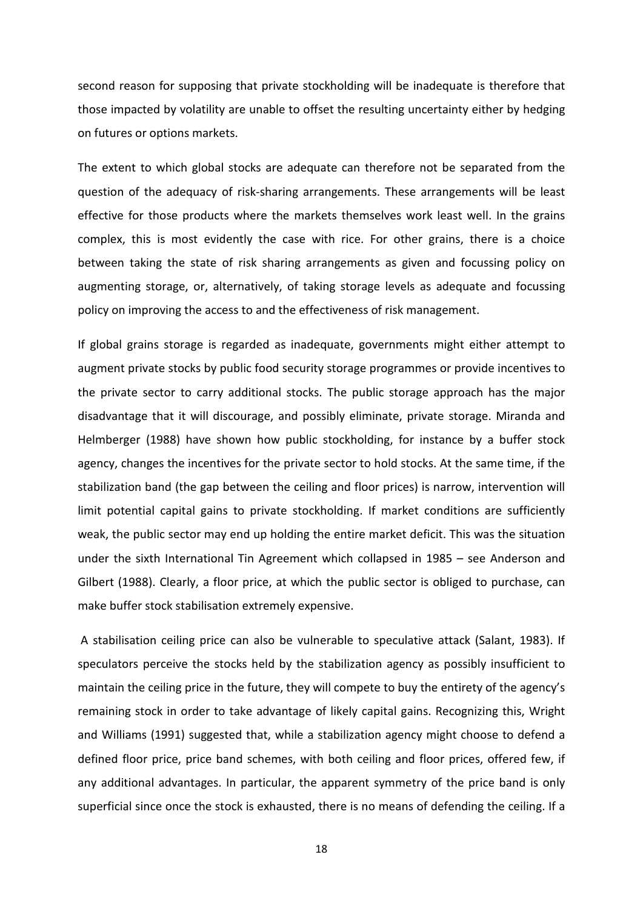second reason for supposing that private stockholding will be inadequate is therefore that those impacted by volatility are unable to offset the resulting uncertainty either by hedging on futures or options markets.

The extent to which global stocks are adequate can therefore not be separated from the question of the adequacy of risk-sharing arrangements. These arrangements will be least effective for those products where the markets themselves work least well. In the grains complex, this is most evidently the case with rice. For other grains, there is a choice between taking the state of risk sharing arrangements as given and focussing policy on augmenting storage, or, alternatively, of taking storage levels as adequate and focussing policy on improving the access to and the effectiveness of risk management.

If global grains storage is regarded as inadequate, governments might either attempt to augment private stocks by public food security storage programmes or provide incentives to the private sector to carry additional stocks. The public storage approach has the major disadvantage that it will discourage, and possibly eliminate, private storage. Miranda and Helmberger (1988) have shown how public stockholding, for instance by a buffer stock agency, changes the incentives for the private sector to hold stocks. At the same time, if the stabilization band (the gap between the ceiling and floor prices) is narrow, intervention will limit potential capital gains to private stockholding. If market conditions are sufficiently weak, the public sector may end up holding the entire market deficit. This was the situation under the sixth International Tin Agreement which collapsed in 1985 – see Anderson and Gilbert (1988). Clearly, a floor price, at which the public sector is obliged to purchase, can make buffer stock stabilisation extremely expensive.

A stabilisation ceiling price can also be vulnerable to speculative attack (Salant, 1983). If speculators perceive the stocks held by the stabilization agency as possibly insufficient to maintain the ceiling price in the future, they will compete to buy the entirety of the agency's remaining stock in order to take advantage of likely capital gains. Recognizing this, Wright and Williams (1991) suggested that, while a stabilization agency might choose to defend a defined floor price, price band schemes, with both ceiling and floor prices, offered few, if any additional advantages. In particular, the apparent symmetry of the price band is only superficial since once the stock is exhausted, there is no means of defending the ceiling. If a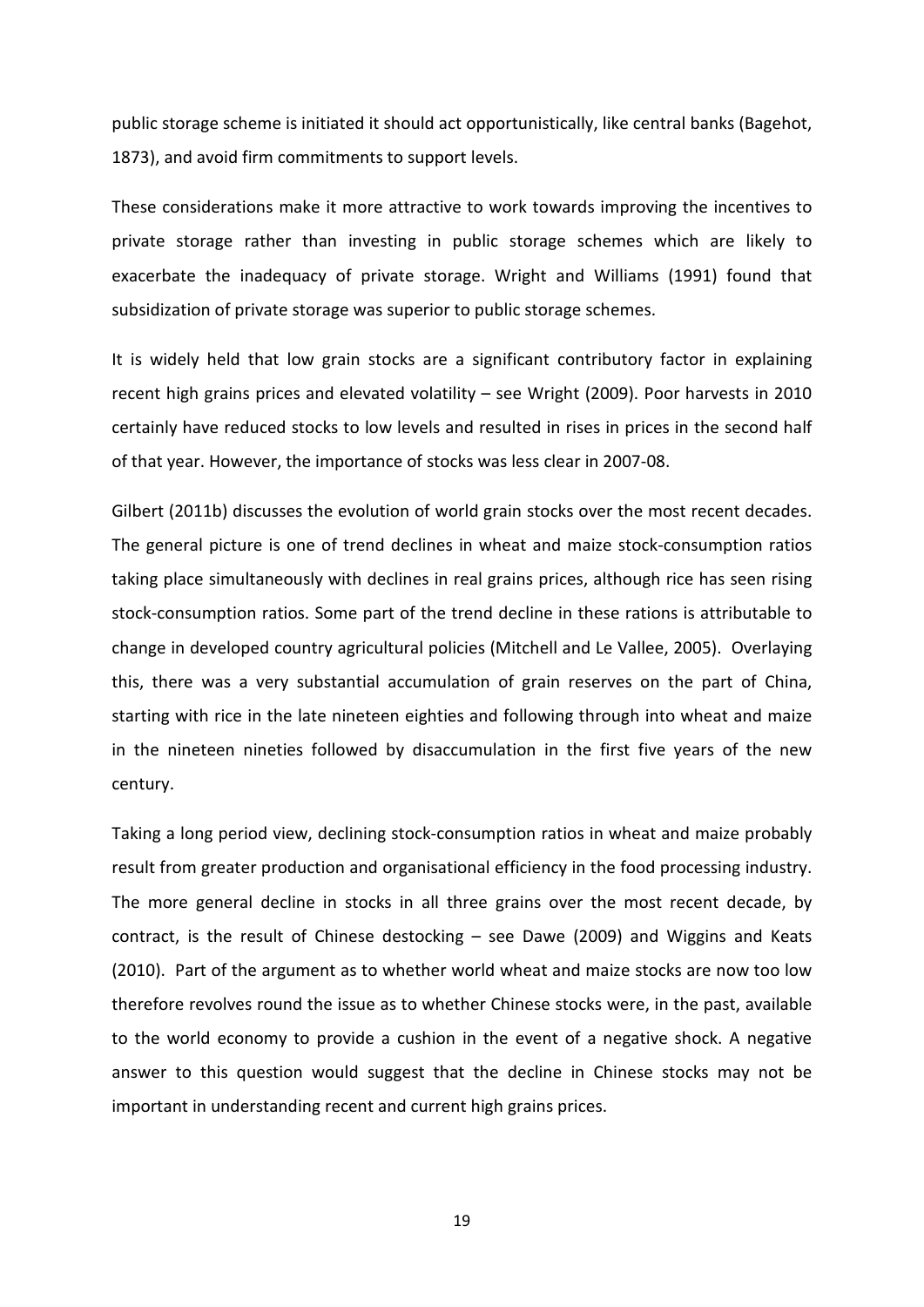public storage scheme is initiated it should act opportunistically, like central banks (Bagehot, 1873), and avoid firm commitments to support levels.

These considerations make it more attractive to work towards improving the incentives to private storage rather than investing in public storage schemes which are likely to exacerbate the inadequacy of private storage. Wright and Williams (1991) found that subsidization of private storage was superior to public storage schemes.

It is widely held that low grain stocks are a significant contributory factor in explaining recent high grains prices and elevated volatility – see Wright (2009). Poor harvests in 2010 certainly have reduced stocks to low levels and resulted in rises in prices in the second half of that year. However, the importance of stocks was less clear in 2007-08.

Gilbert (2011b) discusses the evolution of world grain stocks over the most recent decades. The general picture is one of trend declines in wheat and maize stock-consumption ratios taking place simultaneously with declines in real grains prices, although rice has seen rising stock-consumption ratios. Some part of the trend decline in these rations is attributable to change in developed country agricultural policies (Mitchell and Le Vallee, 2005). Overlaying this, there was a very substantial accumulation of grain reserves on the part of China, starting with rice in the late nineteen eighties and following through into wheat and maize in the nineteen nineties followed by disaccumulation in the first five years of the new century.

Taking a long period view, declining stock-consumption ratios in wheat and maize probably result from greater production and organisational efficiency in the food processing industry. The more general decline in stocks in all three grains over the most recent decade, by contract, is the result of Chinese destocking – see Dawe (2009) and Wiggins and Keats (2010). Part of the argument as to whether world wheat and maize stocks are now too low therefore revolves round the issue as to whether Chinese stocks were, in the past, available to the world economy to provide a cushion in the event of a negative shock. A negative answer to this question would suggest that the decline in Chinese stocks may not be important in understanding recent and current high grains prices.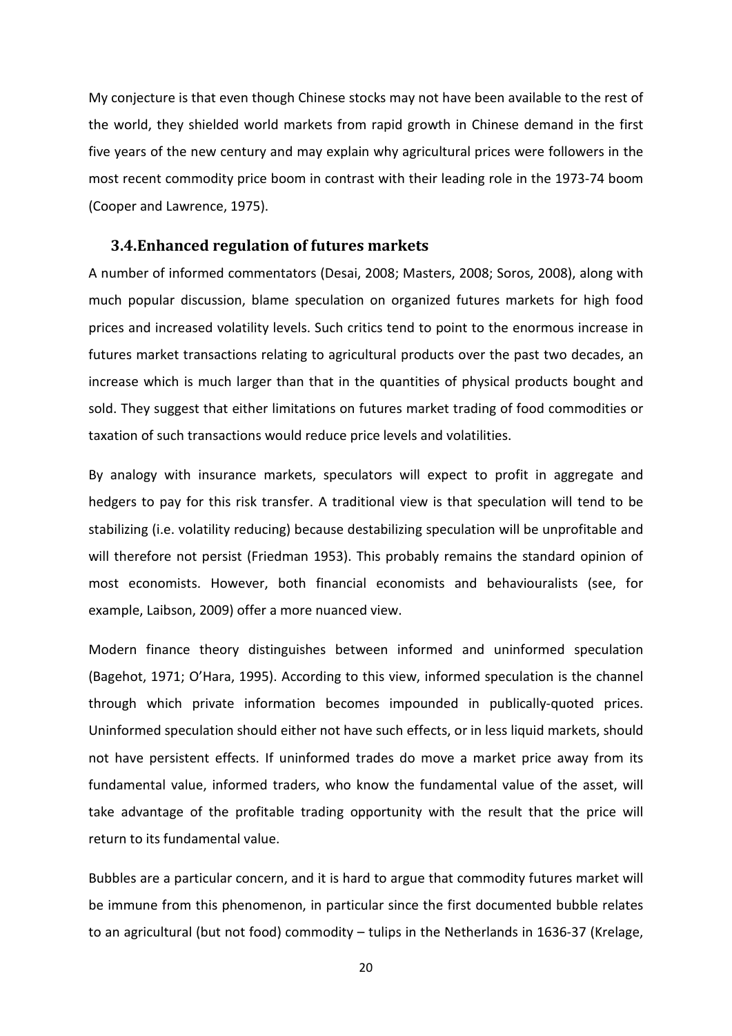My conjecture is that even though Chinese stocks may not have been available to the rest of the world, they shielded world markets from rapid growth in Chinese demand in the first five years of the new century and may explain why agricultural prices were followers in the most recent commodity price boom in contrast with their leading role in the 1973-74 boom (Cooper and Lawrence, 1975).

### 3.4. Enhanced regulation of futures markets

A number of informed commentators (Desai, 2008; Masters, 2008; Soros, 2008), along with much popular discussion, blame speculation on organized futures markets for high food prices and increased volatility levels. Such critics tend to point to the enormous increase in futures market transactions relating to agricultural products over the past two decades, an increase which is much larger than that in the quantities of physical products bought and sold. They suggest that either limitations on futures market trading of food commodities or taxation of such transactions would reduce price levels and volatilities.

By analogy with insurance markets, speculators will expect to profit in aggregate and hedgers to pay for this risk transfer. A traditional view is that speculation will tend to be stabilizing (i.e. volatility reducing) because destabilizing speculation will be unprofitable and will therefore not persist (Friedman 1953). This probably remains the standard opinion of most economists. However, both financial economists and behaviouralists (see, for example, Laibson, 2009) offer a more nuanced view.

Modern finance theory distinguishes between informed and uninformed speculation (Bagehot, 1971; O'Hara, 1995). According to this view, informed speculation is the channel through which private information becomes impounded in publically-quoted prices. Uninformed speculation should either not have such effects, or in less liquid markets, should not have persistent effects. If uninformed trades do move a market price away from its fundamental value, informed traders, who know the fundamental value of the asset, will take advantage of the profitable trading opportunity with the result that the price will return to its fundamental value.

Bubbles are a particular concern, and it is hard to argue that commodity futures market will be immune from this phenomenon, in particular since the first documented bubble relates to an agricultural (but not food) commodity – tulips in the Netherlands in 1636-37 (Krelage,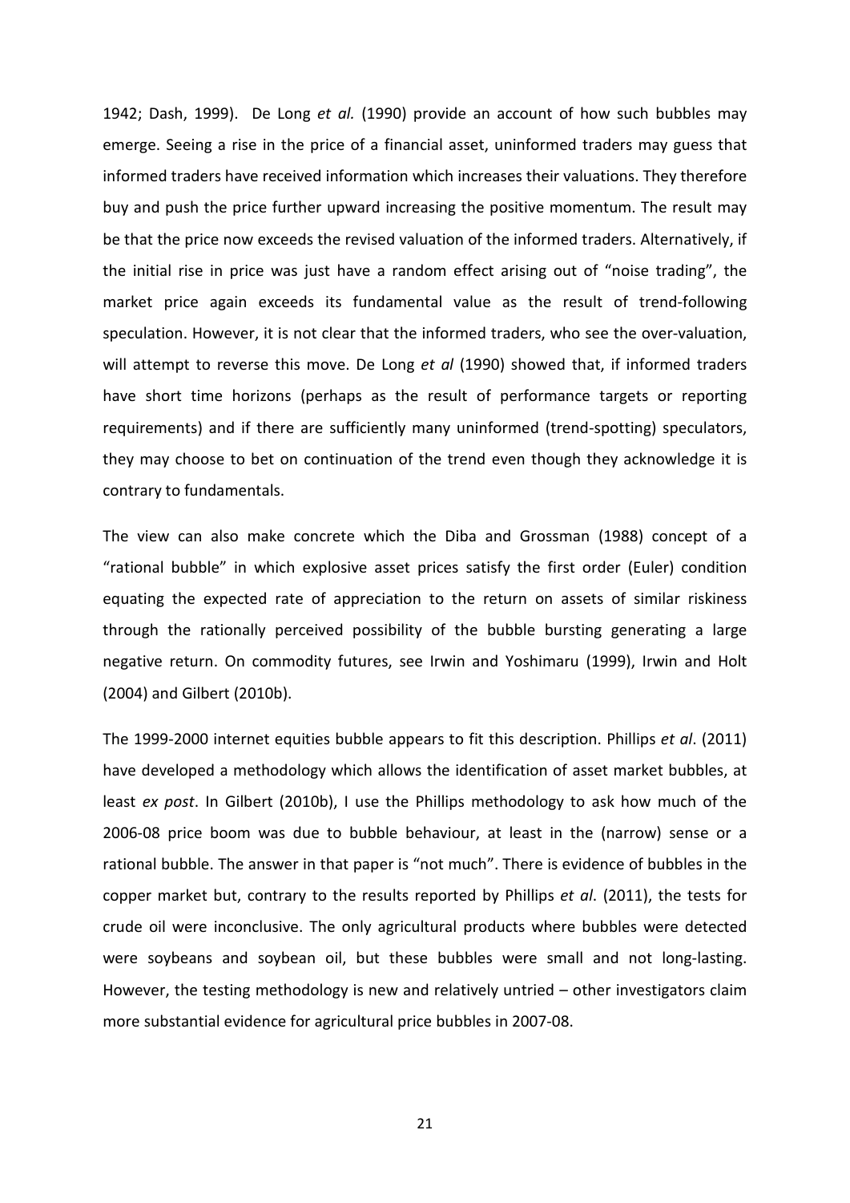1942; Dash, 1999). De Long *et al.* (1990) provide an account of how such bubbles may emerge. Seeing a rise in the price of a financial asset, uninformed traders may guess that informed traders have received information which increases their valuations. They therefore buy and push the price further upward increasing the positive momentum. The result may be that the price now exceeds the revised valuation of the informed traders. Alternatively, if the initial rise in price was just have a random effect arising out of "noise trading", the market price again exceeds its fundamental value as the result of trend-following speculation. However, it is not clear that the informed traders, who see the over-valuation, will attempt to reverse this move. De Long *et al* (1990) showed that, if informed traders have short time horizons (perhaps as the result of performance targets or reporting requirements) and if there are sufficiently many uninformed (trend-spotting) speculators, they may choose to bet on continuation of the trend even though they acknowledge it is contrary to fundamentals.

The view can also make concrete which the Diba and Grossman (1988) concept of a "rational bubble" in which explosive asset prices satisfy the first order (Euler) condition equating the expected rate of appreciation to the return on assets of similar riskiness through the rationally perceived possibility of the bubble bursting generating a large negative return. On commodity futures, see Irwin and Yoshimaru (1999), Irwin and Holt (2004) and Gilbert (2010b).

The 1999-2000 internet equities bubble appears to fit this description. Phillips *et al*. (2011) have developed a methodology which allows the identification of asset market bubbles, at least *ex post*. In Gilbert (2010b), I use the Phillips methodology to ask how much of the 2006-08 price boom was due to bubble behaviour, at least in the (narrow) sense or a rational bubble. The answer in that paper is "not much". There is evidence of bubbles in the copper market but, contrary to the results reported by Phillips *et al*. (2011), the tests for crude oil were inconclusive. The only agricultural products where bubbles were detected were soybeans and soybean oil, but these bubbles were small and not long-lasting. However, the testing methodology is new and relatively untried – other investigators claim more substantial evidence for agricultural price bubbles in 2007-08.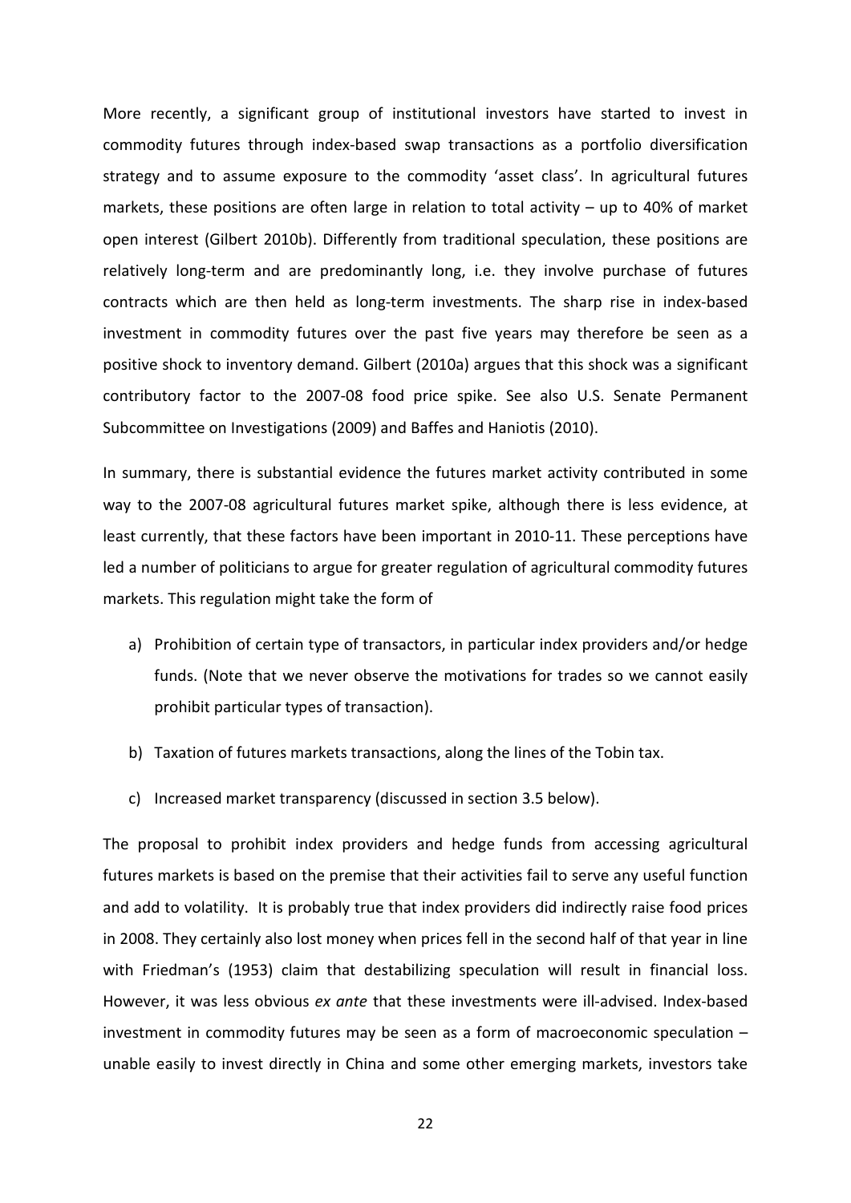More recently, a significant group of institutional investors have started to invest in commodity futures through index-based swap transactions as a portfolio diversification strategy and to assume exposure to the commodity 'asset class'. In agricultural futures markets, these positions are often large in relation to total activity – up to 40% of market open interest (Gilbert 2010b). Differently from traditional speculation, these positions are relatively long-term and are predominantly long, i.e. they involve purchase of futures contracts which are then held as long-term investments. The sharp rise in index-based investment in commodity futures over the past five years may therefore be seen as a positive shock to inventory demand. Gilbert (2010a) argues that this shock was a significant contributory factor to the 2007-08 food price spike. See also U.S. Senate Permanent Subcommittee on Investigations (2009) and Baffes and Haniotis (2010).

In summary, there is substantial evidence the futures market activity contributed in some way to the 2007-08 agricultural futures market spike, although there is less evidence, at least currently, that these factors have been important in 2010-11. These perceptions have led a number of politicians to argue for greater regulation of agricultural commodity futures markets. This regulation might take the form of

a) Prohibition of certain type of transactors, in particular index providers and/or hedge funds. (Note that we never observe the motivations for trades so we cannot easily prohibit particular types of transaction).

b) Taxation of futures markets transactions, along the lines of the Tobin tax.

c) Increased market transparency (discussed in section 3.5 below).

The proposal to prohibit index providers and hedge funds from accessing agricultural futures markets is based on the premise that their activities fail to serve any useful function and add to volatility. It is probably true that index providers did indirectly raise food prices in 2008. They certainly also lost money when prices fell in the second half of that year in line with Friedman's (1953) claim that destabilizing speculation will result in financial loss. However, it was less obvious *ex ante* that these investments were ill-advised. Index-based investment in commodity futures may be seen as a form of macroeconomic speculation – unable easily to invest directly in China and some other emerging markets, investors take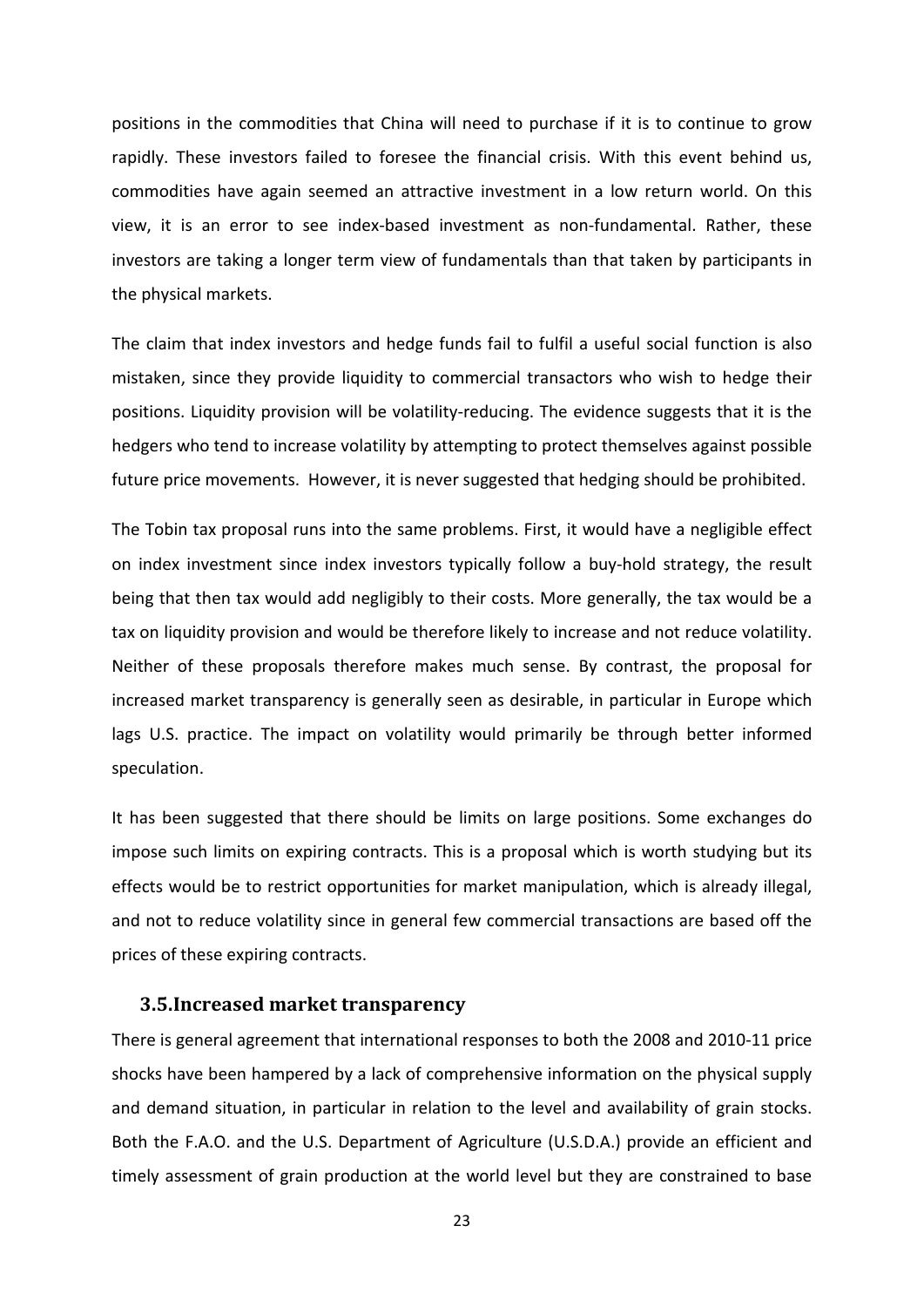positions in the commodities that China will need to purchase if it is to continue to grow rapidly. These investors failed to foresee the financial crisis. With this event behind us, commodities have again seemed an attractive investment in a low return world. On this view, it is an error to see index-based investment as non-fundamental. Rather, these investors are taking a longer term view of fundamentals than that taken by participants in the physical markets.

The claim that index investors and hedge funds fail to fulfil a useful social function is also mistaken, since they provide liquidity to commercial transactors who wish to hedge their positions. Liquidity provision will be volatility-reducing. The evidence suggests that it is the hedgers who tend to increase volatility by attempting to protect themselves against possible future price movements. However, it is never suggested that hedging should be prohibited.

The Tobin tax proposal runs into the same problems. First, it would have a negligible effect on index investment since index investors typically follow a buy-hold strategy, the result being that then tax would add negligibly to their costs. More generally, the tax would be a tax on liquidity provision and would be therefore likely to increase and not reduce volatility. Neither of these proposals therefore makes much sense. By contrast, the proposal for increased market transparency is generally seen as desirable, in particular in Europe which lags U.S. practice. The impact on volatility would primarily be through better informed speculation.

It has been suggested that there should be limits on large positions. Some exchanges do impose such limits on expiring contracts. This is a proposal which is worth studying but its effects would be to restrict opportunities for market manipulation, which is already illegal, and not to reduce volatility since in general few commercial transactions are based off the prices of these expiring contracts.

### 3.5. Increased market transparency

There is general agreement that international responses to both the 2008 and 2010-11 price shocks have been hampered by a lack of comprehensive information on the physical supply and demand situation, in particular in relation to the level and availability of grain stocks. Both the F.A.O. and the U.S. Department of Agriculture (U.S.D.A.) provide an efficient and timely assessment of grain production at the world level but they are constrained to base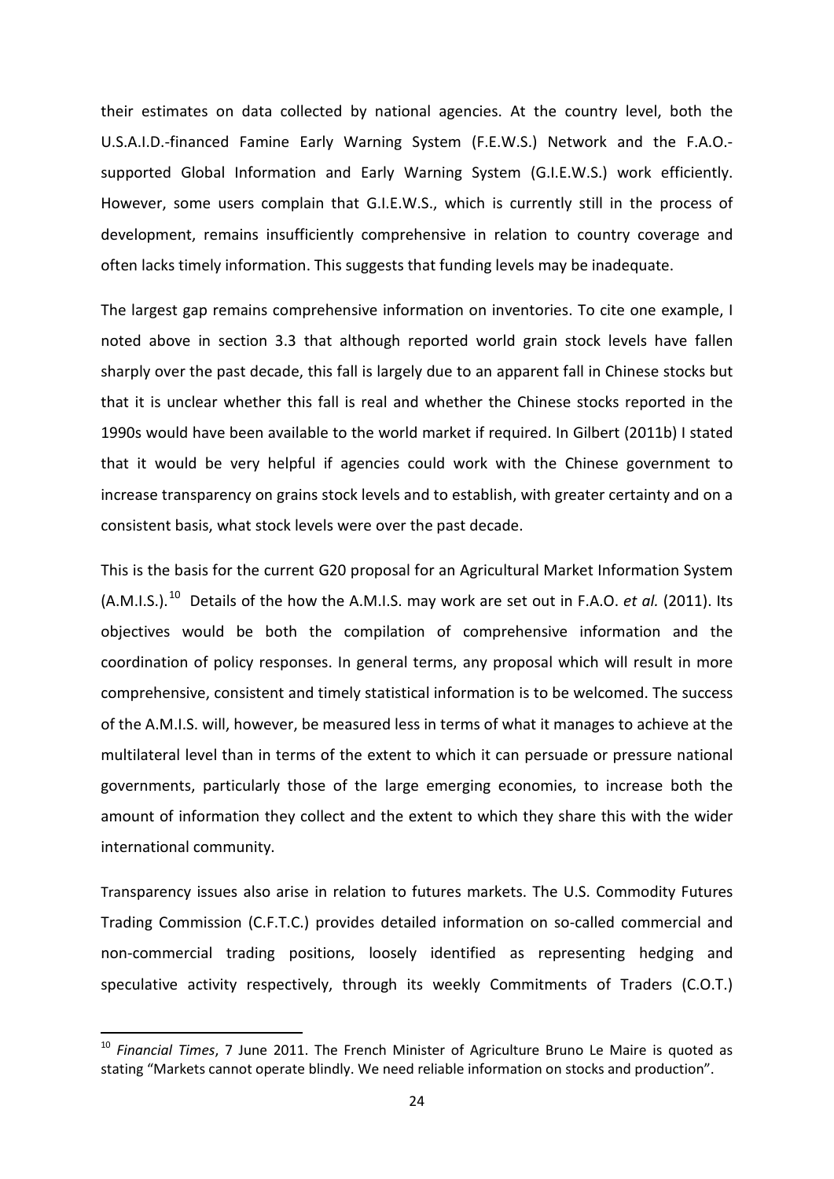their estimates on data collected by national agencies. At the country level, both the U.S.A.I.D.-financed Famine Early Warning System (F.E.W.S.) Network and the F.A.O.-supported Global Information and Early Warning System (G.I.E.W.S.) work efficiently. However, some users complain that G.I.E.W.S., which is currently still in the process of development, remains insufficiently comprehensive in relation to country coverage and often lacks timely information. This suggests that funding levels may be inadequate.

The largest gap remains comprehensive information on inventories. To cite one example, I noted above in section 3.3 that although reported world grain stock levels have fallen sharply over the past decade, this fall is largely due to an apparent fall in Chinese stocks but that it is unclear whether this fall is real and whether the Chinese stocks reported in the 1990s would have been available to the world market if required. In Gilbert (2011b) I stated that it would be very helpful if agencies could work with the Chinese government to increase transparency on grains stock levels and to establish, with greater certainty and on a consistent basis, what stock levels were over the past decade.

This is the basis for the current G20 proposal for an Agricultural Market Information System (A.M.I.S.).[10] Details of the how the A.M.I.S. may work are set out in F.A.O. *et al.* (2011). Its objectives would be both the compilation of comprehensive information and the coordination of policy responses. In general terms, any proposal which will result in more comprehensive, consistent and timely statistical information is to be welcomed. The success of the A.M.I.S. will, however, be measured less in terms of what it manages to achieve at the multilateral level than in terms of the extent to which it can persuade or pressure national governments, particularly those of the large emerging economies, to increase both the amount of information they collect and the extent to which they share this with the wider international community.

Transparency issues also arise in relation to futures markets. The U.S. Commodity Futures Trading Commission (C.F.T.C.) provides detailed information on so-called commercial and non-commercial trading positions, loosely identified as representing hedging and speculative activity respectively, through its weekly Commitments of Traders (C.O.T.)

[10] *Financial Times*, 7 June 2011. The French Minister of Agriculture Bruno Le Maire is quoted as stating "Markets cannot operate blindly. We need reliable information on stocks and production".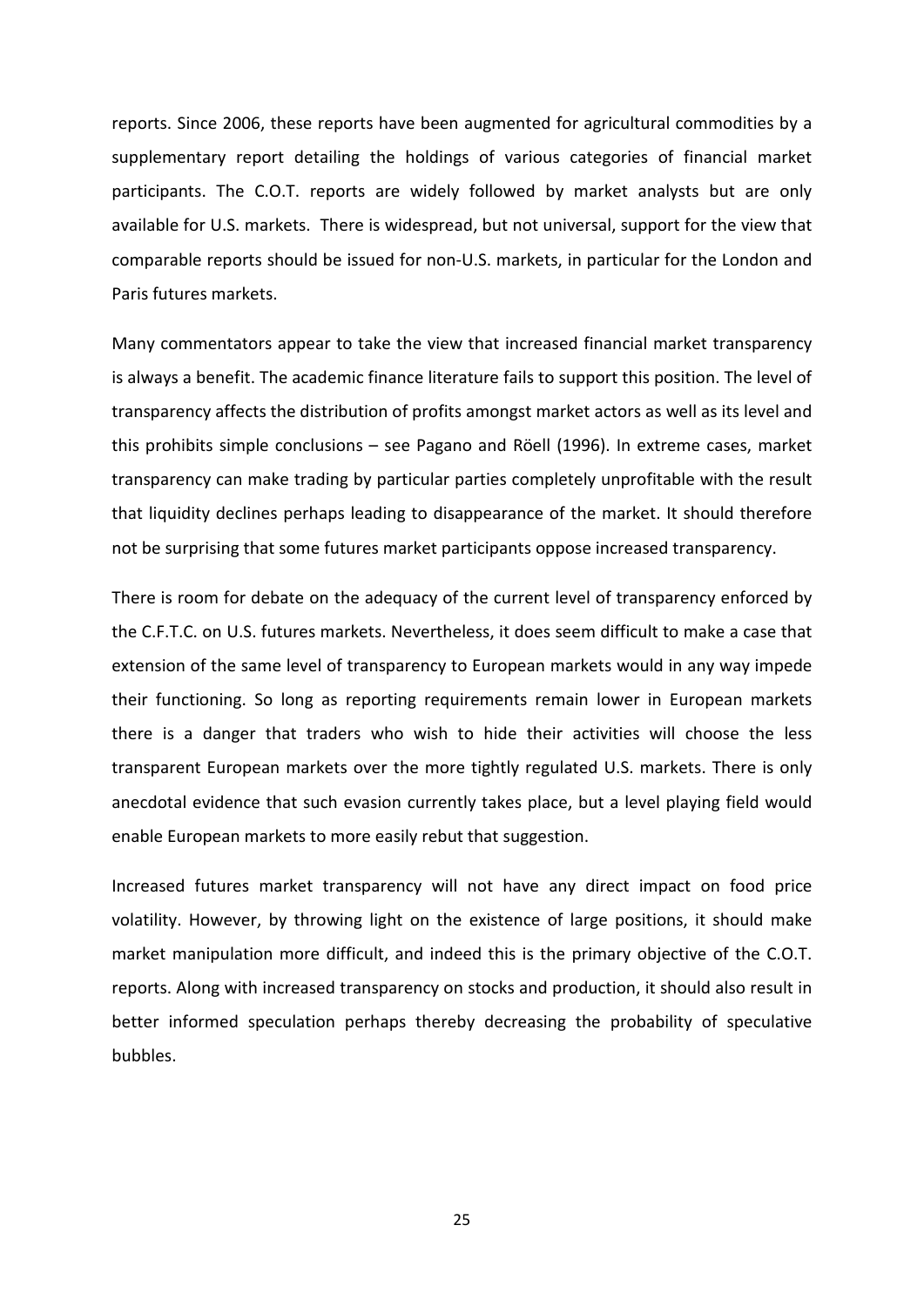reports. Since 2006, these reports have been augmented for agricultural commodities by a supplementary report detailing the holdings of various categories of financial market participants. The C.O.T. reports are widely followed by market analysts but are only available for U.S. markets. There is widespread, but not universal, support for the view that comparable reports should be issued for non-U.S. markets, in particular for the London and Paris futures markets.

Many commentators appear to take the view that increased financial market transparency is always a benefit. The academic finance literature fails to support this position. The level of transparency affects the distribution of profits amongst market actors as well as its level and this prohibits simple conclusions – see Pagano and Röell (1996). In extreme cases, market transparency can make trading by particular parties completely unprofitable with the result that liquidity declines perhaps leading to disappearance of the market. It should therefore not be surprising that some futures market participants oppose increased transparency.

There is room for debate on the adequacy of the current level of transparency enforced by the C.F.T.C. on U.S. futures markets. Nevertheless, it does seem difficult to make a case that extension of the same level of transparency to European markets would in any way impede their functioning. So long as reporting requirements remain lower in European markets there is a danger that traders who wish to hide their activities will choose the less transparent European markets over the more tightly regulated U.S. markets. There is only anecdotal evidence that such evasion currently takes place, but a level playing field would enable European markets to more easily rebut that suggestion.

Increased futures market transparency will not have any direct impact on food price volatility. However, by throwing light on the existence of large positions, it should make market manipulation more difficult, and indeed this is the primary objective of the C.O.T. reports. Along with increased transparency on stocks and production, it should also result in better informed speculation perhaps thereby decreasing the probability of speculative bubbles.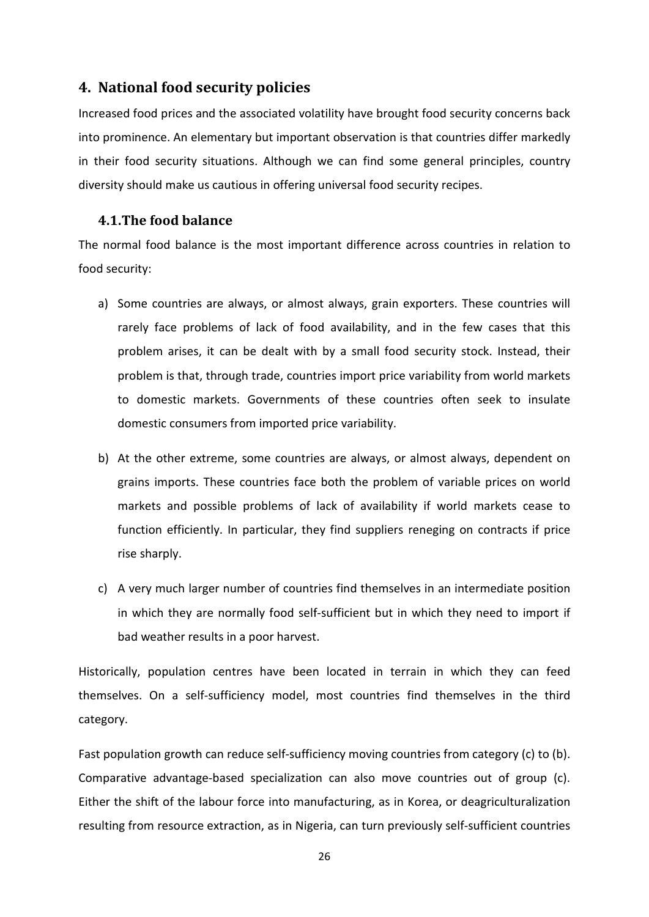## 4. National food security policies

Increased food prices and the associated volatility have brought food security concerns back into prominence. An elementary but important observation is that countries differ markedly in their food security situations. Although we can find some general principles, country diversity should make us cautious in offering universal food security recipes.

### 4.1. The food balance

The normal food balance is the most important difference across countries in relation to food security:

a) Some countries are always, or almost always, grain exporters. These countries will rarely face problems of lack of food availability, and in the few cases that this problem arises, it can be dealt with by a small food security stock. Instead, their problem is that, through trade, countries import price variability from world markets to domestic markets. Governments of these countries often seek to insulate domestic consumers from imported price variability.

b) At the other extreme, some countries are always, or almost always, dependent on grains imports. These countries face both the problem of variable prices on world markets and possible problems of lack of availability if world markets cease to function efficiently. In particular, they find suppliers reneging on contracts if price rise sharply.

c) A very much larger number of countries find themselves in an intermediate position in which they are normally food self-sufficient but in which they need to import if bad weather results in a poor harvest.

Historically, population centres have been located in terrain in which they can feed themselves. On a self-sufficiency model, most countries find themselves in the third category.

Fast population growth can reduce self-sufficiency moving countries from category (c) to (b). Comparative advantage-based specialization can also move countries out of group (c). Either the shift of the labour force into manufacturing, as in Korea, or deagriculturalization resulting from resource extraction, as in Nigeria, can turn previously self-sufficient countries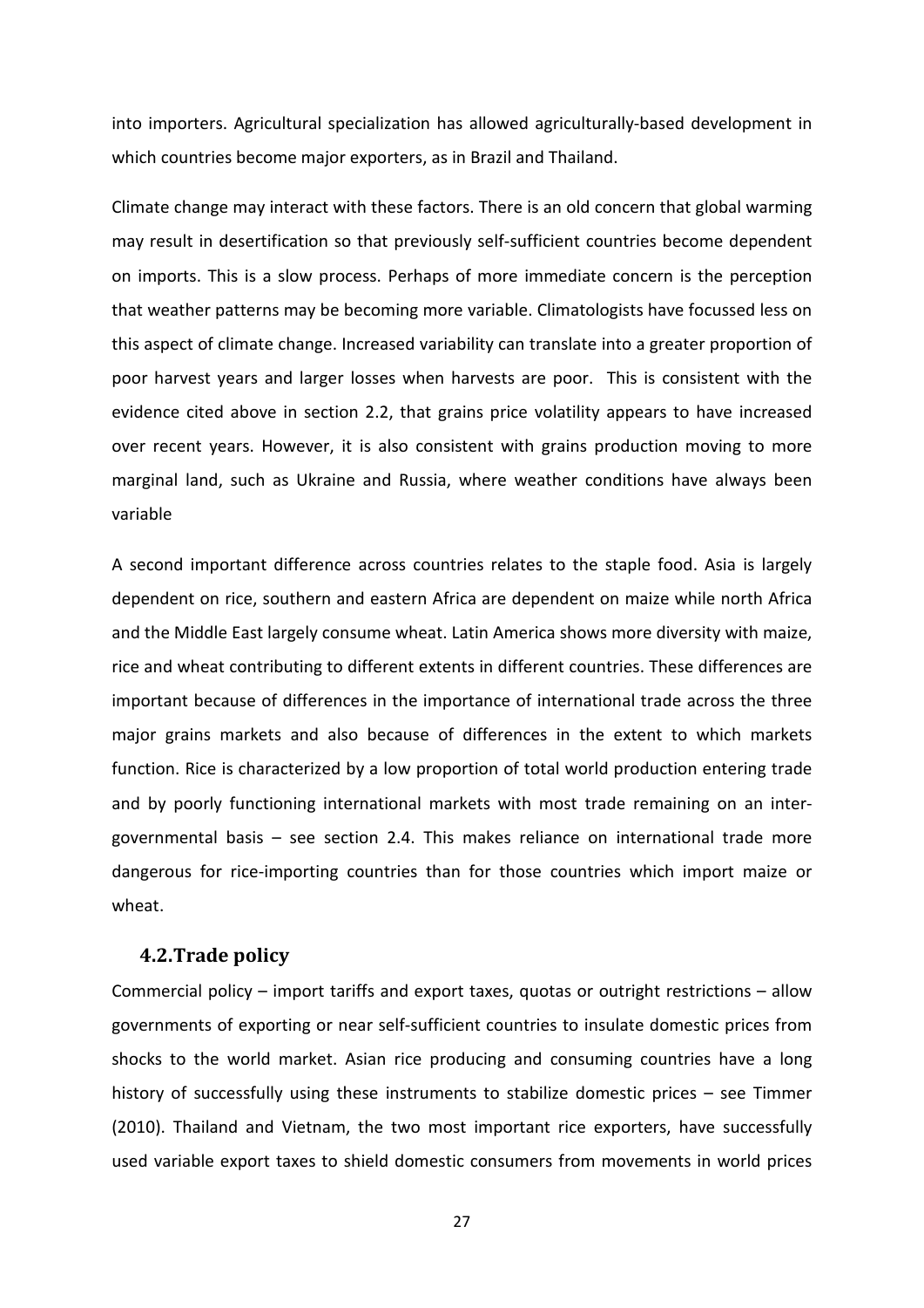into importers. Agricultural specialization has allowed agriculturally-based development in which countries become major exporters, as in Brazil and Thailand.

Climate change may interact with these factors. There is an old concern that global warming may result in desertification so that previously self-sufficient countries become dependent on imports. This is a slow process. Perhaps of more immediate concern is the perception that weather patterns may be becoming more variable. Climatologists have focussed less on this aspect of climate change. Increased variability can translate into a greater proportion of poor harvest years and larger losses when harvests are poor. This is consistent with the evidence cited above in section 2.2, that grains price volatility appears to have increased over recent years. However, it is also consistent with grains production moving to more marginal land, such as Ukraine and Russia, where weather conditions have always been variable

A second important difference across countries relates to the staple food. Asia is largely dependent on rice, southern and eastern Africa are dependent on maize while north Africa and the Middle East largely consume wheat. Latin America shows more diversity with maize, rice and wheat contributing to different extents in different countries. These differences are important because of differences in the importance of international trade across the three major grains markets and also because of differences in the extent to which markets function. Rice is characterized by a low proportion of total world production entering trade and by poorly functioning international markets with most trade remaining on an inter-governmental basis – see section 2.4. This makes reliance on international trade more dangerous for rice-importing countries than for those countries which import maize or wheat.

### 4.2. Trade policy

Commercial policy – import tariffs and export taxes, quotas or outright restrictions – allow governments of exporting or near self-sufficient countries to insulate domestic prices from shocks to the world market. Asian rice producing and consuming countries have a long history of successfully using these instruments to stabilize domestic prices – see Timmer (2010). Thailand and Vietnam, the two most important rice exporters, have successfully used variable export taxes to shield domestic consumers from movements in world prices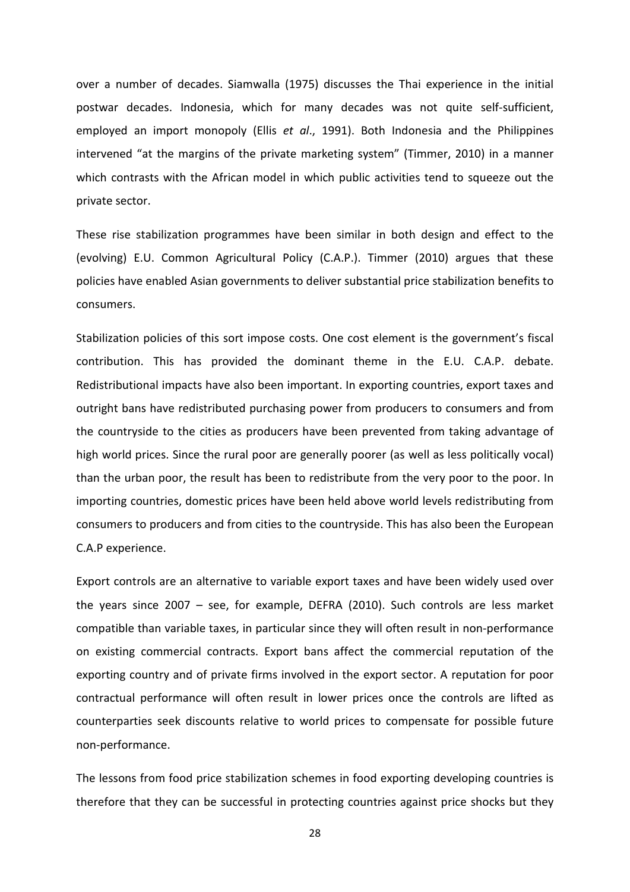over a number of decades. Siamwalla (1975) discusses the Thai experience in the initial postwar decades. Indonesia, which for many decades was not quite self-sufficient, employed an import monopoly (Ellis *et al*., 1991). Both Indonesia and the Philippines intervened "at the margins of the private marketing system" (Timmer, 2010) in a manner which contrasts with the African model in which public activities tend to squeeze out the private sector.

These rise stabilization programmes have been similar in both design and effect to the (evolving) E.U. Common Agricultural Policy (C.A.P.). Timmer (2010) argues that these policies have enabled Asian governments to deliver substantial price stabilization benefits to consumers.

Stabilization policies of this sort impose costs. One cost element is the government's fiscal contribution. This has provided the dominant theme in the E.U. C.A.P. debate. Redistributional impacts have also been important. In exporting countries, export taxes and outright bans have redistributed purchasing power from producers to consumers and from the countryside to the cities as producers have been prevented from taking advantage of high world prices. Since the rural poor are generally poorer (as well as less politically vocal) than the urban poor, the result has been to redistribute from the very poor to the poor. In importing countries, domestic prices have been held above world levels redistributing from consumers to producers and from cities to the countryside. This has also been the European C.A.P experience.

Export controls are an alternative to variable export taxes and have been widely used over the years since 2007 – see, for example, DEFRA (2010). Such controls are less market compatible than variable taxes, in particular since they will often result in non-performance on existing commercial contracts. Export bans affect the commercial reputation of the exporting country and of private firms involved in the export sector. A reputation for poor contractual performance will often result in lower prices once the controls are lifted as counterparties seek discounts relative to world prices to compensate for possible future non-performance.

The lessons from food price stabilization schemes in food exporting developing countries is therefore that they can be successful in protecting countries against price shocks but they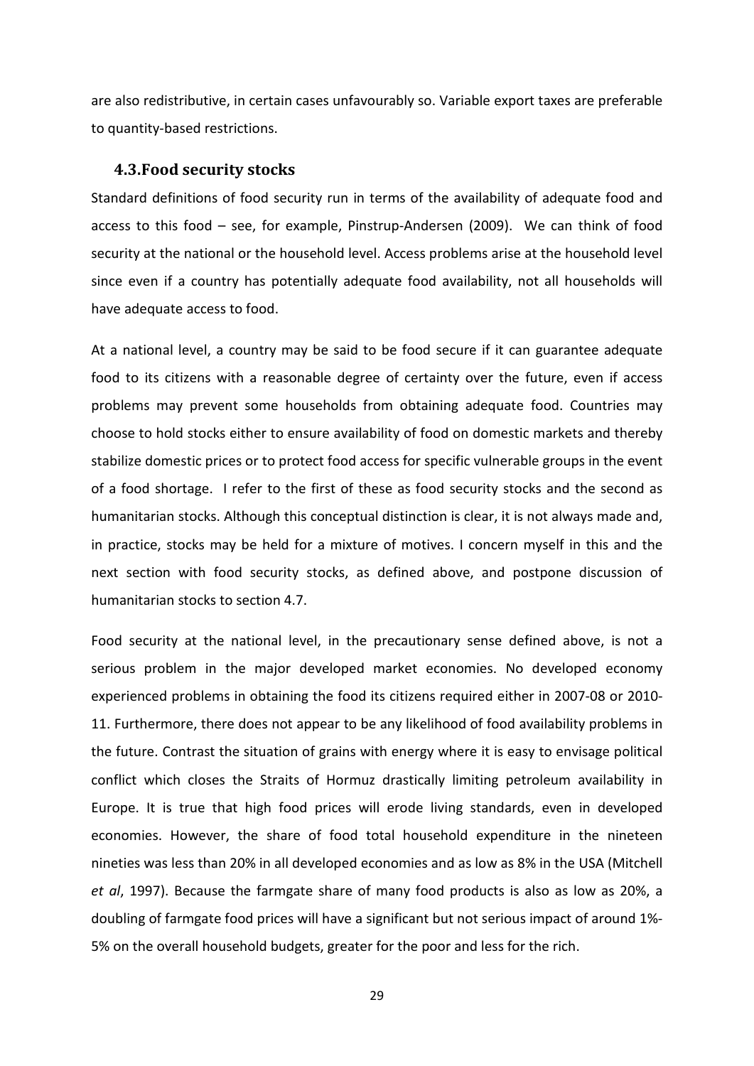are also redistributive, in certain cases unfavourably so. Variable export taxes are preferable to quantity-based restrictions.

### 4.3. Food security stocks

Standard definitions of food security run in terms of the availability of adequate food and access to this food – see, for example, Pinstrup-Andersen (2009). We can think of food security at the national or the household level. Access problems arise at the household level since even if a country has potentially adequate food availability, not all households will have adequate access to food.

At a national level, a country may be said to be food secure if it can guarantee adequate food to its citizens with a reasonable degree of certainty over the future, even if access problems may prevent some households from obtaining adequate food. Countries may choose to hold stocks either to ensure availability of food on domestic markets and thereby stabilize domestic prices or to protect food access for specific vulnerable groups in the event of a food shortage. I refer to the first of these as food security stocks and the second as humanitarian stocks. Although this conceptual distinction is clear, it is not always made and, in practice, stocks may be held for a mixture of motives. I concern myself in this and the next section with food security stocks, as defined above, and postpone discussion of humanitarian stocks to section 4.7.

Food security at the national level, in the precautionary sense defined above, is not a serious problem in the major developed market economies. No developed economy experienced problems in obtaining the food its citizens required either in 2007-08 or 2010-11. Furthermore, there does not appear to be any likelihood of food availability problems in the future. Contrast the situation of grains with energy where it is easy to envisage political conflict which closes the Straits of Hormuz drastically limiting petroleum availability in Europe. It is true that high food prices will erode living standards, even in developed economies. However, the share of food total household expenditure in the nineteen nineties was less than 20% in all developed economies and as low as 8% in the USA (Mitchell *et al*, 1997). Because the farmgate share of many food products is also as low as 20%, a doubling of farmgate food prices will have a significant but not serious impact of around 1%-5% on the overall household budgets, greater for the poor and less for the rich.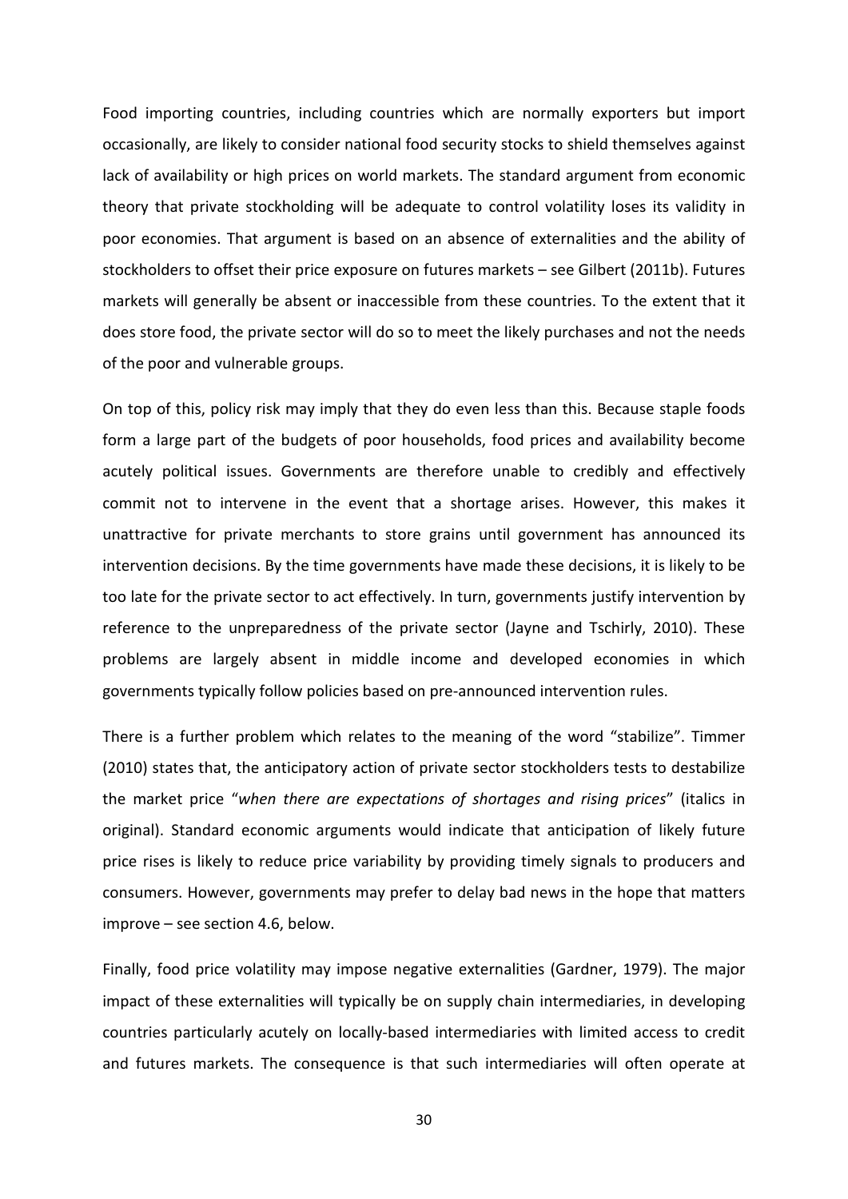Food importing countries, including countries which are normally exporters but import occasionally, are likely to consider national food security stocks to shield themselves against lack of availability or high prices on world markets. The standard argument from economic theory that private stockholding will be adequate to control volatility loses its validity in poor economies. That argument is based on an absence of externalities and the ability of stockholders to offset their price exposure on futures markets – see Gilbert (2011b). Futures markets will generally be absent or inaccessible from these countries. To the extent that it does store food, the private sector will do so to meet the likely purchases and not the needs of the poor and vulnerable groups.

On top of this, policy risk may imply that they do even less than this. Because staple foods form a large part of the budgets of poor households, food prices and availability become acutely political issues. Governments are therefore unable to credibly and effectively commit not to intervene in the event that a shortage arises. However, this makes it unattractive for private merchants to store grains until government has announced its intervention decisions. By the time governments have made these decisions, it is likely to be too late for the private sector to act effectively. In turn, governments justify intervention by reference to the unpreparedness of the private sector (Jayne and Tschirly, 2010). These problems are largely absent in middle income and developed economies in which governments typically follow policies based on pre-announced intervention rules.

There is a further problem which relates to the meaning of the word "stabilize". Timmer (2010) states that, the anticipatory action of private sector stockholders tests to destabilize the market price "*when there are expectations of shortages and rising prices*" (italics in original). Standard economic arguments would indicate that anticipation of likely future price rises is likely to reduce price variability by providing timely signals to producers and consumers. However, governments may prefer to delay bad news in the hope that matters improve – see section 4.6, below.

Finally, food price volatility may impose negative externalities (Gardner, 1979). The major impact of these externalities will typically be on supply chain intermediaries, in developing countries particularly acutely on locally-based intermediaries with limited access to credit and futures markets. The consequence is that such intermediaries will often operate at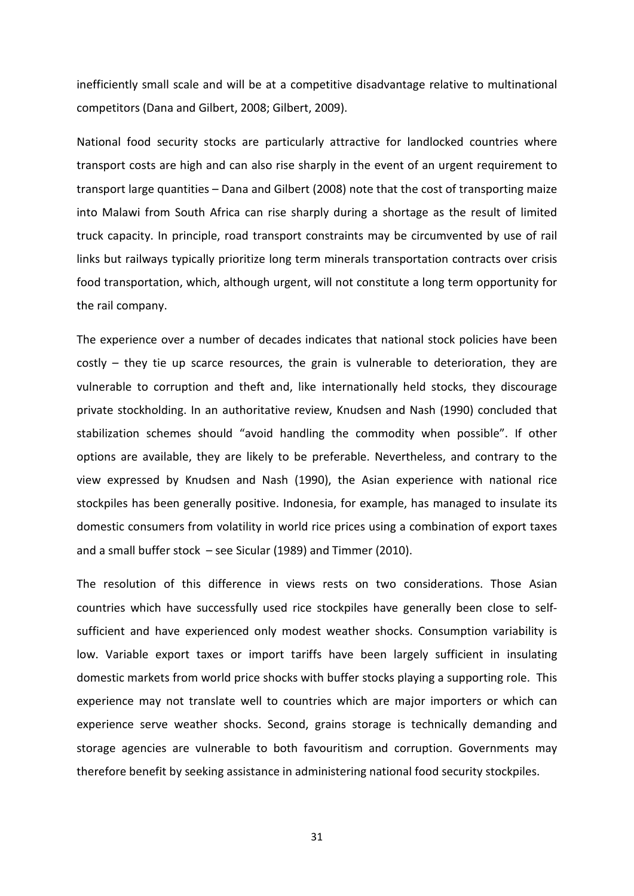inefficiently small scale and will be at a competitive disadvantage relative to multinational competitors (Dana and Gilbert, 2008; Gilbert, 2009).

National food security stocks are particularly attractive for landlocked countries where transport costs are high and can also rise sharply in the event of an urgent requirement to transport large quantities – Dana and Gilbert (2008) note that the cost of transporting maize into Malawi from South Africa can rise sharply during a shortage as the result of limited truck capacity. In principle, road transport constraints may be circumvented by use of rail links but railways typically prioritize long term minerals transportation contracts over crisis food transportation, which, although urgent, will not constitute a long term opportunity for the rail company.

The experience over a number of decades indicates that national stock policies have been costly – they tie up scarce resources, the grain is vulnerable to deterioration, they are vulnerable to corruption and theft and, like internationally held stocks, they discourage private stockholding. In an authoritative review, Knudsen and Nash (1990) concluded that stabilization schemes should "avoid handling the commodity when possible". If other options are available, they are likely to be preferable. Nevertheless, and contrary to the view expressed by Knudsen and Nash (1990), the Asian experience with national rice stockpiles has been generally positive. Indonesia, for example, has managed to insulate its domestic consumers from volatility in world rice prices using a combination of export taxes and a small buffer stock – see Sicular (1989) and Timmer (2010).

The resolution of this difference in views rests on two considerations. Those Asian countries which have successfully used rice stockpiles have generally been close to self-sufficient and have experienced only modest weather shocks. Consumption variability is low. Variable export taxes or import tariffs have been largely sufficient in insulating domestic markets from world price shocks with buffer stocks playing a supporting role. This experience may not translate well to countries which are major importers or which can experience serve weather shocks. Second, grains storage is technically demanding and storage agencies are vulnerable to both favouritism and corruption. Governments may therefore benefit by seeking assistance in administering national food security stockpiles.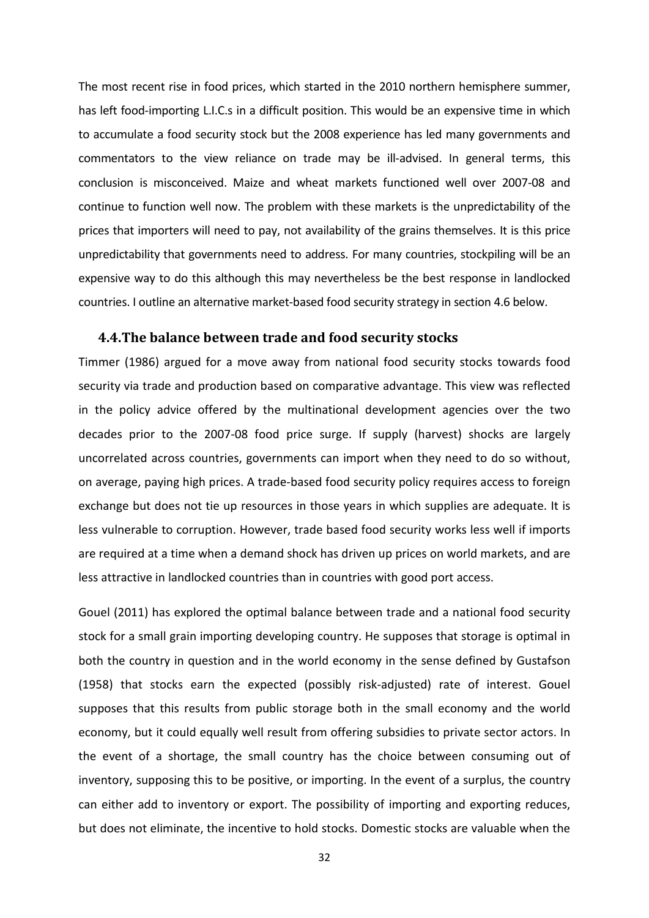The most recent rise in food prices, which started in the 2010 northern hemisphere summer, has left food-importing L.I.C.s in a difficult position. This would be an expensive time in which to accumulate a food security stock but the 2008 experience has led many governments and commentators to the view reliance on trade may be ill-advised. In general terms, this conclusion is misconceived. Maize and wheat markets functioned well over 2007-08 and continue to function well now. The problem with these markets is the unpredictability of the prices that importers will need to pay, not availability of the grains themselves. It is this price unpredictability that governments need to address. For many countries, stockpiling will be an expensive way to do this although this may nevertheless be the best response in landlocked countries. I outline an alternative market-based food security strategy in section 4.6 below.

### 4.4. The balance between trade and food security stocks

Timmer (1986) argued for a move away from national food security stocks towards food security via trade and production based on comparative advantage. This view was reflected in the policy advice offered by the multinational development agencies over the two decades prior to the 2007-08 food price surge. If supply (harvest) shocks are largely uncorrelated across countries, governments can import when they need to do so without, on average, paying high prices. A trade-based food security policy requires access to foreign exchange but does not tie up resources in those years in which supplies are adequate. It is less vulnerable to corruption. However, trade based food security works less well if imports are required at a time when a demand shock has driven up prices on world markets, and are less attractive in landlocked countries than in countries with good port access.

Gouel (2011) has explored the optimal balance between trade and a national food security stock for a small grain importing developing country. He supposes that storage is optimal in both the country in question and in the world economy in the sense defined by Gustafson (1958) that stocks earn the expected (possibly risk-adjusted) rate of interest. Gouel supposes that this results from public storage both in the small economy and the world economy, but it could equally well result from offering subsidies to private sector actors. In the event of a shortage, the small country has the choice between consuming out of inventory, supposing this to be positive, or importing. In the event of a surplus, the country can either add to inventory or export. The possibility of importing and exporting reduces, but does not eliminate, the incentive to hold stocks. Domestic stocks are valuable when the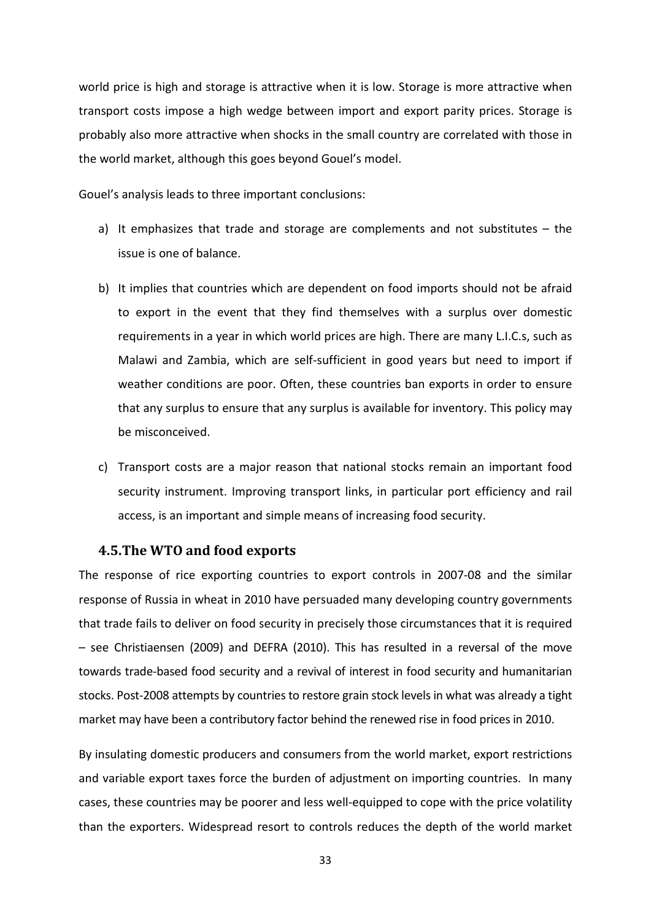world price is high and storage is attractive when it is low. Storage is more attractive when transport costs impose a high wedge between import and export parity prices. Storage is probably also more attractive when shocks in the small country are correlated with those in the world market, although this goes beyond Gouel's model.

Gouel's analysis leads to three important conclusions:

a) It emphasizes that trade and storage are complements and not substitutes – the issue is one of balance.

b) It implies that countries which are dependent on food imports should not be afraid to export in the event that they find themselves with a surplus over domestic requirements in a year in which world prices are high. There are many L.I.C.s, such as Malawi and Zambia, which are self-sufficient in good years but need to import if weather conditions are poor. Often, these countries ban exports in order to ensure that any surplus to ensure that any surplus is available for inventory. This policy may be misconceived.

c) Transport costs are a major reason that national stocks remain an important food security instrument. Improving transport links, in particular port efficiency and rail access, is an important and simple means of increasing food security.

### 4.5. The WTO and food exports

The response of rice exporting countries to export controls in 2007-08 and the similar response of Russia in wheat in 2010 have persuaded many developing country governments that trade fails to deliver on food security in precisely those circumstances that it is required – see Christiaensen (2009) and DEFRA (2010). This has resulted in a reversal of the move towards trade-based food security and a revival of interest in food security and humanitarian stocks. Post-2008 attempts by countries to restore grain stock levels in what was already a tight market may have been a contributory factor behind the renewed rise in food prices in 2010.

By insulating domestic producers and consumers from the world market, export restrictions and variable export taxes force the burden of adjustment on importing countries. In many cases, these countries may be poorer and less well-equipped to cope with the price volatility than the exporters. Widespread resort to controls reduces the depth of the world market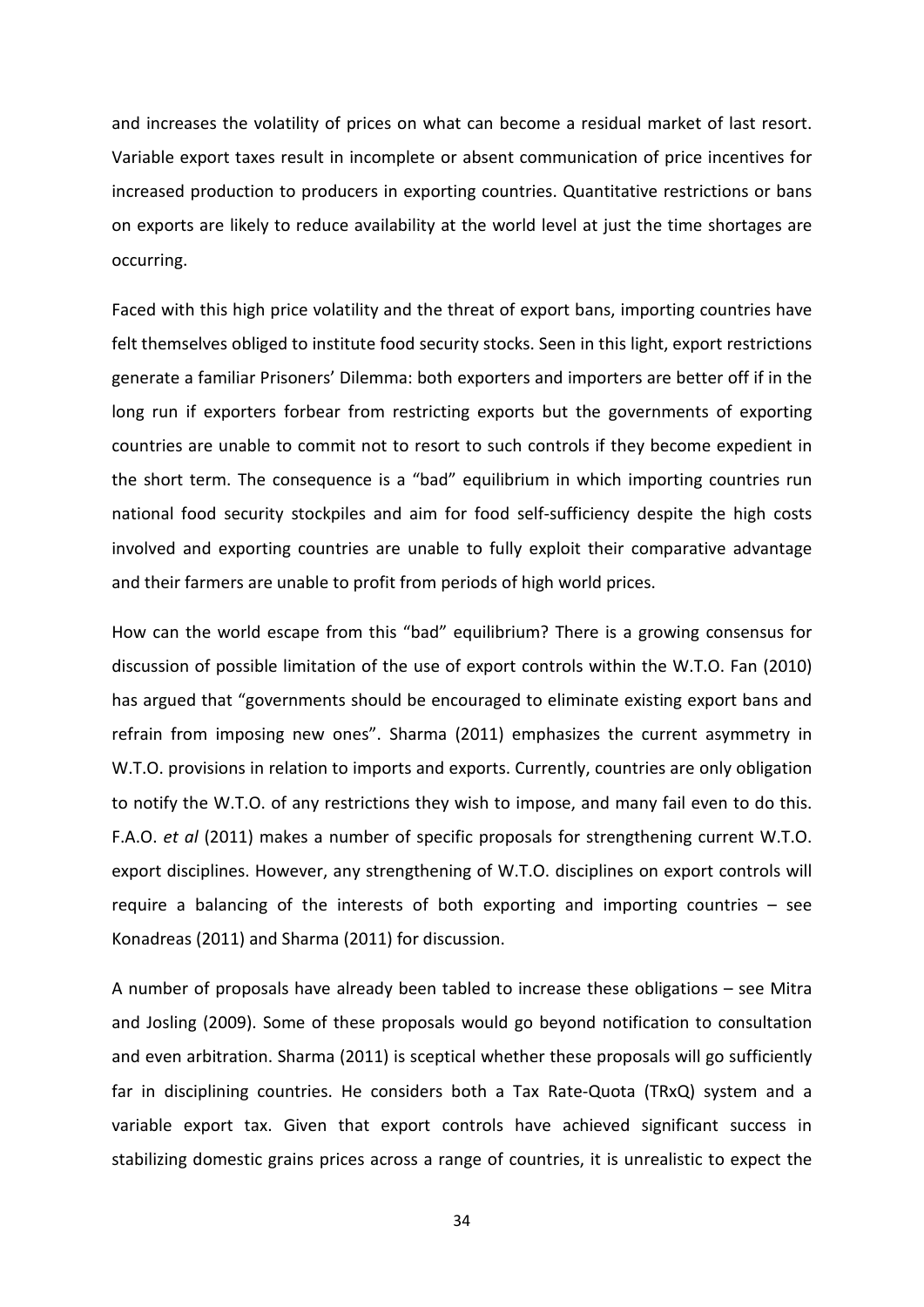and increases the volatility of prices on what can become a residual market of last resort. Variable export taxes result in incomplete or absent communication of price incentives for increased production to producers in exporting countries. Quantitative restrictions or bans on exports are likely to reduce availability at the world level at just the time shortages are occurring.

Faced with this high price volatility and the threat of export bans, importing countries have felt themselves obliged to institute food security stocks. Seen in this light, export restrictions generate a familiar Prisoners' Dilemma: both exporters and importers are better off if in the long run if exporters forbear from restricting exports but the governments of exporting countries are unable to commit not to resort to such controls if they become expedient in the short term. The consequence is a "bad" equilibrium in which importing countries run national food security stockpiles and aim for food self-sufficiency despite the high costs involved and exporting countries are unable to fully exploit their comparative advantage and their farmers are unable to profit from periods of high world prices.

How can the world escape from this "bad" equilibrium? There is a growing consensus for discussion of possible limitation of the use of export controls within the W.T.O. Fan (2010) has argued that "governments should be encouraged to eliminate existing export bans and refrain from imposing new ones". Sharma (2011) emphasizes the current asymmetry in W.T.O. provisions in relation to imports and exports. Currently, countries are only obligation to notify the W.T.O. of any restrictions they wish to impose, and many fail even to do this. F.A.O. *et al* (2011) makes a number of specific proposals for strengthening current W.T.O. export disciplines. However, any strengthening of W.T.O. disciplines on export controls will require a balancing of the interests of both exporting and importing countries – see Konadreas (2011) and Sharma (2011) for discussion.

A number of proposals have already been tabled to increase these obligations – see Mitra and Josling (2009). Some of these proposals would go beyond notification to consultation and even arbitration. Sharma (2011) is sceptical whether these proposals will go sufficiently far in disciplining countries. He considers both a Tax Rate-Quota (TRxQ) system and a variable export tax. Given that export controls have achieved significant success in stabilizing domestic grains prices across a range of countries, it is unrealistic to expect the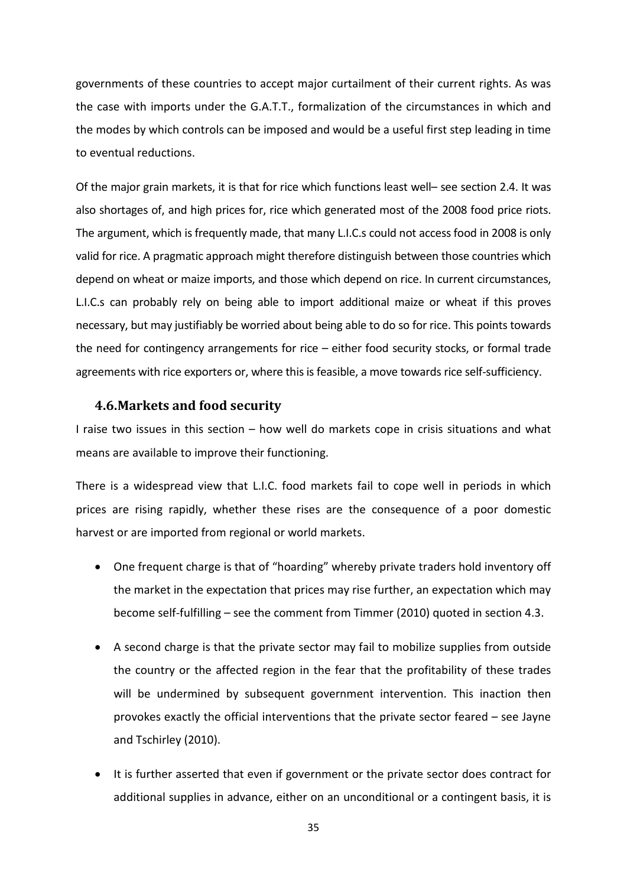governments of these countries to accept major curtailment of their current rights. As was the case with imports under the G.A.T.T., formalization of the circumstances in which and the modes by which controls can be imposed and would be a useful first step leading in time to eventual reductions.

Of the major grain markets, it is that for rice which functions least well– see section 2.4. It was also shortages of, and high prices for, rice which generated most of the 2008 food price riots. The argument, which is frequently made, that many L.I.C.s could not access food in 2008 is only valid for rice. A pragmatic approach might therefore distinguish between those countries which depend on wheat or maize imports, and those which depend on rice. In current circumstances, L.I.C.s can probably rely on being able to import additional maize or wheat if this proves necessary, but may justifiably be worried about being able to do so for rice. This points towards the need for contingency arrangements for rice – either food security stocks, or formal trade agreements with rice exporters or, where this is feasible, a move towards rice self-sufficiency.

### 4.6. Markets and food security

I raise two issues in this section – how well do markets cope in crisis situations and what means are available to improve their functioning.

There is a widespread view that L.I.C. food markets fail to cope well in periods in which prices are rising rapidly, whether these rises are the consequence of a poor domestic harvest or are imported from regional or world markets.

- One frequent charge is that of "hoarding" whereby private traders hold inventory off the market in the expectation that prices may rise further, an expectation which may become self-fulfilling – see the comment from Timmer (2010) quoted in section 4.3.
- A second charge is that the private sector may fail to mobilize supplies from outside the country or the affected region in the fear that the profitability of these trades will be undermined by subsequent government intervention. This inaction then provokes exactly the official interventions that the private sector feared – see Jayne and Tschirley (2010).
- It is further asserted that even if government or the private sector does contract for additional supplies in advance, either on an unconditional or a contingent basis, it is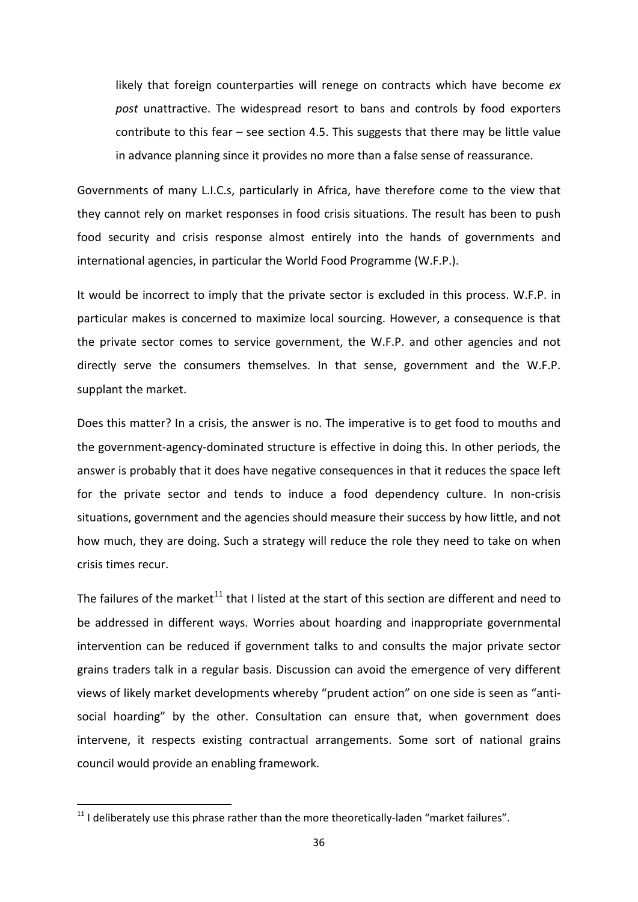likely that foreign counterparties will renege on contracts which have become *ex post* unattractive. The widespread resort to bans and controls by food exporters contribute to this fear – see section 4.5. This suggests that there may be little value in advance planning since it provides no more than a false sense of reassurance.

Governments of many L.I.C.s, particularly in Africa, have therefore come to the view that they cannot rely on market responses in food crisis situations. The result has been to push food security and crisis response almost entirely into the hands of governments and international agencies, in particular the World Food Programme (W.F.P.).

It would be incorrect to imply that the private sector is excluded in this process. W.F.P. in particular makes is concerned to maximize local sourcing. However, a consequence is that the private sector comes to service government, the W.F.P. and other agencies and not directly serve the consumers themselves. In that sense, government and the W.F.P. supplant the market.

Does this matter? In a crisis, the answer is no. The imperative is to get food to mouths and the government-agency-dominated structure is effective in doing this. In other periods, the answer is probably that it does have negative consequences in that it reduces the space left for the private sector and tends to induce a food dependency culture. In non-crisis situations, government and the agencies should measure their success by how little, and not how much, they are doing. Such a strategy will reduce the role they need to take on when crisis times recur.

The failures of the market[11] that I listed at the start of this section are different and need to be addressed in different ways. Worries about hoarding and inappropriate governmental intervention can be reduced if government talks to and consults the major private sector grains traders talk in a regular basis. Discussion can avoid the emergence of very different views of likely market developments whereby "prudent action" on one side is seen as "anti-social hoarding" by the other. Consultation can ensure that, when government does intervene, it respects existing contractual arrangements. Some sort of national grains council would provide an enabling framework.

[11] I deliberately use this phrase rather than the more theoretically-laden "market failures".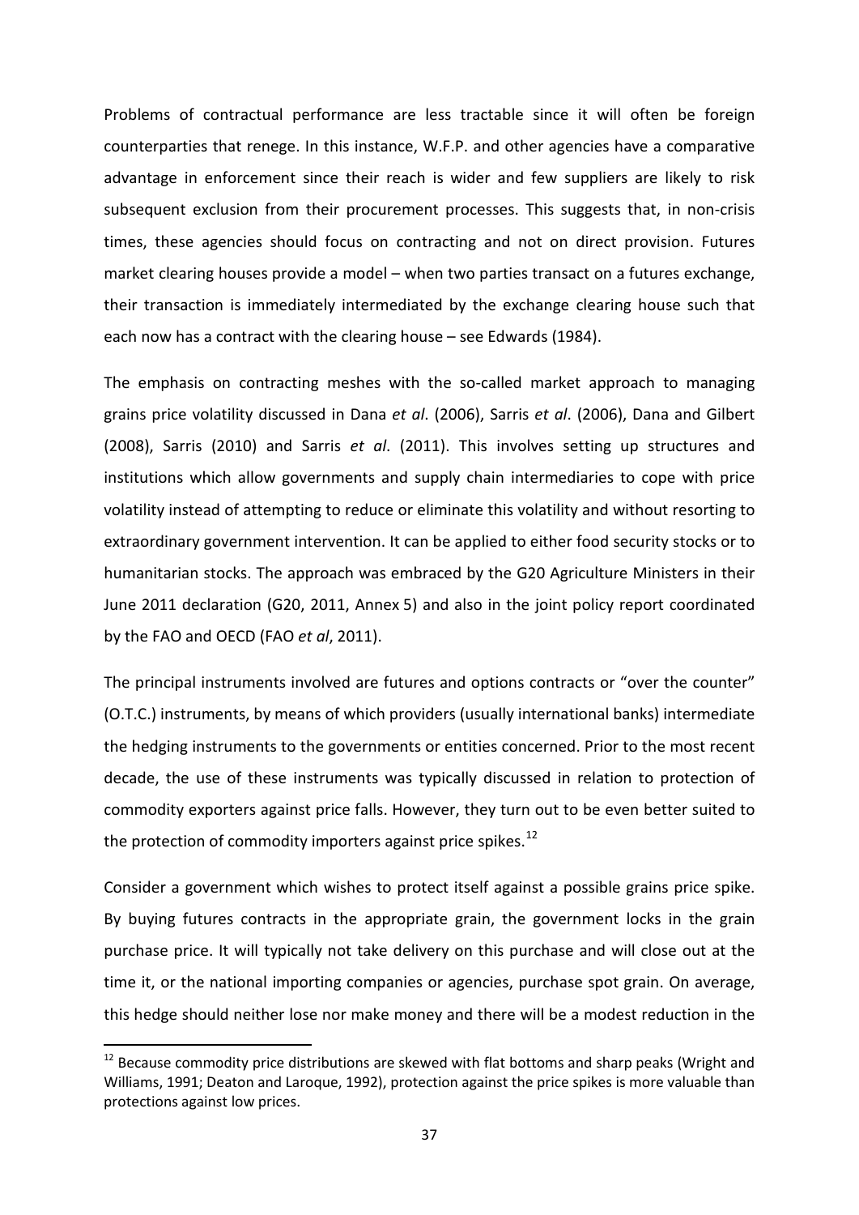Problems of contractual performance are less tractable since it will often be foreign counterparties that renege. In this instance, W.F.P. and other agencies have a comparative advantage in enforcement since their reach is wider and few suppliers are likely to risk subsequent exclusion from their procurement processes. This suggests that, in non-crisis times, these agencies should focus on contracting and not on direct provision. Futures market clearing houses provide a model – when two parties transact on a futures exchange, their transaction is immediately intermediated by the exchange clearing house such that each now has a contract with the clearing house – see Edwards (1984).

The emphasis on contracting meshes with the so-called market approach to managing grains price volatility discussed in Dana *et al*. (2006), Sarris *et al*. (2006), Dana and Gilbert (2008), Sarris (2010) and Sarris *et al*. (2011). This involves setting up structures and institutions which allow governments and supply chain intermediaries to cope with price volatility instead of attempting to reduce or eliminate this volatility and without resorting to extraordinary government intervention. It can be applied to either food security stocks or to humanitarian stocks. The approach was embraced by the G20 Agriculture Ministers in their June 2011 declaration (G20, 2011, Annex 5) and also in the joint policy report coordinated by the FAO and OECD (FAO *et al*, 2011).

The principal instruments involved are futures and options contracts or "over the counter" (O.T.C.) instruments, by means of which providers (usually international banks) intermediate the hedging instruments to the governments or entities concerned. Prior to the most recent decade, the use of these instruments was typically discussed in relation to protection of commodity exporters against price falls. However, they turn out to be even better suited to the protection of commodity importers against price spikes.[12]

Consider a government which wishes to protect itself against a possible grains price spike. By buying futures contracts in the appropriate grain, the government locks in the grain purchase price. It will typically not take delivery on this purchase and will close out at the time it, or the national importing companies or agencies, purchase spot grain. On average, this hedge should neither lose nor make money and there will be a modest reduction in the

[12] Because commodity price distributions are skewed with flat bottoms and sharp peaks (Wright and Williams, 1991; Deaton and Laroque, 1992), protection against the price spikes is more valuable than protections against low prices.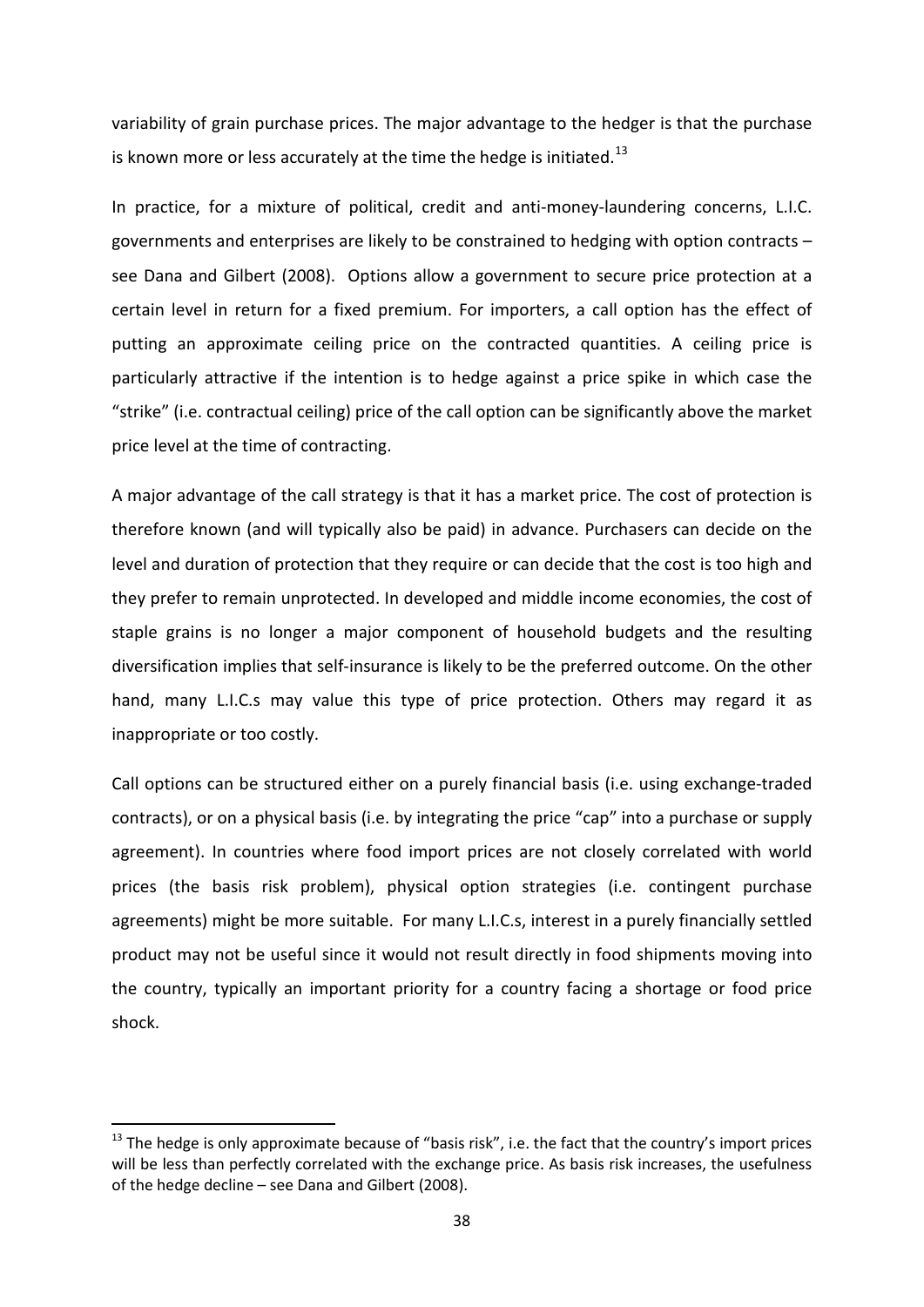variability of grain purchase prices. The major advantage to the hedger is that the purchase is known more or less accurately at the time the hedge is initiated.[13]

In practice, for a mixture of political, credit and anti-money-laundering concerns, L.I.C. governments and enterprises are likely to be constrained to hedging with option contracts – see Dana and Gilbert (2008). Options allow a government to secure price protection at a certain level in return for a fixed premium. For importers, a call option has the effect of putting an approximate ceiling price on the contracted quantities. A ceiling price is particularly attractive if the intention is to hedge against a price spike in which case the "strike" (i.e. contractual ceiling) price of the call option can be significantly above the market price level at the time of contracting.

A major advantage of the call strategy is that it has a market price. The cost of protection is therefore known (and will typically also be paid) in advance. Purchasers can decide on the level and duration of protection that they require or can decide that the cost is too high and they prefer to remain unprotected. In developed and middle income economies, the cost of staple grains is no longer a major component of household budgets and the resulting diversification implies that self-insurance is likely to be the preferred outcome. On the other hand, many L.I.C.s may value this type of price protection. Others may regard it as inappropriate or too costly.

Call options can be structured either on a purely financial basis (i.e. using exchange-traded contracts), or on a physical basis (i.e. by integrating the price "cap" into a purchase or supply agreement). In countries where food import prices are not closely correlated with world prices (the basis risk problem), physical option strategies (i.e. contingent purchase agreements) might be more suitable. For many L.I.C.s, interest in a purely financially settled product may not be useful since it would not result directly in food shipments moving into the country, typically an important priority for a country facing a shortage or food price shock.

[13] The hedge is only approximate because of "basis risk", i.e. the fact that the country's import prices will be less than perfectly correlated with the exchange price. As basis risk increases, the usefulness of the hedge decline – see Dana and Gilbert (2008).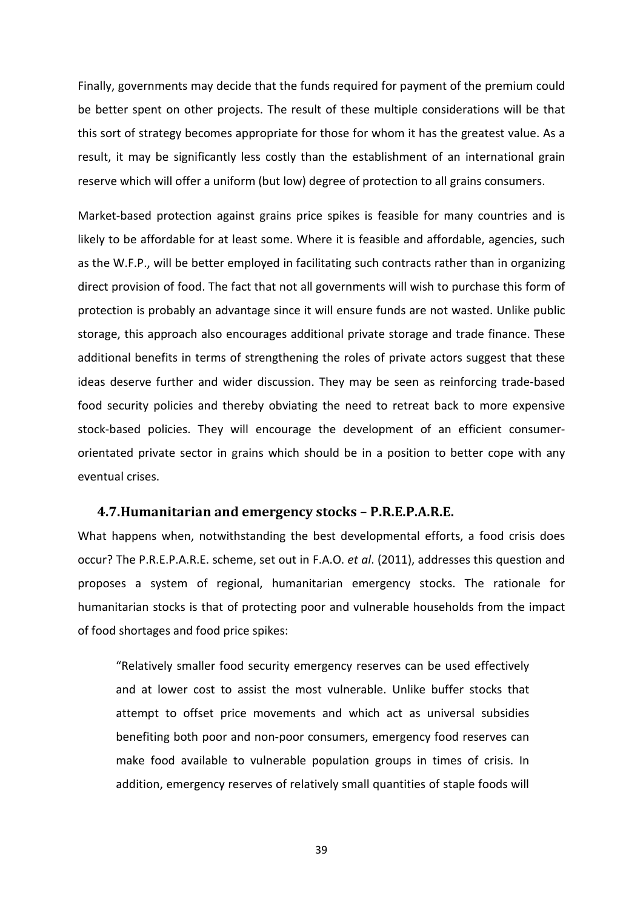Finally, governments may decide that the funds required for payment of the premium could be better spent on other projects. The result of these multiple considerations will be that this sort of strategy becomes appropriate for those for whom it has the greatest value. As a result, it may be significantly less costly than the establishment of an international grain reserve which will offer a uniform (but low) degree of protection to all grains consumers.

Market-based protection against grains price spikes is feasible for many countries and is likely to be affordable for at least some. Where it is feasible and affordable, agencies, such as the W.F.P., will be better employed in facilitating such contracts rather than in organizing direct provision of food. The fact that not all governments will wish to purchase this form of protection is probably an advantage since it will ensure funds are not wasted. Unlike public storage, this approach also encourages additional private storage and trade finance. These additional benefits in terms of strengthening the roles of private actors suggest that these ideas deserve further and wider discussion. They may be seen as reinforcing trade-based food security policies and thereby obviating the need to retreat back to more expensive stock-based policies. They will encourage the development of an efficient consumer-orientated private sector in grains which should be in a position to better cope with any eventual crises.

### 4.7. Humanitarian and emergency stocks – P.R.E.P.A.R.E.

What happens when, notwithstanding the best developmental efforts, a food crisis does occur? The P.R.E.P.A.R.E. scheme, set out in F.A.O. *et al*. (2011), addresses this question and proposes a system of regional, humanitarian emergency stocks. The rationale for humanitarian stocks is that of protecting poor and vulnerable households from the impact of food shortages and food price spikes:

> "Relatively smaller food security emergency reserves can be used effectively and at lower cost to assist the most vulnerable. Unlike buffer stocks that attempt to offset price movements and which act as universal subsidies benefiting both poor and non-poor consumers, emergency food reserves can make food available to vulnerable population groups in times of crisis. In addition, emergency reserves of relatively small quantities of staple foods will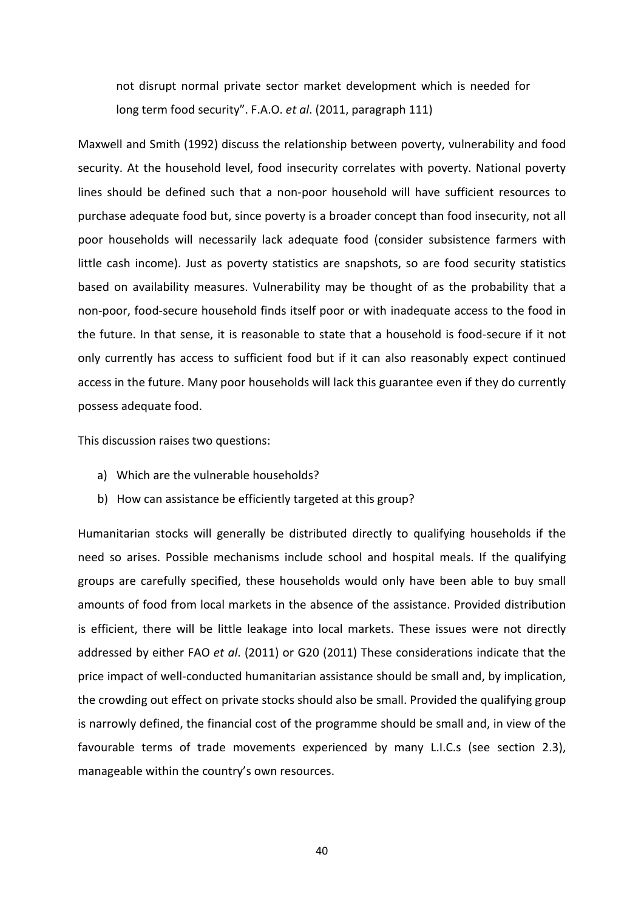not disrupt normal private sector market development which is needed for long term food security". F.A.O. *et al*. (2011, paragraph 111)

Maxwell and Smith (1992) discuss the relationship between poverty, vulnerability and food security. At the household level, food insecurity correlates with poverty. National poverty lines should be defined such that a non-poor household will have sufficient resources to purchase adequate food but, since poverty is a broader concept than food insecurity, not all poor households will necessarily lack adequate food (consider subsistence farmers with little cash income). Just as poverty statistics are snapshots, so are food security statistics based on availability measures. Vulnerability may be thought of as the probability that a non-poor, food-secure household finds itself poor or with inadequate access to the food in the future. In that sense, it is reasonable to state that a household is food-secure if it not only currently has access to sufficient food but if it can also reasonably expect continued access in the future. Many poor households will lack this guarantee even if they do currently possess adequate food.

This discussion raises two questions:

a) Which are the vulnerable households?
b) How can assistance be efficiently targeted at this group?

Humanitarian stocks will generally be distributed directly to qualifying households if the need so arises. Possible mechanisms include school and hospital meals. If the qualifying groups are carefully specified, these households would only have been able to buy small amounts of food from local markets in the absence of the assistance. Provided distribution is efficient, there will be little leakage into local markets. These issues were not directly addressed by either FAO *et al*. (2011) or G20 (2011) These considerations indicate that the price impact of well-conducted humanitarian assistance should be small and, by implication, the crowding out effect on private stocks should also be small. Provided the qualifying group is narrowly defined, the financial cost of the programme should be small and, in view of the favourable terms of trade movements experienced by many L.I.C.s (see section 2.3), manageable within the country's own resources.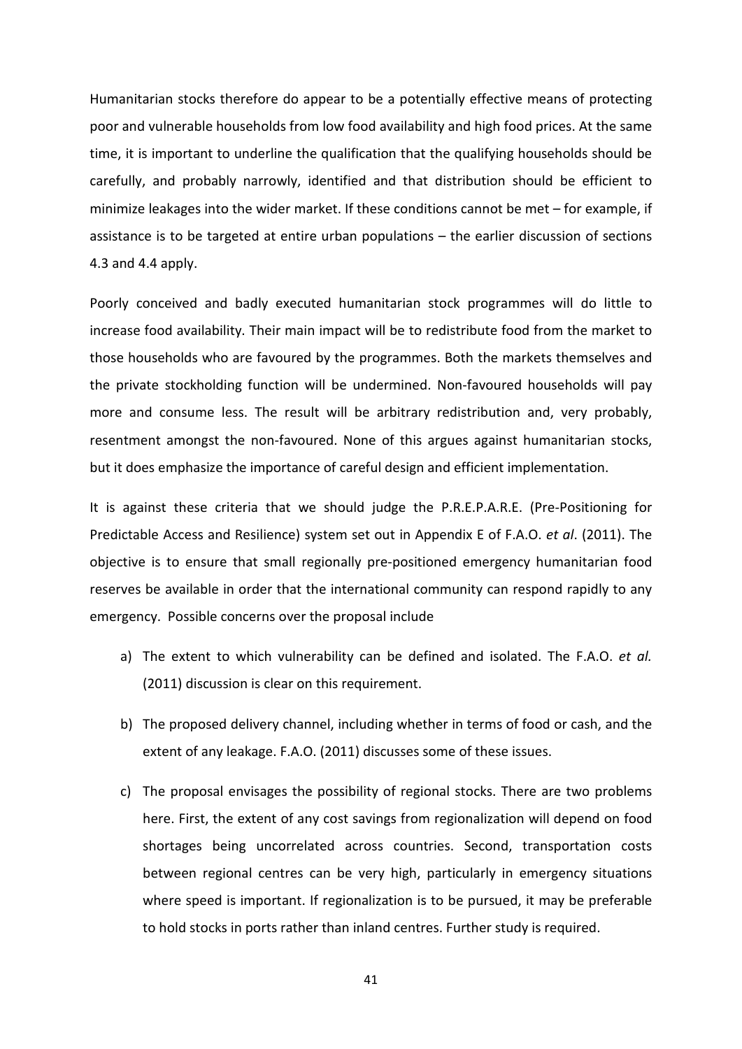Humanitarian stocks therefore do appear to be a potentially effective means of protecting poor and vulnerable households from low food availability and high food prices. At the same time, it is important to underline the qualification that the qualifying households should be carefully, and probably narrowly, identified and that distribution should be efficient to minimize leakages into the wider market. If these conditions cannot be met – for example, if assistance is to be targeted at entire urban populations – the earlier discussion of sections 4.3 and 4.4 apply.

Poorly conceived and badly executed humanitarian stock programmes will do little to increase food availability. Their main impact will be to redistribute food from the market to those households who are favoured by the programmes. Both the markets themselves and the private stockholding function will be undermined. Non-favoured households will pay more and consume less. The result will be arbitrary redistribution and, very probably, resentment amongst the non-favoured. None of this argues against humanitarian stocks, but it does emphasize the importance of careful design and efficient implementation.

It is against these criteria that we should judge the P.R.E.P.A.R.E. (Pre-Positioning for Predictable Access and Resilience) system set out in Appendix E of F.A.O. *et al*. (2011). The objective is to ensure that small regionally pre-positioned emergency humanitarian food reserves be available in order that the international community can respond rapidly to any emergency. Possible concerns over the proposal include

a) The extent to which vulnerability can be defined and isolated. The F.A.O. *et al.* (2011) discussion is clear on this requirement.

b) The proposed delivery channel, including whether in terms of food or cash, and the extent of any leakage. F.A.O. (2011) discusses some of these issues.

c) The proposal envisages the possibility of regional stocks. There are two problems here. First, the extent of any cost savings from regionalization will depend on food shortages being uncorrelated across countries. Second, transportation costs between regional centres can be very high, particularly in emergency situations where speed is important. If regionalization is to be pursued, it may be preferable to hold stocks in ports rather than inland centres. Further study is required.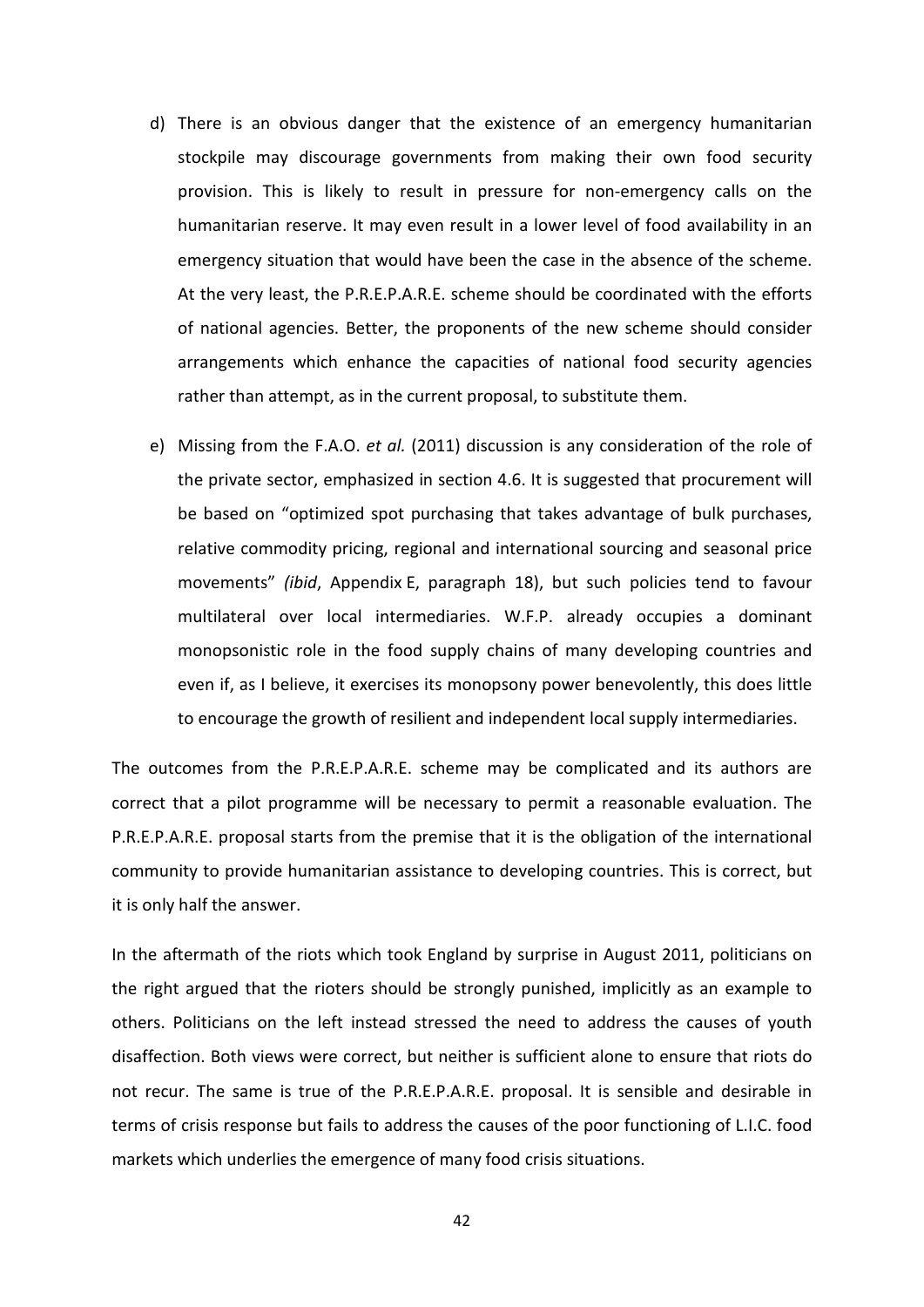d) There is an obvious danger that the existence of an emergency humanitarian stockpile may discourage governments from making their own food security provision. This is likely to result in pressure for non-emergency calls on the humanitarian reserve. It may even result in a lower level of food availability in an emergency situation that would have been the case in the absence of the scheme. At the very least, the P.R.E.P.A.R.E. scheme should be coordinated with the efforts of national agencies. Better, the proponents of the new scheme should consider arrangements which enhance the capacities of national food security agencies rather than attempt, as in the current proposal, to substitute them.

e) Missing from the F.A.O. *et al.* (2011) discussion is any consideration of the role of the private sector, emphasized in section 4.6. It is suggested that procurement will be based on "optimized spot purchasing that takes advantage of bulk purchases, relative commodity pricing, regional and international sourcing and seasonal price movements" *(ibid*, Appendix E, paragraph 18), but such policies tend to favour multilateral over local intermediaries. W.F.P. already occupies a dominant monopsonistic role in the food supply chains of many developing countries and even if, as I believe, it exercises its monopsony power benevolently, this does little to encourage the growth of resilient and independent local supply intermediaries.

The outcomes from the P.R.E.P.A.R.E. scheme may be complicated and its authors are correct that a pilot programme will be necessary to permit a reasonable evaluation. The P.R.E.P.A.R.E. proposal starts from the premise that it is the obligation of the international community to provide humanitarian assistance to developing countries. This is correct, but it is only half the answer.

In the aftermath of the riots which took England by surprise in August 2011, politicians on the right argued that the rioters should be strongly punished, implicitly as an example to others. Politicians on the left instead stressed the need to address the causes of youth disaffection. Both views were correct, but neither is sufficient alone to ensure that riots do not recur. The same is true of the P.R.E.P.A.R.E. proposal. It is sensible and desirable in terms of crisis response but fails to address the causes of the poor functioning of L.I.C. food markets which underlies the emergence of many food crisis situations.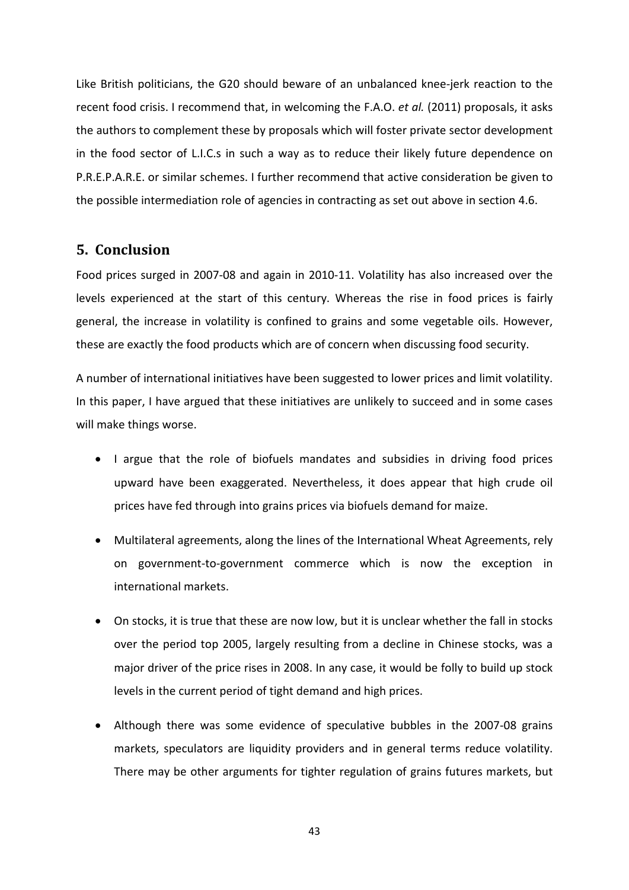Like British politicians, the G20 should beware of an unbalanced knee-jerk reaction to the recent food crisis. I recommend that, in welcoming the F.A.O. *et al.* (2011) proposals, it asks the authors to complement these by proposals which will foster private sector development in the food sector of L.I.C.s in such a way as to reduce their likely future dependence on P.R.E.P.A.R.E. or similar schemes. I further recommend that active consideration be given to the possible intermediation role of agencies in contracting as set out above in section 4.6.

## 5. Conclusion

Food prices surged in 2007-08 and again in 2010-11. Volatility has also increased over the levels experienced at the start of this century. Whereas the rise in food prices is fairly general, the increase in volatility is confined to grains and some vegetable oils. However, these are exactly the food products which are of concern when discussing food security.

A number of international initiatives have been suggested to lower prices and limit volatility. In this paper, I have argued that these initiatives are unlikely to succeed and in some cases will make things worse.

- I argue that the role of biofuels mandates and subsidies in driving food prices upward have been exaggerated. Nevertheless, it does appear that high crude oil prices have fed through into grains prices via biofuels demand for maize.
- Multilateral agreements, along the lines of the International Wheat Agreements, rely on government-to-government commerce which is now the exception in international markets.
- On stocks, it is true that these are now low, but it is unclear whether the fall in stocks over the period top 2005, largely resulting from a decline in Chinese stocks, was a major driver of the price rises in 2008. In any case, it would be folly to build up stock levels in the current period of tight demand and high prices.
- Although there was some evidence of speculative bubbles in the 2007-08 grains markets, speculators are liquidity providers and in general terms reduce volatility. There may be other arguments for tighter regulation of grains futures markets, but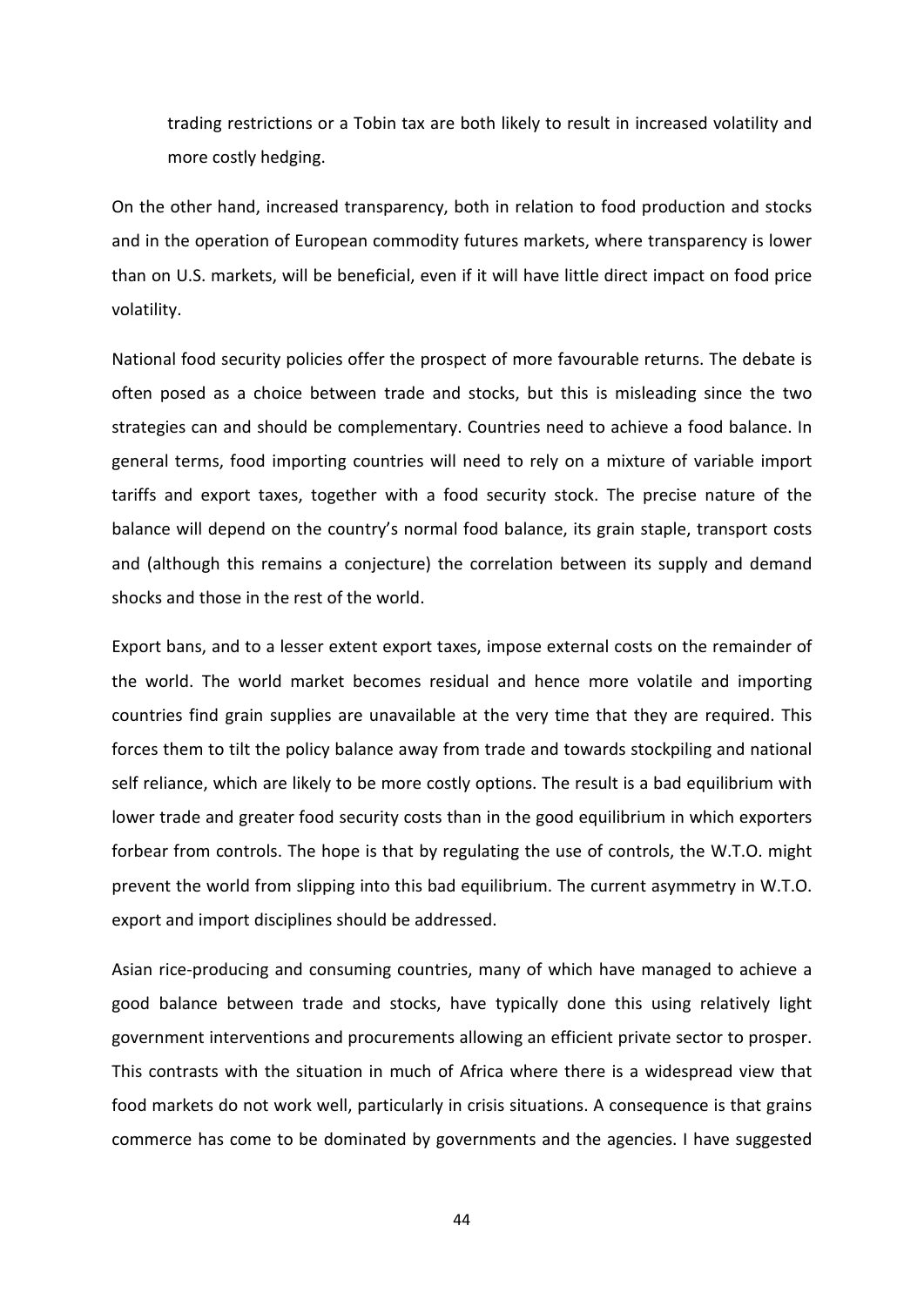trading restrictions or a Tobin tax are both likely to result in increased volatility and more costly hedging.

On the other hand, increased transparency, both in relation to food production and stocks and in the operation of European commodity futures markets, where transparency is lower than on U.S. markets, will be beneficial, even if it will have little direct impact on food price volatility.

National food security policies offer the prospect of more favourable returns. The debate is often posed as a choice between trade and stocks, but this is misleading since the two strategies can and should be complementary. Countries need to achieve a food balance. In general terms, food importing countries will need to rely on a mixture of variable import tariffs and export taxes, together with a food security stock. The precise nature of the balance will depend on the country's normal food balance, its grain staple, transport costs and (although this remains a conjecture) the correlation between its supply and demand shocks and those in the rest of the world.

Export bans, and to a lesser extent export taxes, impose external costs on the remainder of the world. The world market becomes residual and hence more volatile and importing countries find grain supplies are unavailable at the very time that they are required. This forces them to tilt the policy balance away from trade and towards stockpiling and national self reliance, which are likely to be more costly options. The result is a bad equilibrium with lower trade and greater food security costs than in the good equilibrium in which exporters forbear from controls. The hope is that by regulating the use of controls, the W.T.O. might prevent the world from slipping into this bad equilibrium. The current asymmetry in W.T.O. export and import disciplines should be addressed.

Asian rice-producing and consuming countries, many of which have managed to achieve a good balance between trade and stocks, have typically done this using relatively light government interventions and procurements allowing an efficient private sector to prosper. This contrasts with the situation in much of Africa where there is a widespread view that food markets do not work well, particularly in crisis situations. A consequence is that grains commerce has come to be dominated by governments and the agencies. I have suggested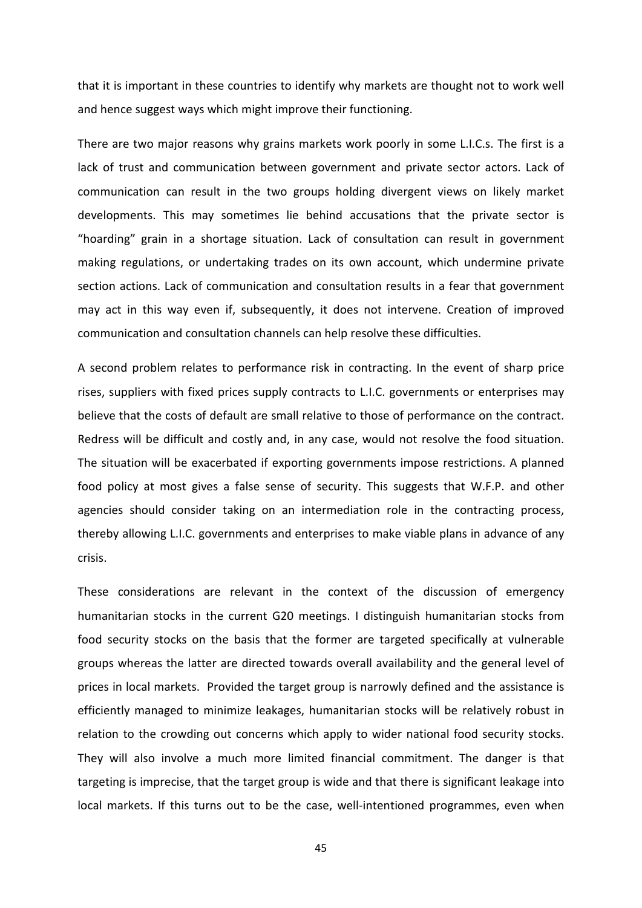that it is important in these countries to identify why markets are thought not to work well and hence suggest ways which might improve their functioning.

There are two major reasons why grains markets work poorly in some L.I.C.s. The first is a lack of trust and communication between government and private sector actors. Lack of communication can result in the two groups holding divergent views on likely market developments. This may sometimes lie behind accusations that the private sector is "hoarding" grain in a shortage situation. Lack of consultation can result in government making regulations, or undertaking trades on its own account, which undermine private section actions. Lack of communication and consultation results in a fear that government may act in this way even if, subsequently, it does not intervene. Creation of improved communication and consultation channels can help resolve these difficulties.

A second problem relates to performance risk in contracting. In the event of sharp price rises, suppliers with fixed prices supply contracts to L.I.C. governments or enterprises may believe that the costs of default are small relative to those of performance on the contract. Redress will be difficult and costly and, in any case, would not resolve the food situation. The situation will be exacerbated if exporting governments impose restrictions. A planned food policy at most gives a false sense of security. This suggests that W.F.P. and other agencies should consider taking on an intermediation role in the contracting process, thereby allowing L.I.C. governments and enterprises to make viable plans in advance of any crisis.

These considerations are relevant in the context of the discussion of emergency humanitarian stocks in the current G20 meetings. I distinguish humanitarian stocks from food security stocks on the basis that the former are targeted specifically at vulnerable groups whereas the latter are directed towards overall availability and the general level of prices in local markets. Provided the target group is narrowly defined and the assistance is efficiently managed to minimize leakages, humanitarian stocks will be relatively robust in relation to the crowding out concerns which apply to wider national food security stocks. They will also involve a much more limited financial commitment. The danger is that targeting is imprecise, that the target group is wide and that there is significant leakage into local markets. If this turns out to be the case, well-intentioned programmes, even when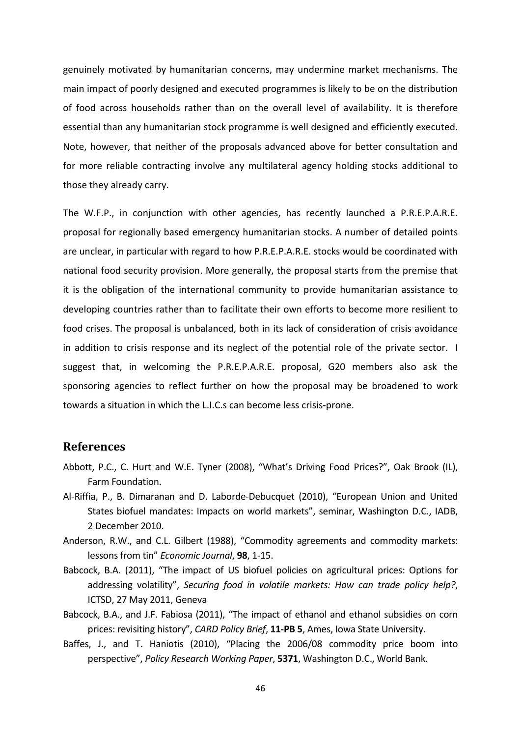genuinely motivated by humanitarian concerns, may undermine market mechanisms. The main impact of poorly designed and executed programmes is likely to be on the distribution of food across households rather than on the overall level of availability. It is therefore essential than any humanitarian stock programme is well designed and efficiently executed. Note, however, that neither of the proposals advanced above for better consultation and for more reliable contracting involve any multilateral agency holding stocks additional to those they already carry.

The W.F.P., in conjunction with other agencies, has recently launched a P.R.E.P.A.R.E. proposal for regionally based emergency humanitarian stocks. A number of detailed points are unclear, in particular with regard to how P.R.E.P.A.R.E. stocks would be coordinated with national food security provision. More generally, the proposal starts from the premise that it is the obligation of the international community to provide humanitarian assistance to developing countries rather than to facilitate their own efforts to become more resilient to food crises. The proposal is unbalanced, both in its lack of consideration of crisis avoidance in addition to crisis response and its neglect of the potential role of the private sector. I suggest that, in welcoming the P.R.E.P.A.R.E. proposal, G20 members also ask the sponsoring agencies to reflect further on how the proposal may be broadened to work towards a situation in which the L.I.C.s can become less crisis-prone.

## References

Abbott, P.C., C. Hurt and W.E. Tyner (2008), "What's Driving Food Prices?", Oak Brook (IL), Farm Foundation.

Al-Riffia, P., B. Dimaranan and D. Laborde-Debucquet (2010), "European Union and United States biofuel mandates: Impacts on world markets", seminar, Washington D.C., IADB, 2 December 2010.

Anderson, R.W., and C.L. Gilbert (1988), "Commodity agreements and commodity markets: lessons from tin" *Economic Journal*, **98**, 1-15.

Babcock, B.A. (2011), "The impact of US biofuel policies on agricultural prices: Options for addressing volatility", *Securing food in volatile markets: How can trade policy help?*, ICTSD, 27 May 2011, Geneva

Babcock, B.A., and J.F. Fabiosa (2011), "The impact of ethanol and ethanol subsidies on corn prices: revisiting history", *CARD Policy Brief*, **11-PB 5**, Ames, Iowa State University.

Baffes, J., and T. Haniotis (2010), "Placing the 2006/08 commodity price boom into perspective", *Policy Research Working Paper*, **5371**, Washington D.C., World Bank.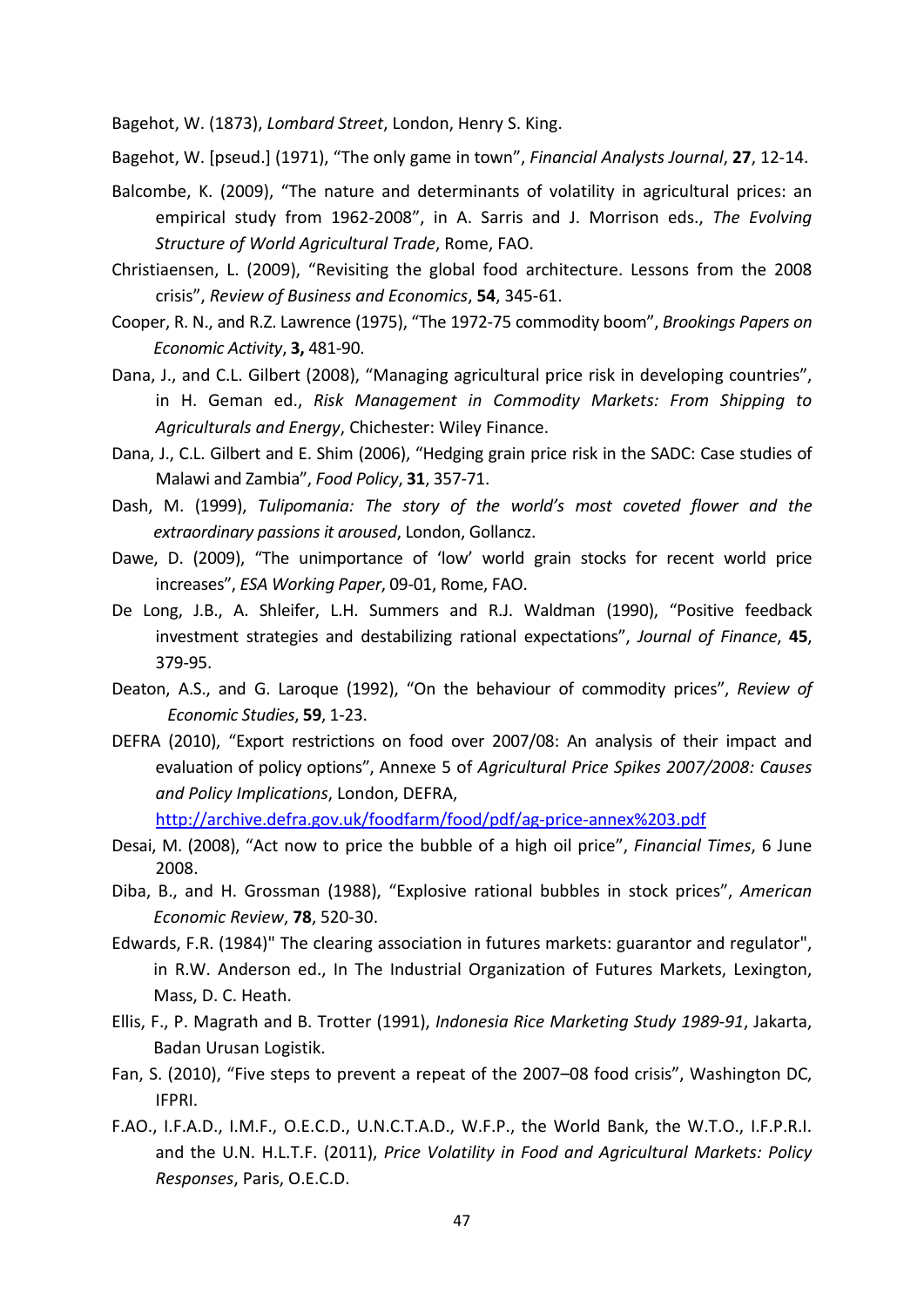Bagehot, W. (1873), *Lombard Street*, London, Henry S. King.

Bagehot, W. [pseud.] (1971), "The only game in town", *Financial Analysts Journal*, **27**, 12-14.

Balcombe, K. (2009), "The nature and determinants of volatility in agricultural prices: an empirical study from 1962-2008", in A. Sarris and J. Morrison eds., *The Evolving Structure of World Agricultural Trade*, Rome, FAO.

Christiaensen, L. (2009), "Revisiting the global food architecture. Lessons from the 2008 crisis", *Review of Business and Economics*, **54**, 345-61.

Cooper, R. N., and R.Z. Lawrence (1975), "The 1972-75 commodity boom", *Brookings Papers on Economic Activity*, **3,** 481-90.

Dana, J., and C.L. Gilbert (2008), "Managing agricultural price risk in developing countries", in H. Geman ed., *Risk Management in Commodity Markets: From Shipping to Agriculturals and Energy*, Chichester: Wiley Finance.

Dana, J., C.L. Gilbert and E. Shim (2006), "Hedging grain price risk in the SADC: Case studies of Malawi and Zambia", *Food Policy*, **31**, 357-71.

Dash, M. (1999), *Tulipomania: The story of the world's most coveted flower and the extraordinary passions it aroused*, London, Gollancz.

Dawe, D. (2009), "The unimportance of 'low' world grain stocks for recent world price increases", *ESA Working Paper*, 09-01, Rome, FAO.

De Long, J.B., A. Shleifer, L.H. Summers and R.J. Waldman (1990), "Positive feedback investment strategies and destabilizing rational expectations", *Journal of Finance*, **45**, 379-95.

Deaton, A.S., and G. Laroque (1992), "On the behaviour of commodity prices", *Review of Economic Studies*, **59**, 1-23.

DEFRA (2010), "Export restrictions on food over 2007/08: An analysis of their impact and evaluation of policy options", Annexe 5 of *Agricultural Price Spikes 2007/2008: Causes and Policy Implications*, London, DEFRA, http://archive.defra.gov.uk/foodfarm/food/pdf/ag-price-annex%203.pdf

Desai, M. (2008), "Act now to price the bubble of a high oil price", *Financial Times*, 6 June 2008.

Diba, B., and H. Grossman (1988), "Explosive rational bubbles in stock prices", *American Economic Review*, **78**, 520-30.

Edwards, F.R. (1984)" The clearing association in futures markets: guarantor and regulator", in R.W. Anderson ed., In The Industrial Organization of Futures Markets, Lexington, Mass, D. C. Heath.

Ellis, F., P. Magrath and B. Trotter (1991), *Indonesia Rice Marketing Study 1989-91*, Jakarta, Badan Urusan Logistik.

Fan, S. (2010), "Five steps to prevent a repeat of the 2007–08 food crisis", Washington DC, IFPRI.

F.AO., I.F.A.D., I.M.F., O.E.C.D., U.N.C.T.A.D., W.F.P., the World Bank, the W.T.O., I.F.P.R.I. and the U.N. H.L.T.F. (2011), *Price Volatility in Food and Agricultural Markets: Policy Responses*, Paris, O.E.C.D.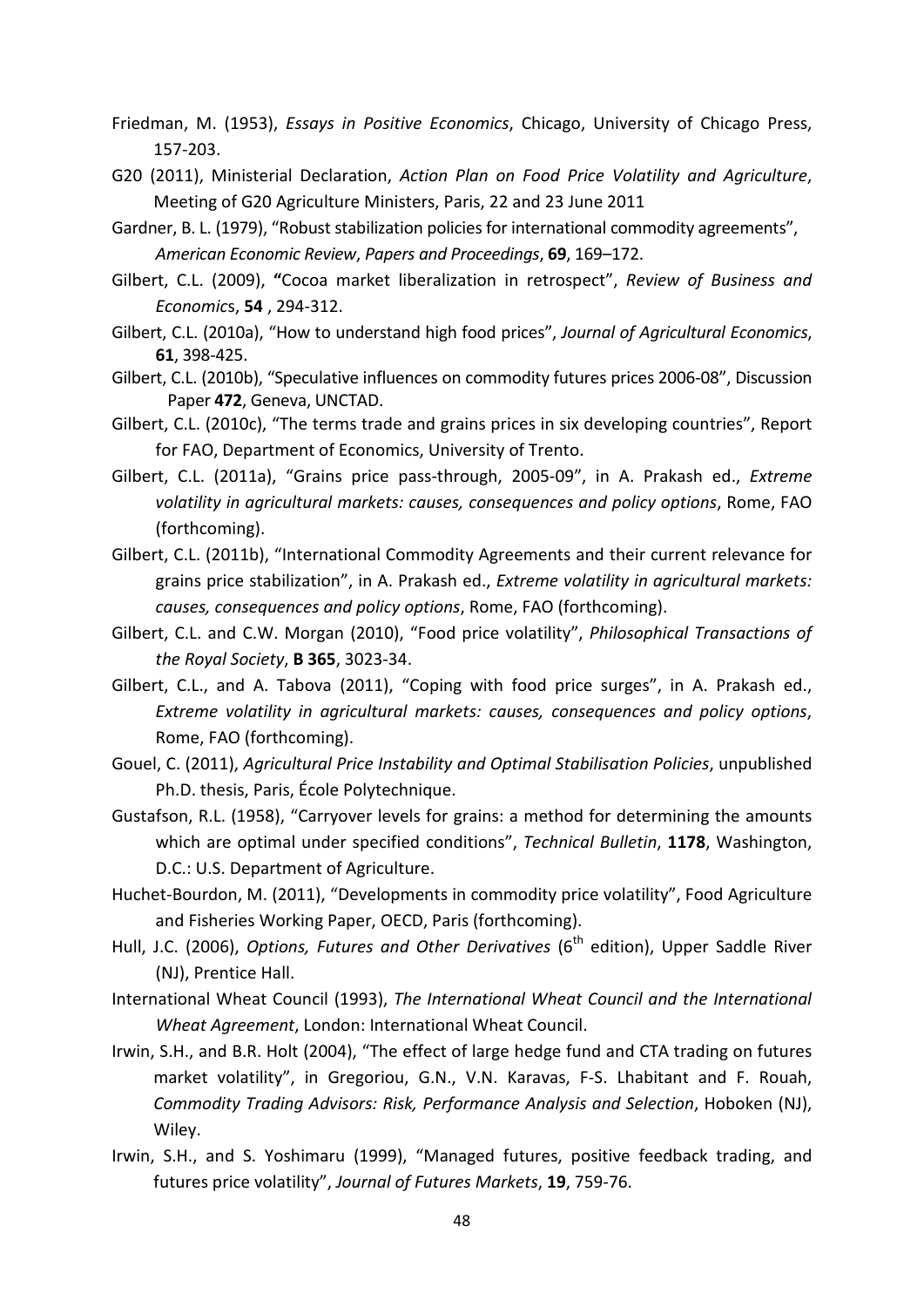Friedman, M. (1953), *Essays in Positive Economics*, Chicago, University of Chicago Press, 157-203.

G20 (2011), Ministerial Declaration, *Action Plan on Food Price Volatility and Agriculture*, Meeting of G20 Agriculture Ministers, Paris, 22 and 23 June 2011

Gardner, B. L. (1979), "Robust stabilization policies for international commodity agreements", *American Economic Review*, *Papers and Proceedings*, **69**, 169–172.

Gilbert, C.L. (2009), **"**Cocoa market liberalization in retrospect", *Review of Business and Economics*, **54** , 294-312.

Gilbert, C.L. (2010a), "How to understand high food prices", *Journal of Agricultural Economics*, **61**, 398-425.

Gilbert, C.L. (2010b), "Speculative influences on commodity futures prices 2006-08", Discussion Paper **472**, Geneva, UNCTAD.

Gilbert, C.L. (2010c), "The terms trade and grains prices in six developing countries", Report for FAO, Department of Economics, University of Trento.

Gilbert, C.L. (2011a), "Grains price pass-through, 2005-09", in A. Prakash ed., *Extreme volatility in agricultural markets: causes, consequences and policy options*, Rome, FAO (forthcoming).

Gilbert, C.L. (2011b), "International Commodity Agreements and their current relevance for grains price stabilization", in A. Prakash ed., *Extreme volatility in agricultural markets: causes, consequences and policy options*, Rome, FAO (forthcoming).

Gilbert, C.L. and C.W. Morgan (2010), "Food price volatility", *Philosophical Transactions of the Royal Society*, **B 365**, 3023-34.

Gilbert, C.L., and A. Tabova (2011), "Coping with food price surges", in A. Prakash ed., *Extreme volatility in agricultural markets: causes, consequences and policy options*, Rome, FAO (forthcoming).

Gouel, C. (2011), *Agricultural Price Instability and Optimal Stabilisation Policies*, unpublished Ph.D. thesis, Paris, École Polytechnique.

Gustafson, R.L. (1958), "Carryover levels for grains: a method for determining the amounts which are optimal under specified conditions", *Technical Bulletin*, **1178**, Washington, D.C.: U.S. Department of Agriculture.

Huchet-Bourdon, M. (2011), "Developments in commodity price volatility", Food Agriculture and Fisheries Working Paper, OECD, Paris (forthcoming).

Hull, J.C. (2006), *Options, Futures and Other Derivatives* (6th edition), Upper Saddle River (NJ), Prentice Hall.

International Wheat Council (1993), *The International Wheat Council and the International Wheat Agreement*, London: International Wheat Council.

Irwin, S.H., and B.R. Holt (2004), "The effect of large hedge fund and CTA trading on futures market volatility", in Gregoriou, G.N., V.N. Karavas, F-S. Lhabitant and F. Rouah, *Commodity Trading Advisors: Risk, Performance Analysis and Selection*, Hoboken (NJ), Wiley.

Irwin, S.H., and S. Yoshimaru (1999), "Managed futures, positive feedback trading, and futures price volatility", *Journal of Futures Markets*, **19**, 759-76.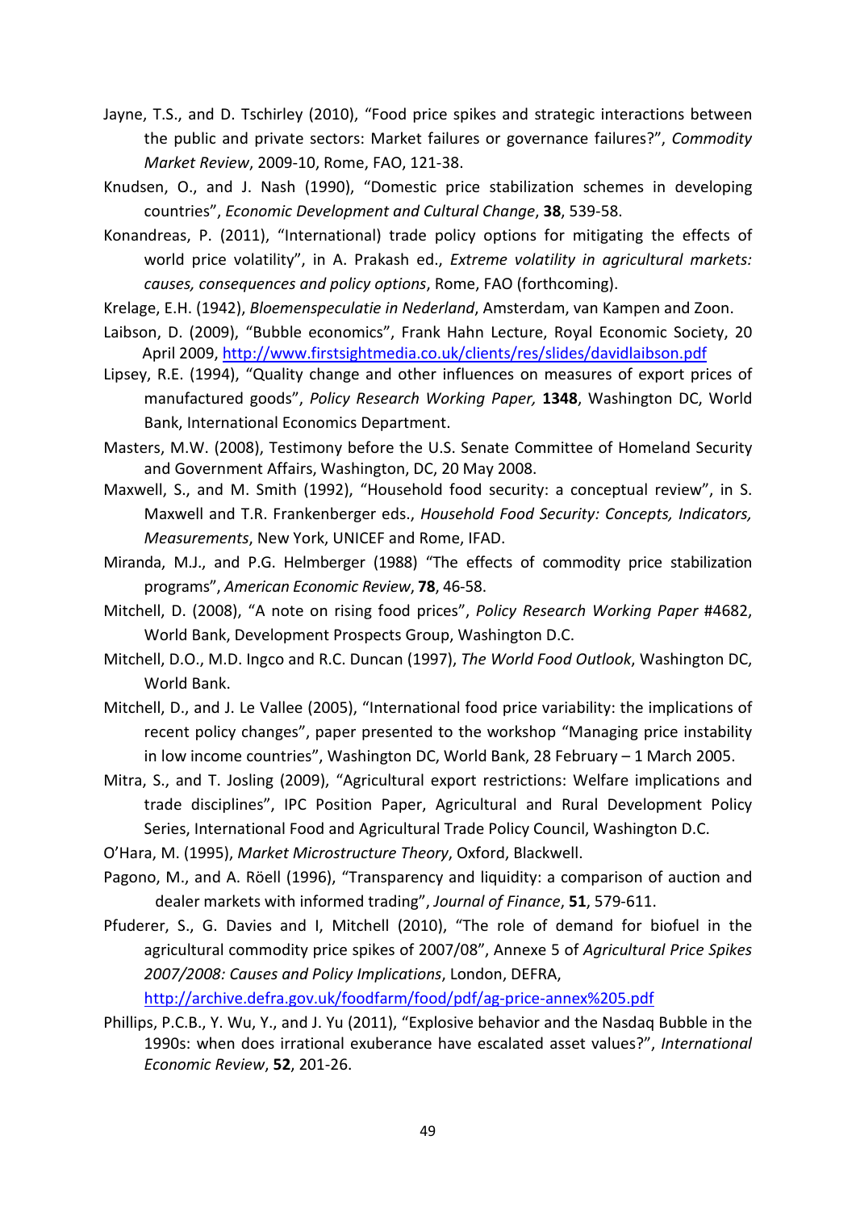Jayne, T.S., and D. Tschirley (2010), "Food price spikes and strategic interactions between the public and private sectors: Market failures or governance failures?", *Commodity Market Review*, 2009-10, Rome, FAO, 121-38.

Knudsen, O., and J. Nash (1990), "Domestic price stabilization schemes in developing countries", *Economic Development and Cultural Change*, **38**, 539-58.

Konandreas, P. (2011), "International) trade policy options for mitigating the effects of world price volatility", in A. Prakash ed., *Extreme volatility in agricultural markets: causes, consequences and policy options*, Rome, FAO (forthcoming).

Krelage, E.H. (1942), *Bloemenspeculatie in Nederland*, Amsterdam, van Kampen and Zoon.

Laibson, D. (2009), "Bubble economics", Frank Hahn Lecture, Royal Economic Society, 20 April 2009, http://www.firstsightmedia.co.uk/clients/res/slides/davidlaibson.pdf

Lipsey, R.E. (1994), "Quality change and other influences on measures of export prices of manufactured goods", *Policy Research Working Paper,* **1348**, Washington DC, World Bank, International Economics Department.

Masters, M.W. (2008), Testimony before the U.S. Senate Committee of Homeland Security and Government Affairs, Washington, DC, 20 May 2008.

Maxwell, S., and M. Smith (1992), "Household food security: a conceptual review", in S. Maxwell and T.R. Frankenberger eds., *Household Food Security: Concepts, Indicators, Measurements*, New York, UNICEF and Rome, IFAD.

Miranda, M.J., and P.G. Helmberger (1988) "The effects of commodity price stabilization programs", *American Economic Review*, **78**, 46-58.

Mitchell, D. (2008), "A note on rising food prices", *Policy Research Working Paper* #4682, World Bank, Development Prospects Group, Washington D.C.

Mitchell, D.O., M.D. Ingco and R.C. Duncan (1997), *The World Food Outlook*, Washington DC, World Bank.

Mitchell, D., and J. Le Vallee (2005), "International food price variability: the implications of recent policy changes", paper presented to the workshop "Managing price instability in low income countries", Washington DC, World Bank, 28 February – 1 March 2005.

Mitra, S., and T. Josling (2009), "Agricultural export restrictions: Welfare implications and trade disciplines", IPC Position Paper, Agricultural and Rural Development Policy Series, International Food and Agricultural Trade Policy Council, Washington D.C.

O'Hara, M. (1995), *Market Microstructure Theory*, Oxford, Blackwell.

Pagono, M., and A. Röell (1996), "Transparency and liquidity: a comparison of auction and dealer markets with informed trading", *Journal of Finance*, **51**, 579-611.

Pfuderer, S., G. Davies and I, Mitchell (2010), "The role of demand for biofuel in the agricultural commodity price spikes of 2007/08", Annexe 5 of *Agricultural Price Spikes 2007/2008: Causes and Policy Implications*, London, DEFRA, http://archive.defra.gov.uk/foodfarm/food/pdf/ag-price-annex%205.pdf

Phillips, P.C.B., Y. Wu, Y., and J. Yu (2011), "Explosive behavior and the Nasdaq Bubble in the 1990s: when does irrational exuberance have escalated asset values?", *International Economic Review*, **52**, 201-26.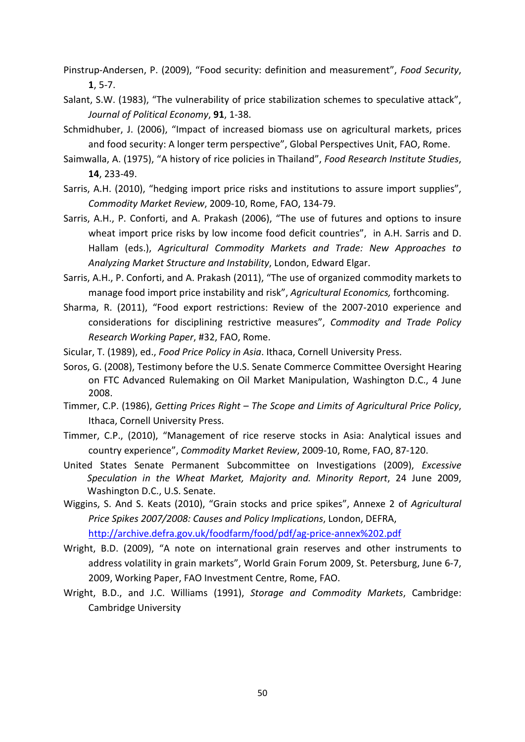Pinstrup-Andersen, P. (2009), "Food security: definition and measurement", *Food Security*, **1**, 5-7.

Salant, S.W. (1983), "The vulnerability of price stabilization schemes to speculative attack", *Journal of Political Economy*, **91**, 1-38.

Schmidhuber, J. (2006), "Impact of increased biomass use on agricultural markets, prices and food security: A longer term perspective", Global Perspectives Unit, FAO, Rome.

Saimwalla, A. (1975), "A history of rice policies in Thailand", *Food Research Institute Studies*, **14**, 233-49.

Sarris, A.H. (2010), "hedging import price risks and institutions to assure import supplies", *Commodity Market Review*, 2009-10, Rome, FAO, 134-79.

Sarris, A.H., P. Conforti, and A. Prakash (2006), "The use of futures and options to insure wheat import price risks by low income food deficit countries", in A.H. Sarris and D. Hallam (eds.), *Agricultural Commodity Markets and Trade: New Approaches to Analyzing Market Structure and Instability*, London, Edward Elgar.

Sarris, A.H., P. Conforti, and A. Prakash (2011), "The use of organized commodity markets to manage food import price instability and risk", *Agricultural Economics,* forthcoming.

Sharma, R. (2011), "Food export restrictions: Review of the 2007-2010 experience and considerations for disciplining restrictive measures", *Commodity and Trade Policy Research Working Paper*, #32, FAO, Rome.

Sicular, T. (1989), ed., *Food Price Policy in Asia*. Ithaca, Cornell University Press.

Soros, G. (2008), Testimony before the U.S. Senate Commerce Committee Oversight Hearing on FTC Advanced Rulemaking on Oil Market Manipulation, Washington D.C., 4 June 2008.

Timmer, C.P. (1986), *Getting Prices Right – The Scope and Limits of Agricultural Price Policy*, Ithaca, Cornell University Press.

Timmer, C.P., (2010), "Management of rice reserve stocks in Asia: Analytical issues and country experience", *Commodity Market Review*, 2009-10, Rome, FAO, 87-120.

United States Senate Permanent Subcommittee on Investigations (2009), *Excessive Speculation in the Wheat Market, Majority and. Minority Report*, 24 June 2009, Washington D.C., U.S. Senate.

Wiggins, S. And S. Keats (2010), "Grain stocks and price spikes", Annexe 2 of *Agricultural Price Spikes 2007/2008: Causes and Policy Implications*, London, DEFRA, http://archive.defra.gov.uk/foodfarm/food/pdf/ag-price-annex%202.pdf

Wright, B.D. (2009), "A note on international grain reserves and other instruments to address volatility in grain markets", World Grain Forum 2009, St. Petersburg, June 6-7, 2009, Working Paper, FAO Investment Centre, Rome, FAO.

Wright, B.D., and J.C. Williams (1991), *Storage and Commodity Markets*, Cambridge: Cambridge University